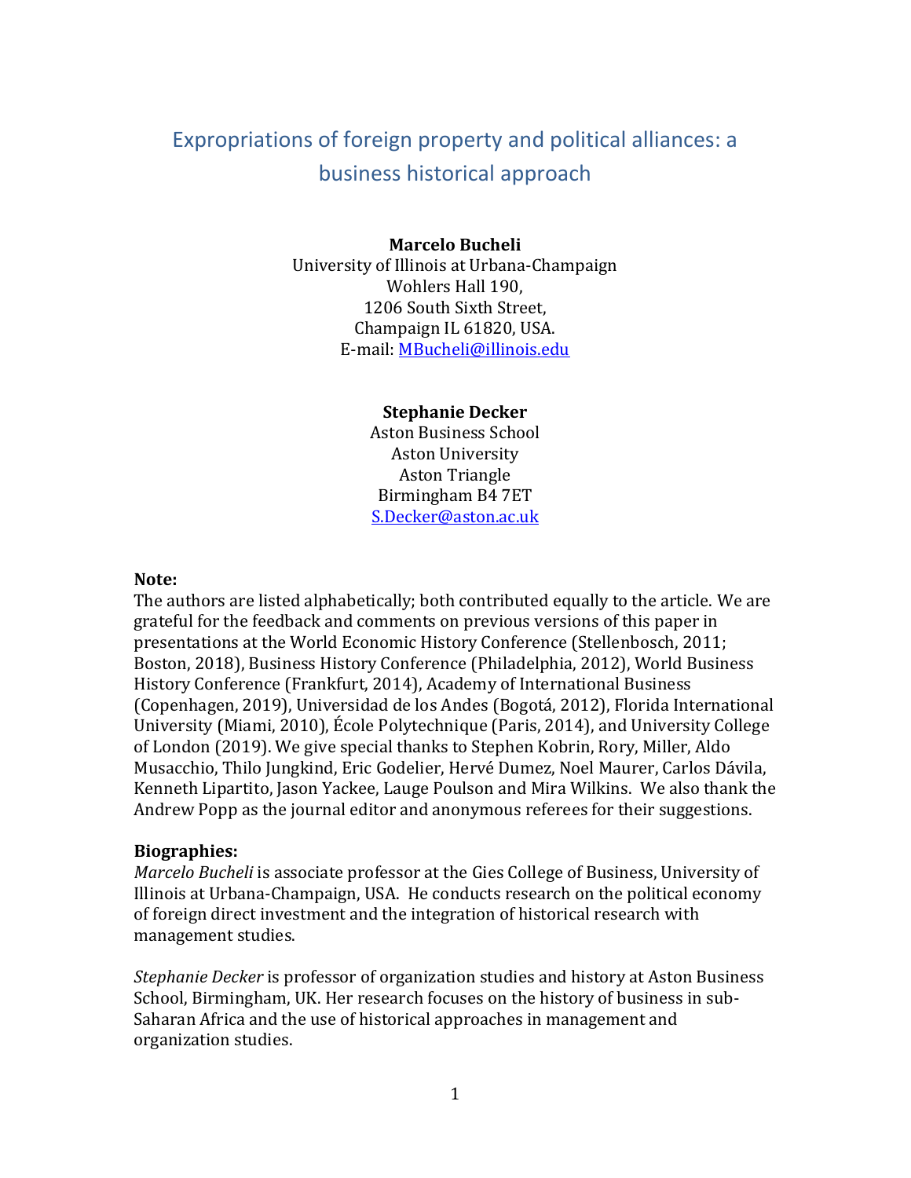# Expropriations of foreign property and political alliances: a business historical approach

**Marcelo Bucheli**
University of Illinois at Urbana-Champaign
Wohlers Hall 190,
1206 South Sixth Street,
Champaign IL 61820, USA.
E-mail: MBucheli@illinois.edu

**Stephanie Decker**
Aston Business School
Aston University
Aston Triangle
Birmingham B4 7ET
S.Decker@aston.ac.uk

**Note:**
The authors are listed alphabetically; both contributed equally to the article. We are grateful for the feedback and comments on previous versions of this paper in presentations at the World Economic History Conference (Stellenbosch, 2011; Boston, 2018), Business History Conference (Philadelphia, 2012), World Business History Conference (Frankfurt, 2014), Academy of International Business (Copenhagen, 2019), Universidad de los Andes (Bogotá, 2012), Florida International University (Miami, 2010), École Polytechnique (Paris, 2014), and University College of London (2019). We give special thanks to Stephen Kobrin, Rory, Miller, Aldo Musacchio, Thilo Jungkind, Eric Godelier, Hervé Dumez, Noel Maurer, Carlos Dávila, Kenneth Lipartito, Jason Yackee, Lauge Poulson and Mira Wilkins. We also thank the Andrew Popp as the journal editor and anonymous referees for their suggestions.

**Biographies:**
*Marcelo Bucheli* is associate professor at the Gies College of Business, University of Illinois at Urbana-Champaign, USA. He conducts research on the political economy of foreign direct investment and the integration of historical research with management studies.

*Stephanie Decker* is professor of organization studies and history at Aston Business School, Birmingham, UK. Her research focuses on the history of business in sub-Saharan Africa and the use of historical approaches in management and organization studies.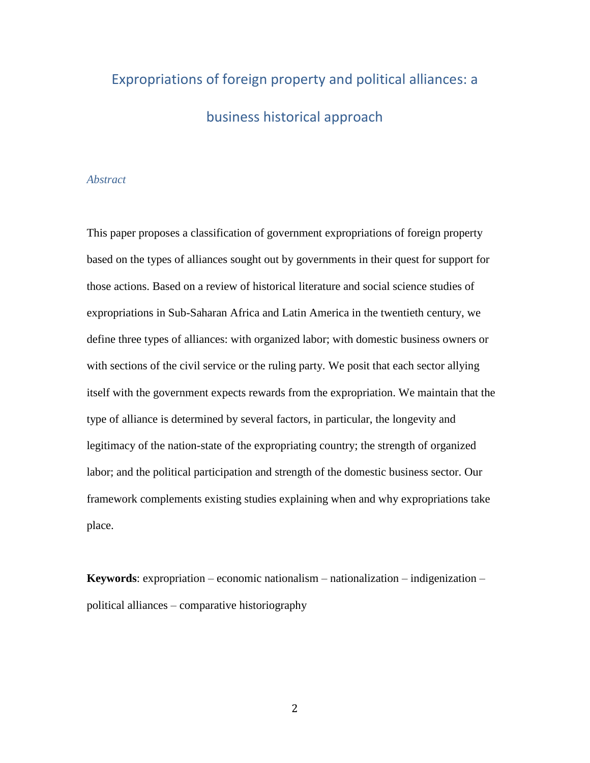# Expropriations of foreign property and political alliances: a business historical approach

*Abstract*

This paper proposes a classification of government expropriations of foreign property based on the types of alliances sought out by governments in their quest for support for those actions. Based on a review of historical literature and social science studies of expropriations in Sub-Saharan Africa and Latin America in the twentieth century, we define three types of alliances: with organized labor; with domestic business owners or with sections of the civil service or the ruling party. We posit that each sector allying itself with the government expects rewards from the expropriation. We maintain that the type of alliance is determined by several factors, in particular, the longevity and legitimacy of the nation-state of the expropriating country; the strength of organized labor; and the political participation and strength of the domestic business sector. Our framework complements existing studies explaining when and why expropriations take place.

**Keywords**: expropriation – economic nationalism – nationalization – indigenization – political alliances – comparative historiography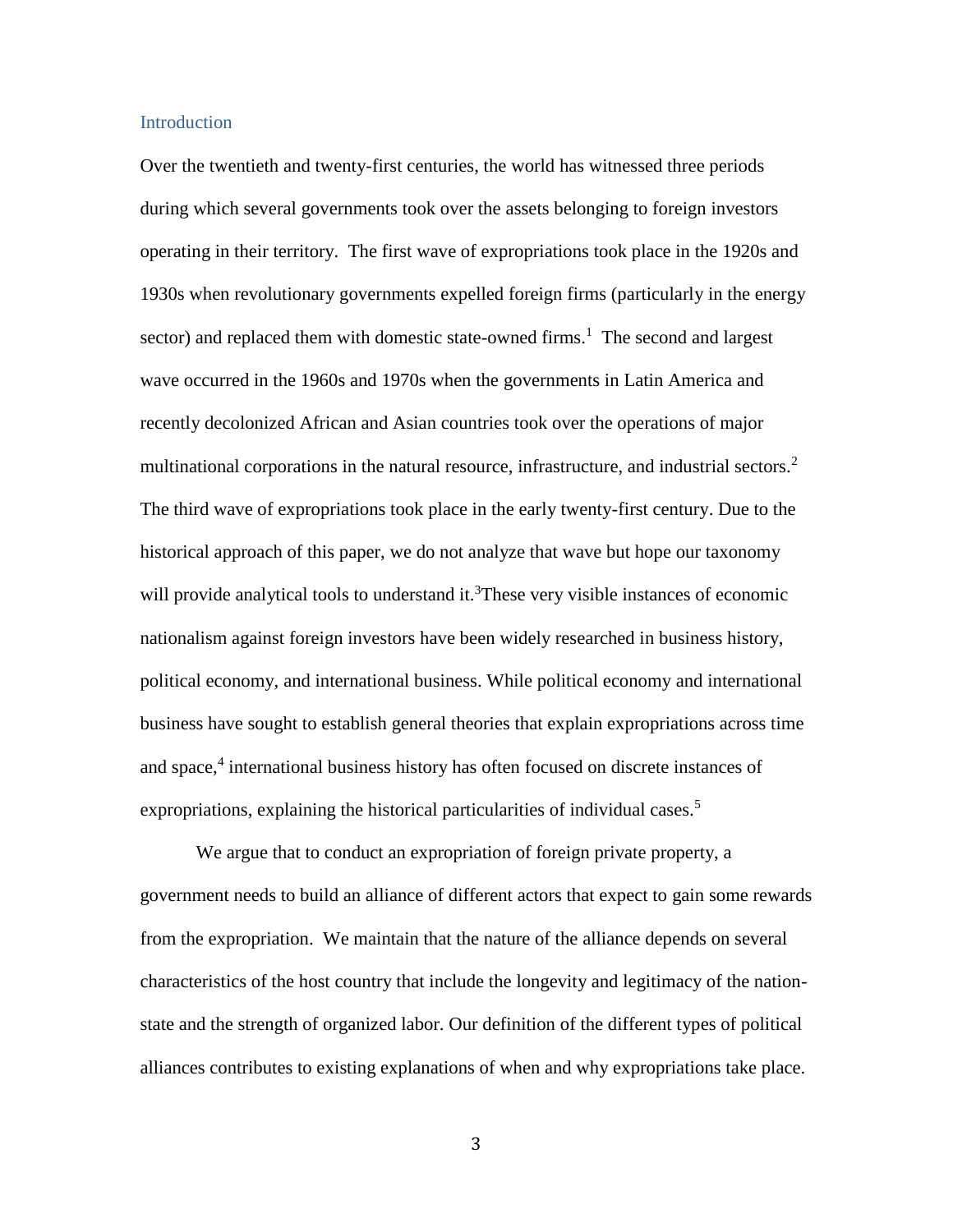## Introduction

Over the twentieth and twenty-first centuries, the world has witnessed three periods during which several governments took over the assets belonging to foreign investors operating in their territory. The first wave of expropriations took place in the 1920s and 1930s when revolutionary governments expelled foreign firms (particularly in the energy sector) and replaced them with domestic state-owned firms.[1] The second and largest wave occurred in the 1960s and 1970s when the governments in Latin America and recently decolonized African and Asian countries took over the operations of major multinational corporations in the natural resource, infrastructure, and industrial sectors.[2] The third wave of expropriations took place in the early twenty-first century. Due to the historical approach of this paper, we do not analyze that wave but hope our taxonomy will provide analytical tools to understand it.[3]These very visible instances of economic nationalism against foreign investors have been widely researched in business history, political economy, and international business. While political economy and international business have sought to establish general theories that explain expropriations across time and space,[4] international business history has often focused on discrete instances of expropriations, explaining the historical particularities of individual cases.[5]

We argue that to conduct an expropriation of foreign private property, a government needs to build an alliance of different actors that expect to gain some rewards from the expropriation. We maintain that the nature of the alliance depends on several characteristics of the host country that include the longevity and legitimacy of the nation-state and the strength of organized labor. Our definition of the different types of political alliances contributes to existing explanations of when and why expropriations take place.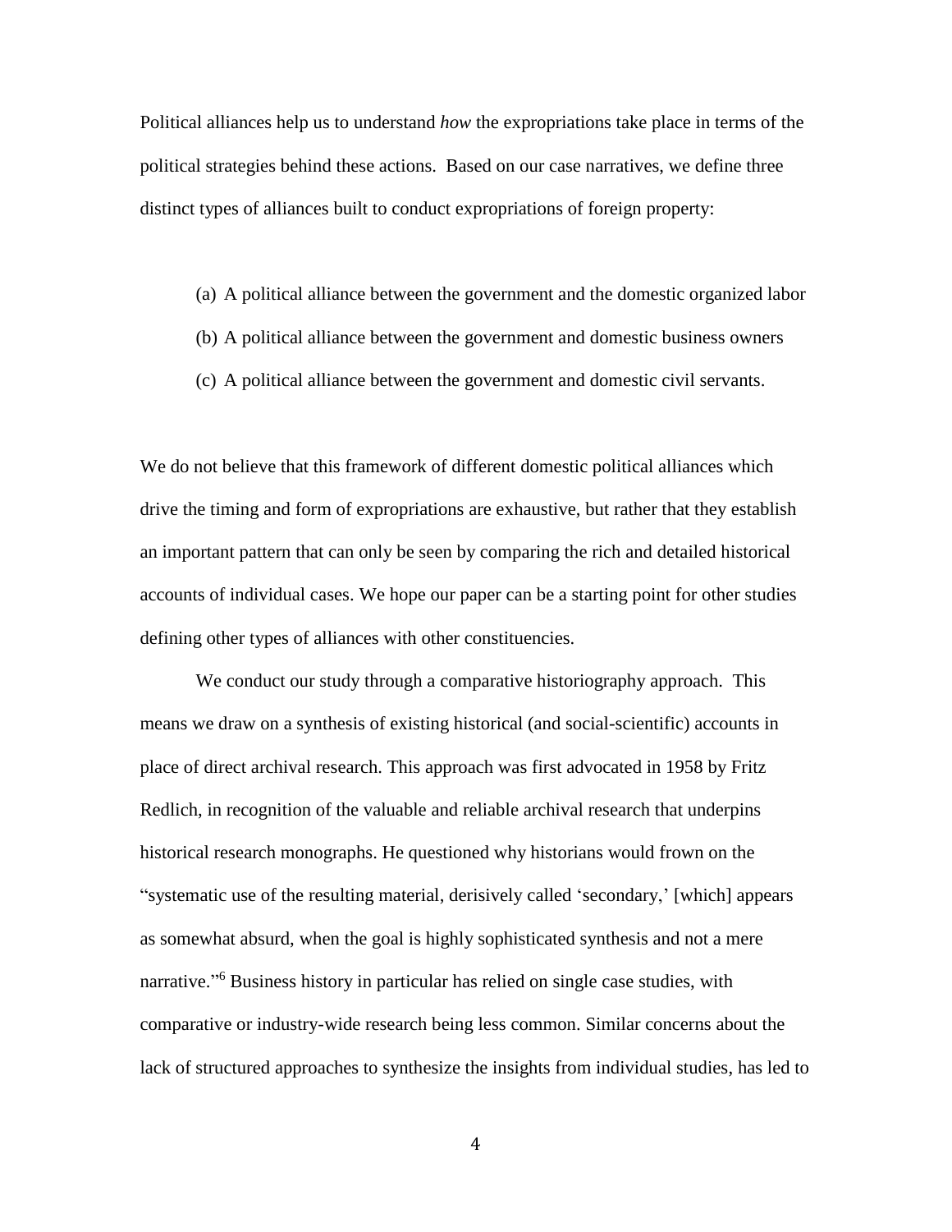Political alliances help us to understand *how* the expropriations take place in terms of the political strategies behind these actions. Based on our case narratives, we define three distinct types of alliances built to conduct expropriations of foreign property:

(a) A political alliance between the government and the domestic organized labor

(b) A political alliance between the government and domestic business owners

(c) A political alliance between the government and domestic civil servants.

We do not believe that this framework of different domestic political alliances which drive the timing and form of expropriations are exhaustive, but rather that they establish an important pattern that can only be seen by comparing the rich and detailed historical accounts of individual cases. We hope our paper can be a starting point for other studies defining other types of alliances with other constituencies.

We conduct our study through a comparative historiography approach. This means we draw on a synthesis of existing historical (and social-scientific) accounts in place of direct archival research. This approach was first advocated in 1958 by Fritz Redlich, in recognition of the valuable and reliable archival research that underpins historical research monographs. He questioned why historians would frown on the "systematic use of the resulting material, derisively called 'secondary,' [which] appears as somewhat absurd, when the goal is highly sophisticated synthesis and not a mere narrative."[6] Business history in particular has relied on single case studies, with comparative or industry-wide research being less common. Similar concerns about the lack of structured approaches to synthesize the insights from individual studies, has led to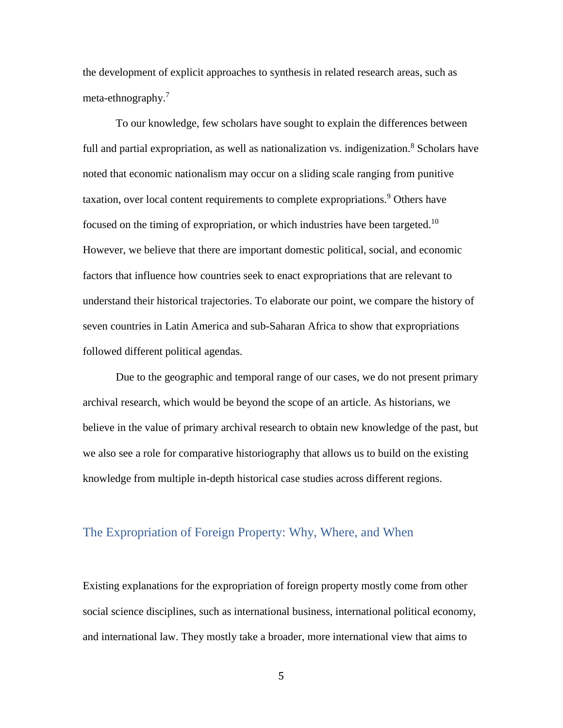the development of explicit approaches to synthesis in related research areas, such as meta-ethnography.[7]

To our knowledge, few scholars have sought to explain the differences between full and partial expropriation, as well as nationalization vs. indigenization.[8] Scholars have noted that economic nationalism may occur on a sliding scale ranging from punitive taxation, over local content requirements to complete expropriations.[9] Others have focused on the timing of expropriation, or which industries have been targeted.[10] However, we believe that there are important domestic political, social, and economic factors that influence how countries seek to enact expropriations that are relevant to understand their historical trajectories. To elaborate our point, we compare the history of seven countries in Latin America and sub-Saharan Africa to show that expropriations followed different political agendas.

Due to the geographic and temporal range of our cases, we do not present primary archival research, which would be beyond the scope of an article. As historians, we believe in the value of primary archival research to obtain new knowledge of the past, but we also see a role for comparative historiography that allows us to build on the existing knowledge from multiple in-depth historical case studies across different regions.

## The Expropriation of Foreign Property: Why, Where, and When

Existing explanations for the expropriation of foreign property mostly come from other social science disciplines, such as international business, international political economy, and international law. They mostly take a broader, more international view that aims to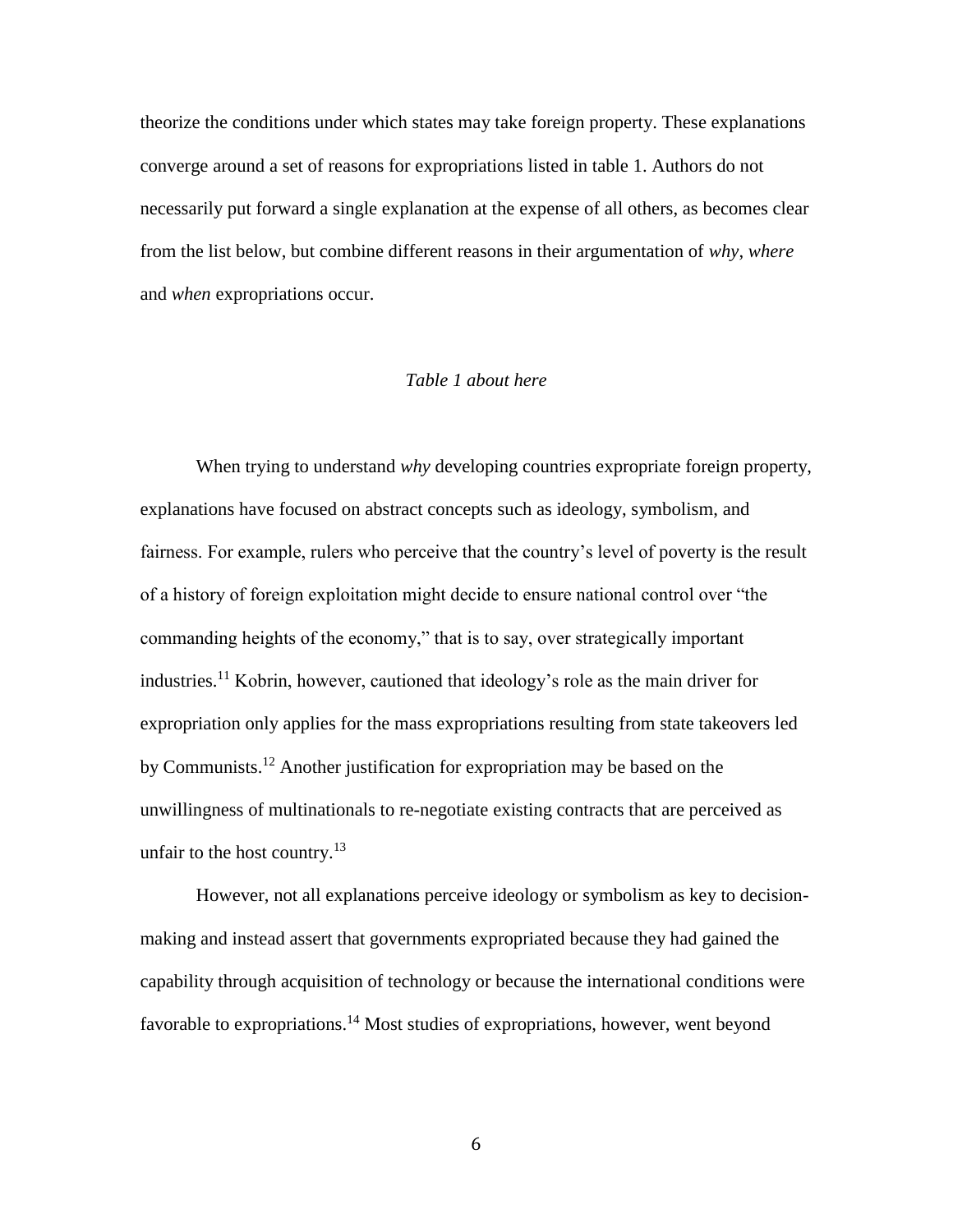theorize the conditions under which states may take foreign property. These explanations converge around a set of reasons for expropriations listed in table 1. Authors do not necessarily put forward a single explanation at the expense of all others, as becomes clear from the list below, but combine different reasons in their argumentation of *why*, *where* and *when* expropriations occur.

*Table 1 about here*

When trying to understand *why* developing countries expropriate foreign property, explanations have focused on abstract concepts such as ideology, symbolism, and fairness. For example, rulers who perceive that the country's level of poverty is the result of a history of foreign exploitation might decide to ensure national control over "the commanding heights of the economy," that is to say, over strategically important industries.[11] Kobrin, however, cautioned that ideology's role as the main driver for expropriation only applies for the mass expropriations resulting from state takeovers led by Communists.[12] Another justification for expropriation may be based on the unwillingness of multinationals to re-negotiate existing contracts that are perceived as unfair to the host country.[13]

However, not all explanations perceive ideology or symbolism as key to decision-making and instead assert that governments expropriated because they had gained the capability through acquisition of technology or because the international conditions were favorable to expropriations.[14] Most studies of expropriations, however, went beyond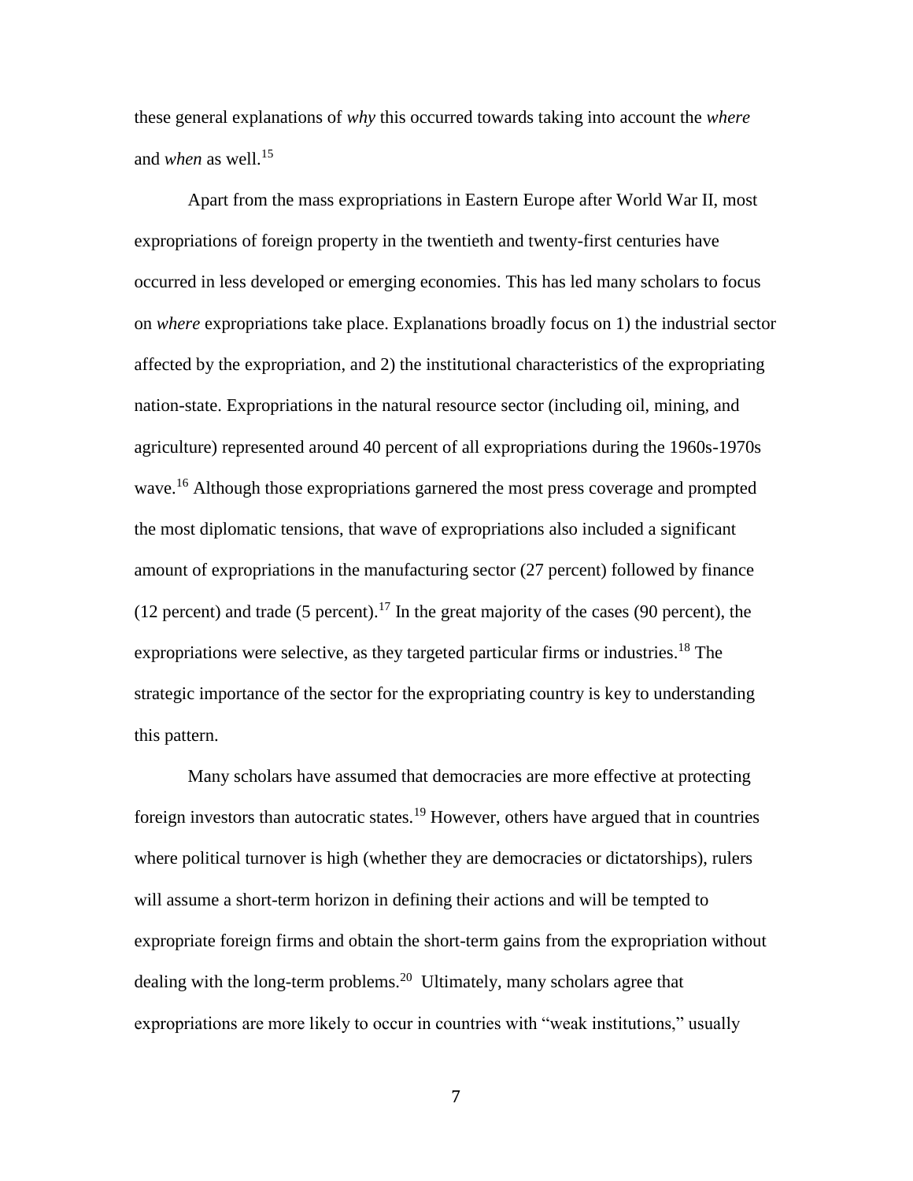these general explanations of *why* this occurred towards taking into account the *where* and *when* as well.[15]

Apart from the mass expropriations in Eastern Europe after World War II, most expropriations of foreign property in the twentieth and twenty-first centuries have occurred in less developed or emerging economies. This has led many scholars to focus on *where* expropriations take place. Explanations broadly focus on 1) the industrial sector affected by the expropriation, and 2) the institutional characteristics of the expropriating nation-state. Expropriations in the natural resource sector (including oil, mining, and agriculture) represented around 40 percent of all expropriations during the 1960s-1970s wave.[16] Although those expropriations garnered the most press coverage and prompted the most diplomatic tensions, that wave of expropriations also included a significant amount of expropriations in the manufacturing sector (27 percent) followed by finance (12 percent) and trade (5 percent).[17] In the great majority of the cases (90 percent), the expropriations were selective, as they targeted particular firms or industries.[18] The strategic importance of the sector for the expropriating country is key to understanding this pattern.

Many scholars have assumed that democracies are more effective at protecting foreign investors than autocratic states.[19] However, others have argued that in countries where political turnover is high (whether they are democracies or dictatorships), rulers will assume a short-term horizon in defining their actions and will be tempted to expropriate foreign firms and obtain the short-term gains from the expropriation without dealing with the long-term problems.[20] Ultimately, many scholars agree that expropriations are more likely to occur in countries with "weak institutions," usually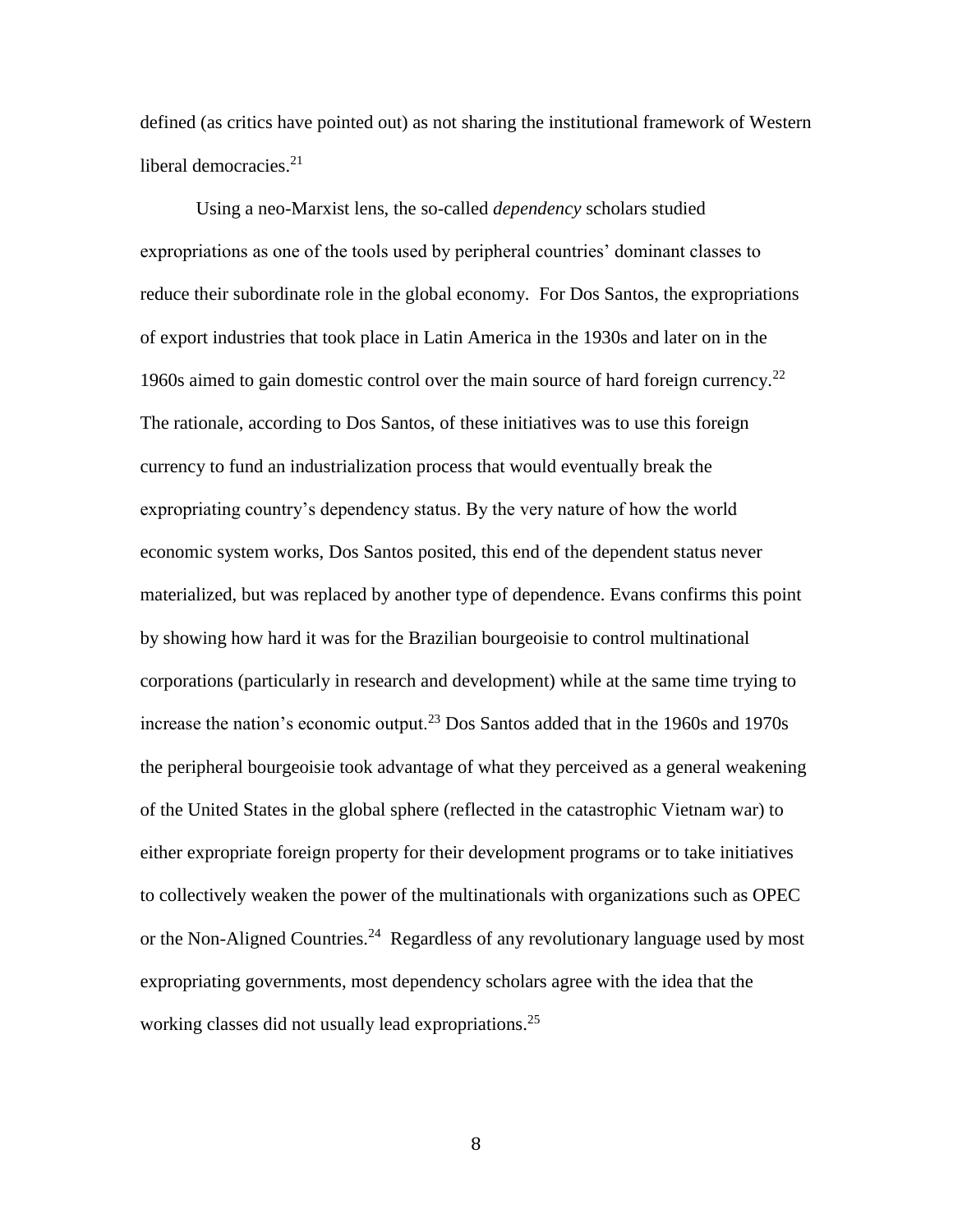defined (as critics have pointed out) as not sharing the institutional framework of Western liberal democracies.[21]

Using a neo-Marxist lens, the so-called *dependency* scholars studied expropriations as one of the tools used by peripheral countries' dominant classes to reduce their subordinate role in the global economy. For Dos Santos, the expropriations of export industries that took place in Latin America in the 1930s and later on in the 1960s aimed to gain domestic control over the main source of hard foreign currency.[22] The rationale, according to Dos Santos, of these initiatives was to use this foreign currency to fund an industrialization process that would eventually break the expropriating country's dependency status. By the very nature of how the world economic system works, Dos Santos posited, this end of the dependent status never materialized, but was replaced by another type of dependence. Evans confirms this point by showing how hard it was for the Brazilian bourgeoisie to control multinational corporations (particularly in research and development) while at the same time trying to increase the nation's economic output.[23] Dos Santos added that in the 1960s and 1970s the peripheral bourgeoisie took advantage of what they perceived as a general weakening of the United States in the global sphere (reflected in the catastrophic Vietnam war) to either expropriate foreign property for their development programs or to take initiatives to collectively weaken the power of the multinationals with organizations such as OPEC or the Non-Aligned Countries.[24] Regardless of any revolutionary language used by most expropriating governments, most dependency scholars agree with the idea that the working classes did not usually lead expropriations.[25]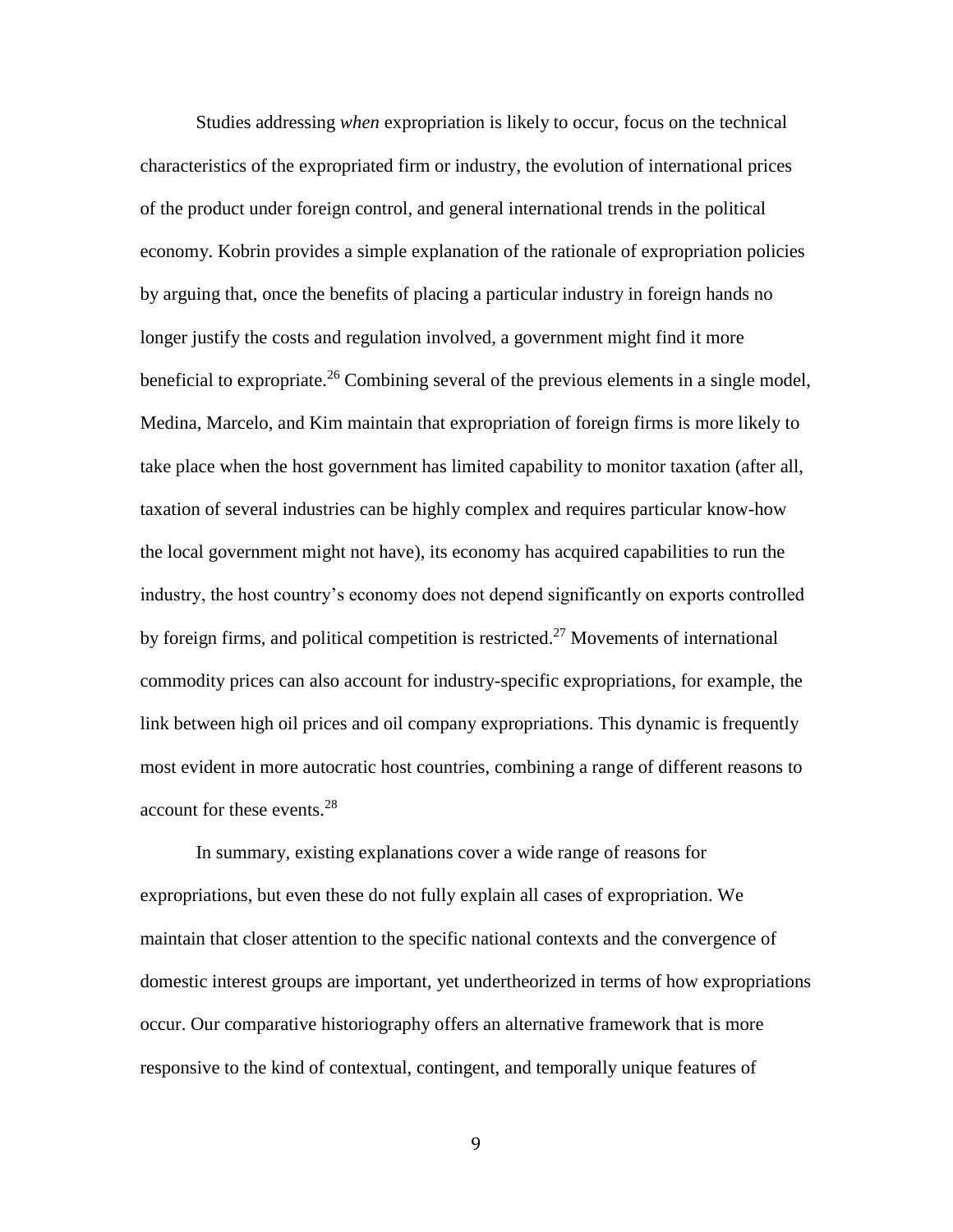Studies addressing *when* expropriation is likely to occur, focus on the technical characteristics of the expropriated firm or industry, the evolution of international prices of the product under foreign control, and general international trends in the political economy. Kobrin provides a simple explanation of the rationale of expropriation policies by arguing that, once the benefits of placing a particular industry in foreign hands no longer justify the costs and regulation involved, a government might find it more beneficial to expropriate.[26] Combining several of the previous elements in a single model, Medina, Marcelo, and Kim maintain that expropriation of foreign firms is more likely to take place when the host government has limited capability to monitor taxation (after all, taxation of several industries can be highly complex and requires particular know-how the local government might not have), its economy has acquired capabilities to run the industry, the host country's economy does not depend significantly on exports controlled by foreign firms, and political competition is restricted.[27] Movements of international commodity prices can also account for industry-specific expropriations, for example, the link between high oil prices and oil company expropriations. This dynamic is frequently most evident in more autocratic host countries, combining a range of different reasons to account for these events.[28]

In summary, existing explanations cover a wide range of reasons for expropriations, but even these do not fully explain all cases of expropriation. We maintain that closer attention to the specific national contexts and the convergence of domestic interest groups are important, yet undertheorized in terms of how expropriations occur. Our comparative historiography offers an alternative framework that is more responsive to the kind of contextual, contingent, and temporally unique features of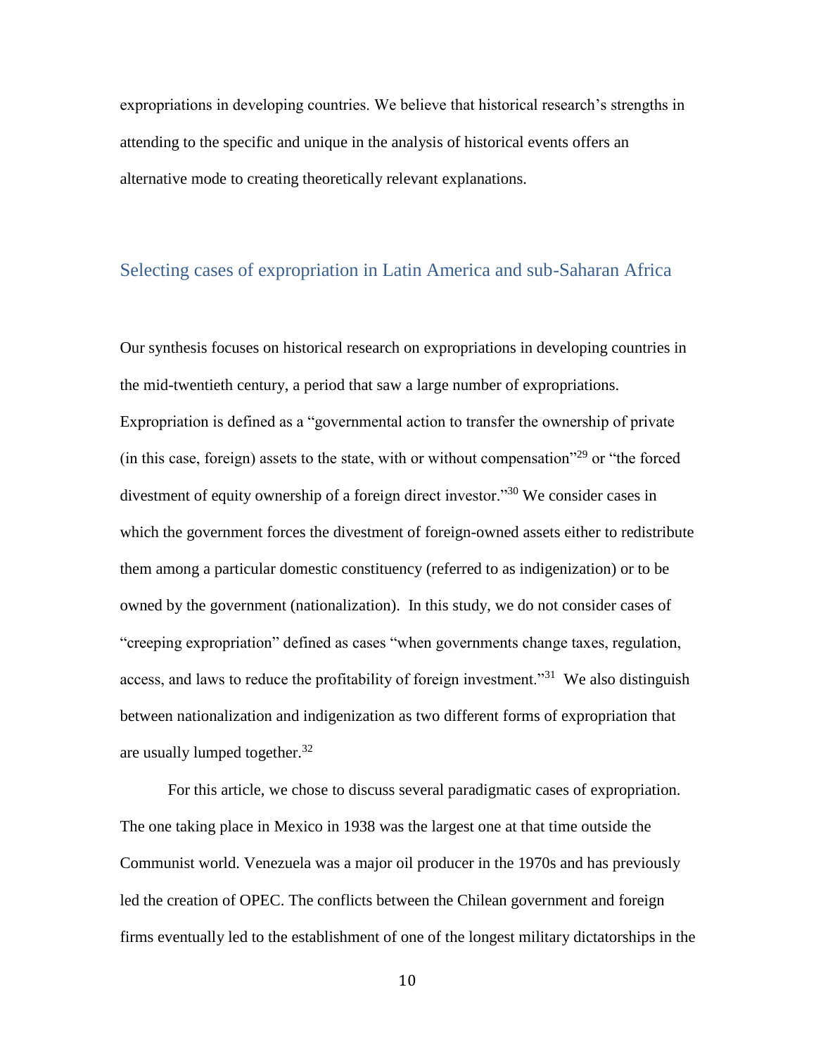expropriations in developing countries. We believe that historical research's strengths in attending to the specific and unique in the analysis of historical events offers an alternative mode to creating theoretically relevant explanations.

## Selecting cases of expropriation in Latin America and sub-Saharan Africa

Our synthesis focuses on historical research on expropriations in developing countries in the mid-twentieth century, a period that saw a large number of expropriations. Expropriation is defined as a "governmental action to transfer the ownership of private (in this case, foreign) assets to the state, with or without compensation"[29] or "the forced divestment of equity ownership of a foreign direct investor."[30] We consider cases in which the government forces the divestment of foreign-owned assets either to redistribute them among a particular domestic constituency (referred to as indigenization) or to be owned by the government (nationalization). In this study, we do not consider cases of "creeping expropriation" defined as cases "when governments change taxes, regulation, access, and laws to reduce the profitability of foreign investment."[31] We also distinguish between nationalization and indigenization as two different forms of expropriation that are usually lumped together.[32]

For this article, we chose to discuss several paradigmatic cases of expropriation. The one taking place in Mexico in 1938 was the largest one at that time outside the Communist world. Venezuela was a major oil producer in the 1970s and has previously led the creation of OPEC. The conflicts between the Chilean government and foreign firms eventually led to the establishment of one of the longest military dictatorships in the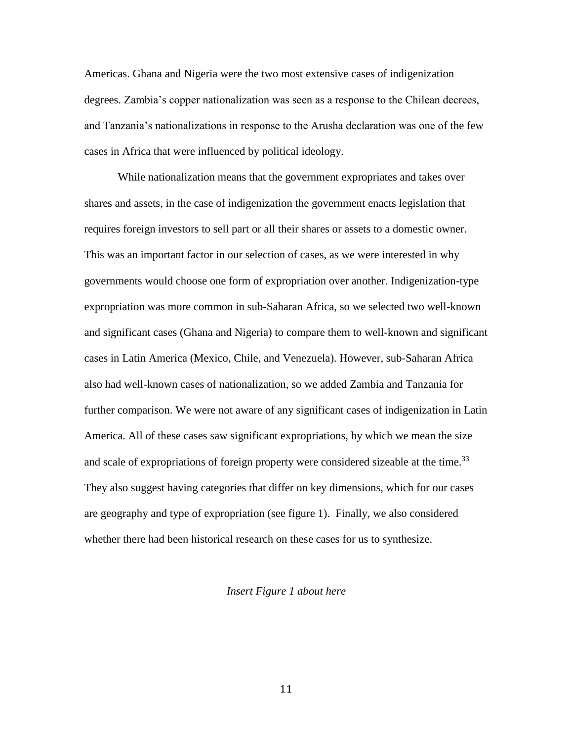Americas. Ghana and Nigeria were the two most extensive cases of indigenization degrees. Zambia's copper nationalization was seen as a response to the Chilean decrees, and Tanzania's nationalizations in response to the Arusha declaration was one of the few cases in Africa that were influenced by political ideology.

While nationalization means that the government expropriates and takes over shares and assets, in the case of indigenization the government enacts legislation that requires foreign investors to sell part or all their shares or assets to a domestic owner. This was an important factor in our selection of cases, as we were interested in why governments would choose one form of expropriation over another. Indigenization-type expropriation was more common in sub-Saharan Africa, so we selected two well-known and significant cases (Ghana and Nigeria) to compare them to well-known and significant cases in Latin America (Mexico, Chile, and Venezuela). However, sub-Saharan Africa also had well-known cases of nationalization, so we added Zambia and Tanzania for further comparison. We were not aware of any significant cases of indigenization in Latin America. All of these cases saw significant expropriations, by which we mean the size and scale of expropriations of foreign property were considered sizeable at the time.[33] They also suggest having categories that differ on key dimensions, which for our cases are geography and type of expropriation (see figure 1). Finally, we also considered whether there had been historical research on these cases for us to synthesize.

*Insert Figure 1 about here*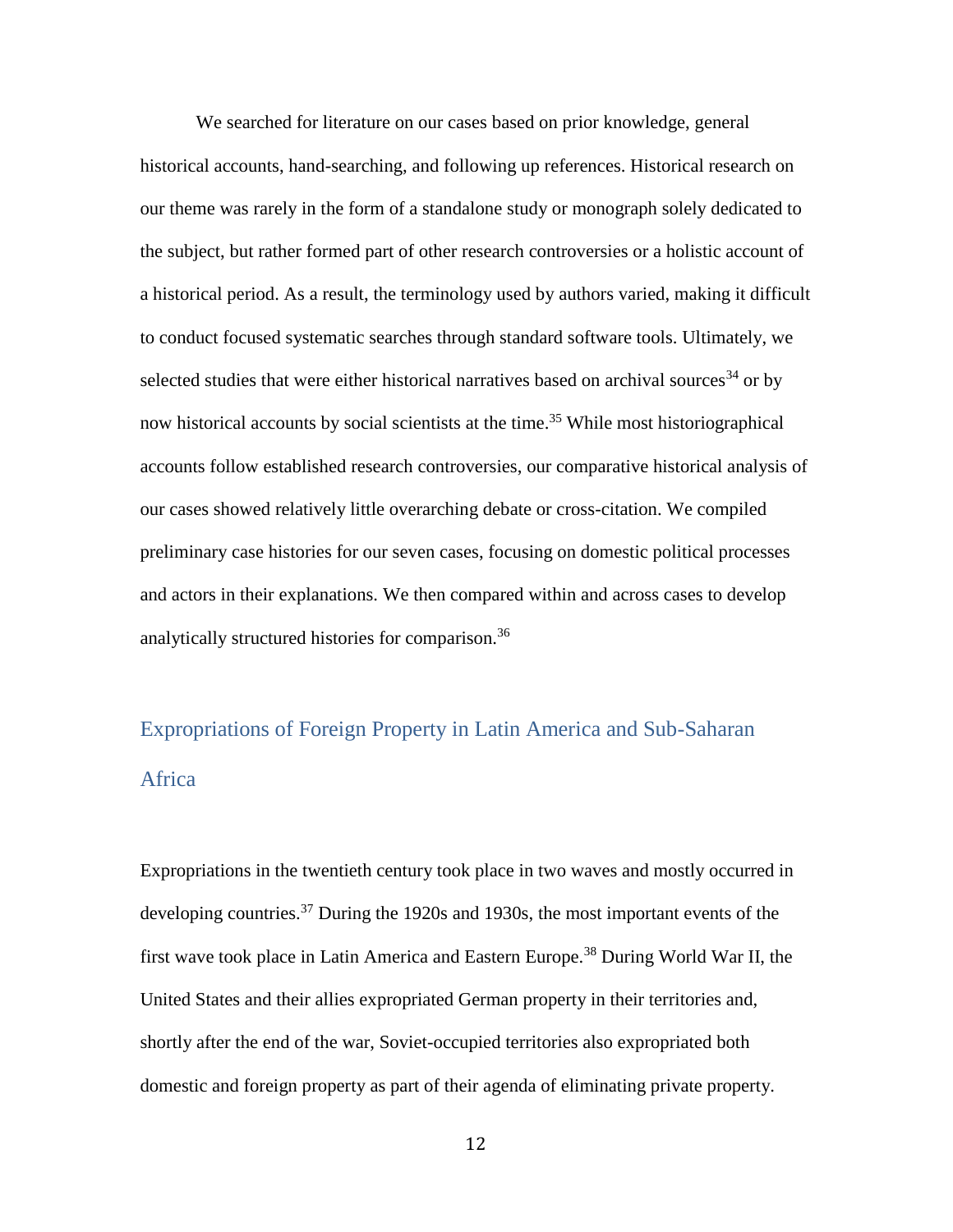We searched for literature on our cases based on prior knowledge, general historical accounts, hand-searching, and following up references. Historical research on our theme was rarely in the form of a standalone study or monograph solely dedicated to the subject, but rather formed part of other research controversies or a holistic account of a historical period. As a result, the terminology used by authors varied, making it difficult to conduct focused systematic searches through standard software tools. Ultimately, we selected studies that were either historical narratives based on archival sources[34] or by now historical accounts by social scientists at the time.[35] While most historiographical accounts follow established research controversies, our comparative historical analysis of our cases showed relatively little overarching debate or cross-citation. We compiled preliminary case histories for our seven cases, focusing on domestic political processes and actors in their explanations. We then compared within and across cases to develop analytically structured histories for comparison.[36]

## Expropriations of Foreign Property in Latin America and Sub-Saharan Africa

Expropriations in the twentieth century took place in two waves and mostly occurred in developing countries.[37] During the 1920s and 1930s, the most important events of the first wave took place in Latin America and Eastern Europe.[38] During World War II, the United States and their allies expropriated German property in their territories and, shortly after the end of the war, Soviet-occupied territories also expropriated both domestic and foreign property as part of their agenda of eliminating private property.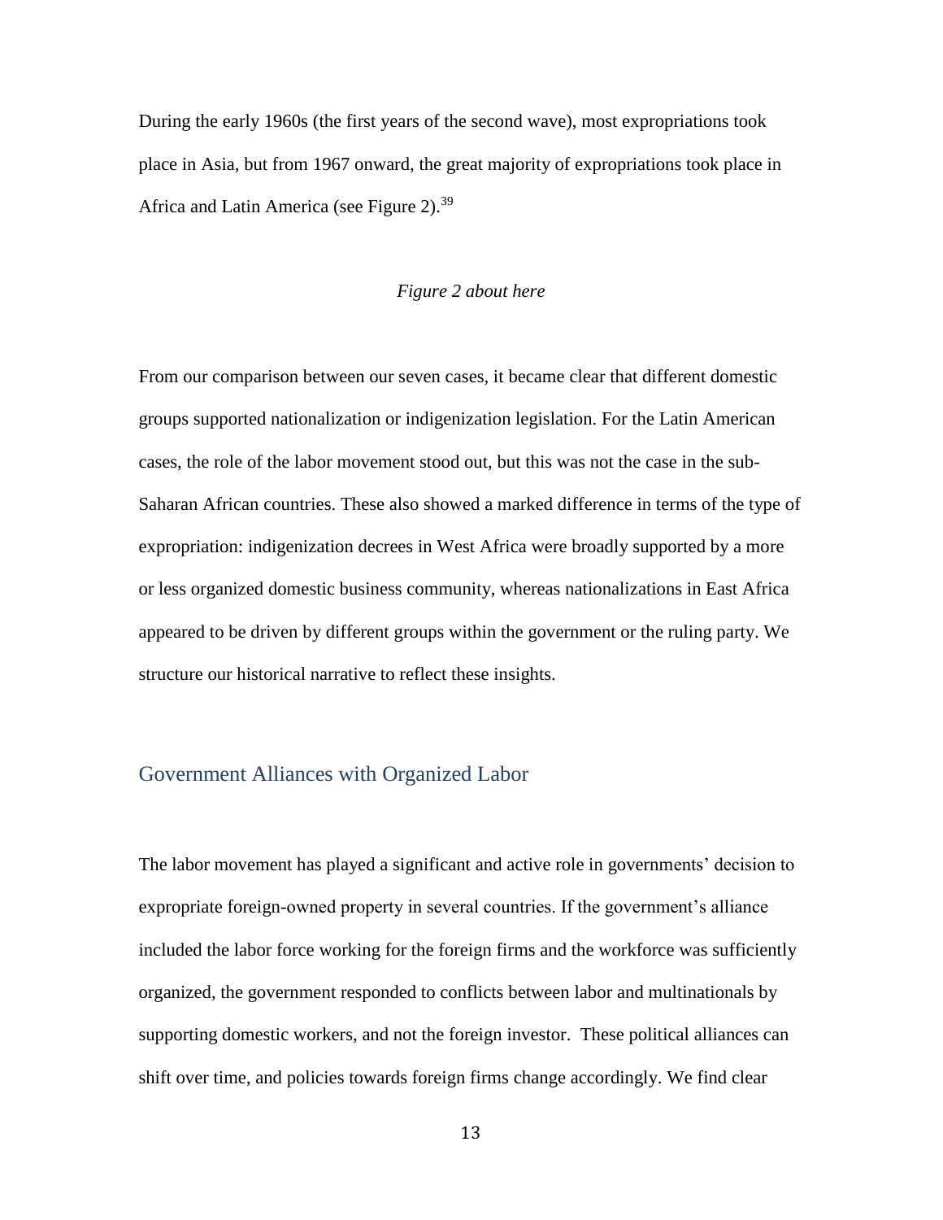During the early 1960s (the first years of the second wave), most expropriations took place in Asia, but from 1967 onward, the great majority of expropriations took place in Africa and Latin America (see Figure 2).[39]

*Figure 2 about here*

From our comparison between our seven cases, it became clear that different domestic groups supported nationalization or indigenization legislation. For the Latin American cases, the role of the labor movement stood out, but this was not the case in the sub-Saharan African countries. These also showed a marked difference in terms of the type of expropriation: indigenization decrees in West Africa were broadly supported by a more or less organized domestic business community, whereas nationalizations in East Africa appeared to be driven by different groups within the government or the ruling party. We structure our historical narrative to reflect these insights.

## Government Alliances with Organized Labor

The labor movement has played a significant and active role in governments' decision to expropriate foreign-owned property in several countries. If the government's alliance included the labor force working for the foreign firms and the workforce was sufficiently organized, the government responded to conflicts between labor and multinationals by supporting domestic workers, and not the foreign investor. These political alliances can shift over time, and policies towards foreign firms change accordingly. We find clear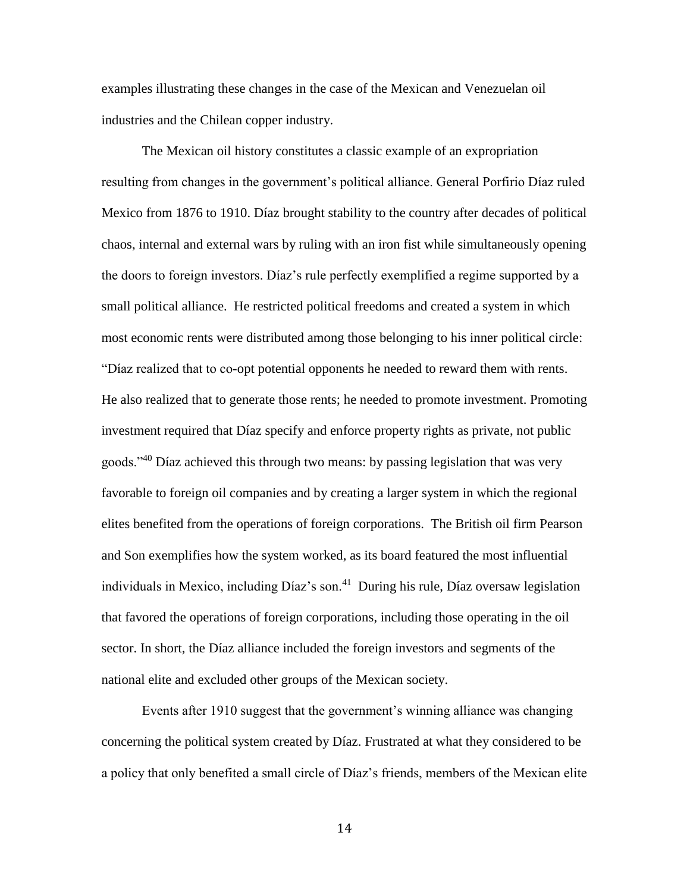examples illustrating these changes in the case of the Mexican and Venezuelan oil industries and the Chilean copper industry.

The Mexican oil history constitutes a classic example of an expropriation resulting from changes in the government's political alliance. General Porfirio Díaz ruled Mexico from 1876 to 1910. Díaz brought stability to the country after decades of political chaos, internal and external wars by ruling with an iron fist while simultaneously opening the doors to foreign investors. Díaz's rule perfectly exemplified a regime supported by a small political alliance. He restricted political freedoms and created a system in which most economic rents were distributed among those belonging to his inner political circle: "Díaz realized that to co-opt potential opponents he needed to reward them with rents. He also realized that to generate those rents; he needed to promote investment. Promoting investment required that Díaz specify and enforce property rights as private, not public goods."[40] Díaz achieved this through two means: by passing legislation that was very favorable to foreign oil companies and by creating a larger system in which the regional elites benefited from the operations of foreign corporations. The British oil firm Pearson and Son exemplifies how the system worked, as its board featured the most influential individuals in Mexico, including Díaz's son.[41] During his rule, Díaz oversaw legislation that favored the operations of foreign corporations, including those operating in the oil sector. In short, the Díaz alliance included the foreign investors and segments of the national elite and excluded other groups of the Mexican society.

Events after 1910 suggest that the government's winning alliance was changing concerning the political system created by Díaz. Frustrated at what they considered to be a policy that only benefited a small circle of Díaz's friends, members of the Mexican elite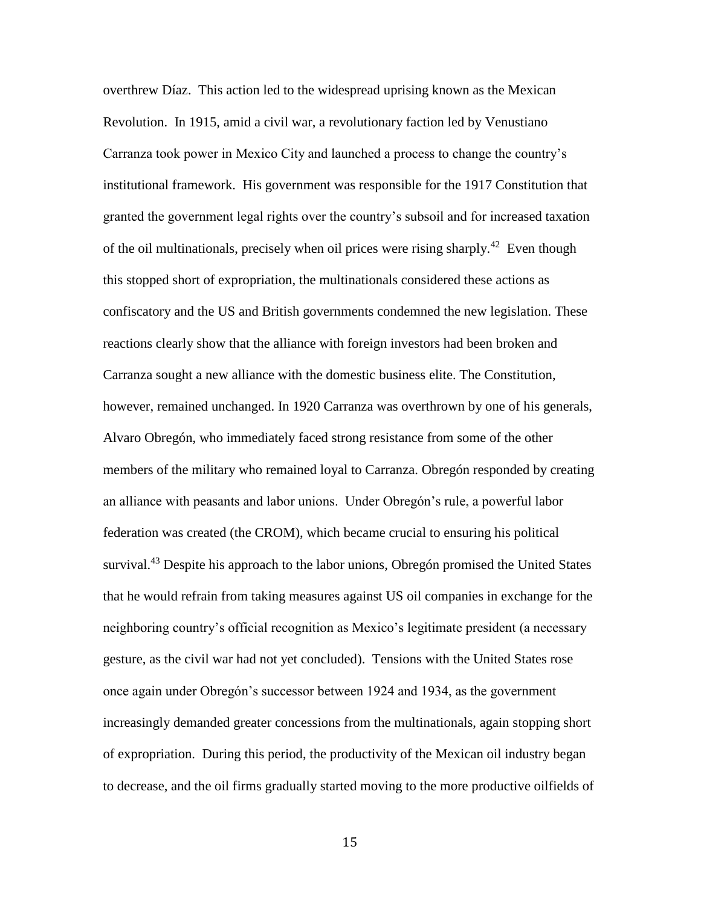overthrew Díaz. This action led to the widespread uprising known as the Mexican Revolution. In 1915, amid a civil war, a revolutionary faction led by Venustiano Carranza took power in Mexico City and launched a process to change the country's institutional framework. His government was responsible for the 1917 Constitution that granted the government legal rights over the country's subsoil and for increased taxation of the oil multinationals, precisely when oil prices were rising sharply.[42] Even though this stopped short of expropriation, the multinationals considered these actions as confiscatory and the US and British governments condemned the new legislation. These reactions clearly show that the alliance with foreign investors had been broken and Carranza sought a new alliance with the domestic business elite. The Constitution, however, remained unchanged. In 1920 Carranza was overthrown by one of his generals, Alvaro Obregón, who immediately faced strong resistance from some of the other members of the military who remained loyal to Carranza. Obregón responded by creating an alliance with peasants and labor unions. Under Obregón's rule, a powerful labor federation was created (the CROM), which became crucial to ensuring his political survival.[43] Despite his approach to the labor unions, Obregón promised the United States that he would refrain from taking measures against US oil companies in exchange for the neighboring country's official recognition as Mexico's legitimate president (a necessary gesture, as the civil war had not yet concluded). Tensions with the United States rose once again under Obregón's successor between 1924 and 1934, as the government increasingly demanded greater concessions from the multinationals, again stopping short of expropriation. During this period, the productivity of the Mexican oil industry began to decrease, and the oil firms gradually started moving to the more productive oilfields of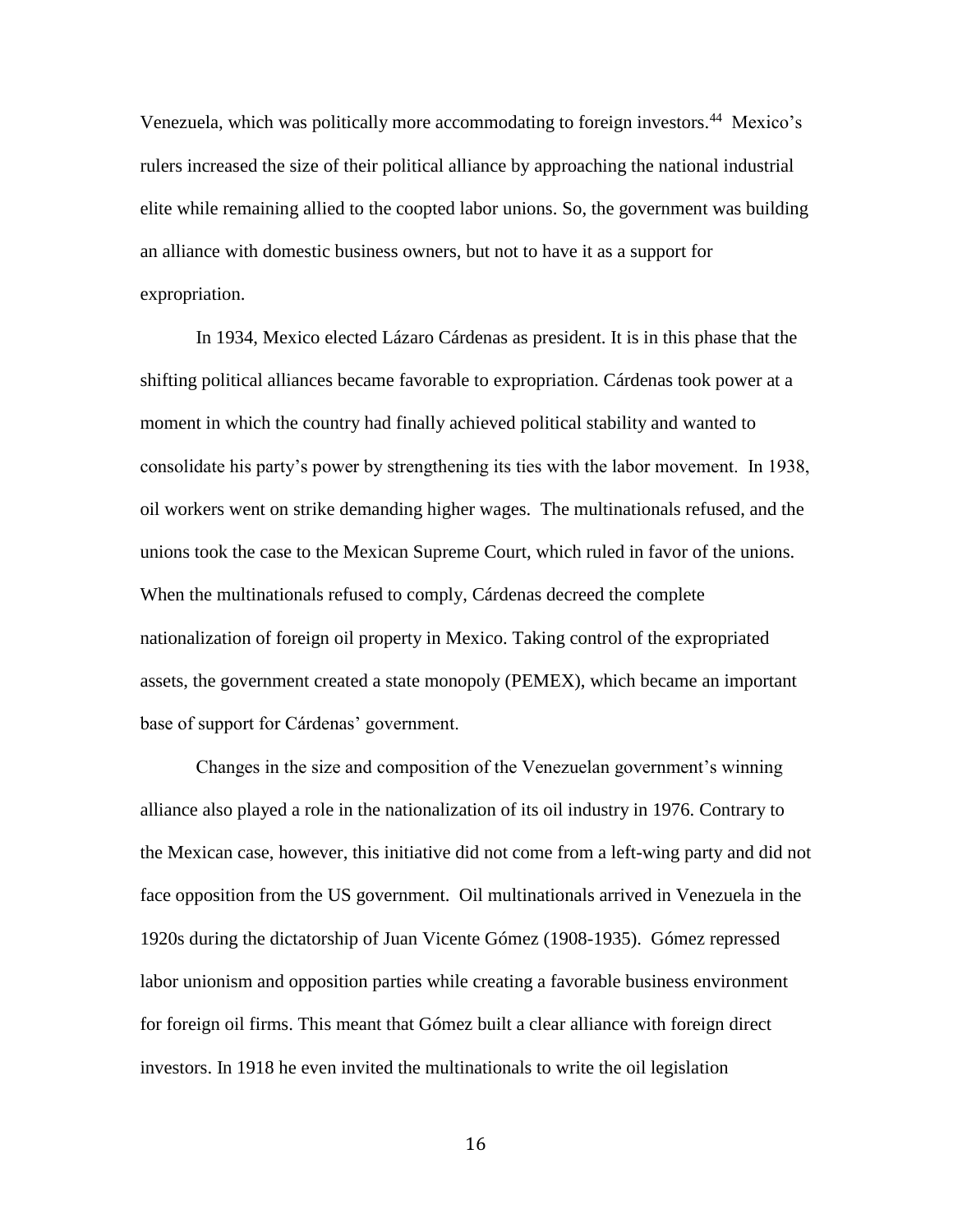Venezuela, which was politically more accommodating to foreign investors.[44] Mexico's rulers increased the size of their political alliance by approaching the national industrial elite while remaining allied to the coopted labor unions. So, the government was building an alliance with domestic business owners, but not to have it as a support for expropriation.

In 1934, Mexico elected Lázaro Cárdenas as president. It is in this phase that the shifting political alliances became favorable to expropriation. Cárdenas took power at a moment in which the country had finally achieved political stability and wanted to consolidate his party's power by strengthening its ties with the labor movement. In 1938, oil workers went on strike demanding higher wages. The multinationals refused, and the unions took the case to the Mexican Supreme Court, which ruled in favor of the unions. When the multinationals refused to comply, Cárdenas decreed the complete nationalization of foreign oil property in Mexico. Taking control of the expropriated assets, the government created a state monopoly (PEMEX), which became an important base of support for Cárdenas' government.

Changes in the size and composition of the Venezuelan government's winning alliance also played a role in the nationalization of its oil industry in 1976. Contrary to the Mexican case, however, this initiative did not come from a left-wing party and did not face opposition from the US government. Oil multinationals arrived in Venezuela in the 1920s during the dictatorship of Juan Vicente Gómez (1908-1935). Gómez repressed labor unionism and opposition parties while creating a favorable business environment for foreign oil firms. This meant that Gómez built a clear alliance with foreign direct investors. In 1918 he even invited the multinationals to write the oil legislation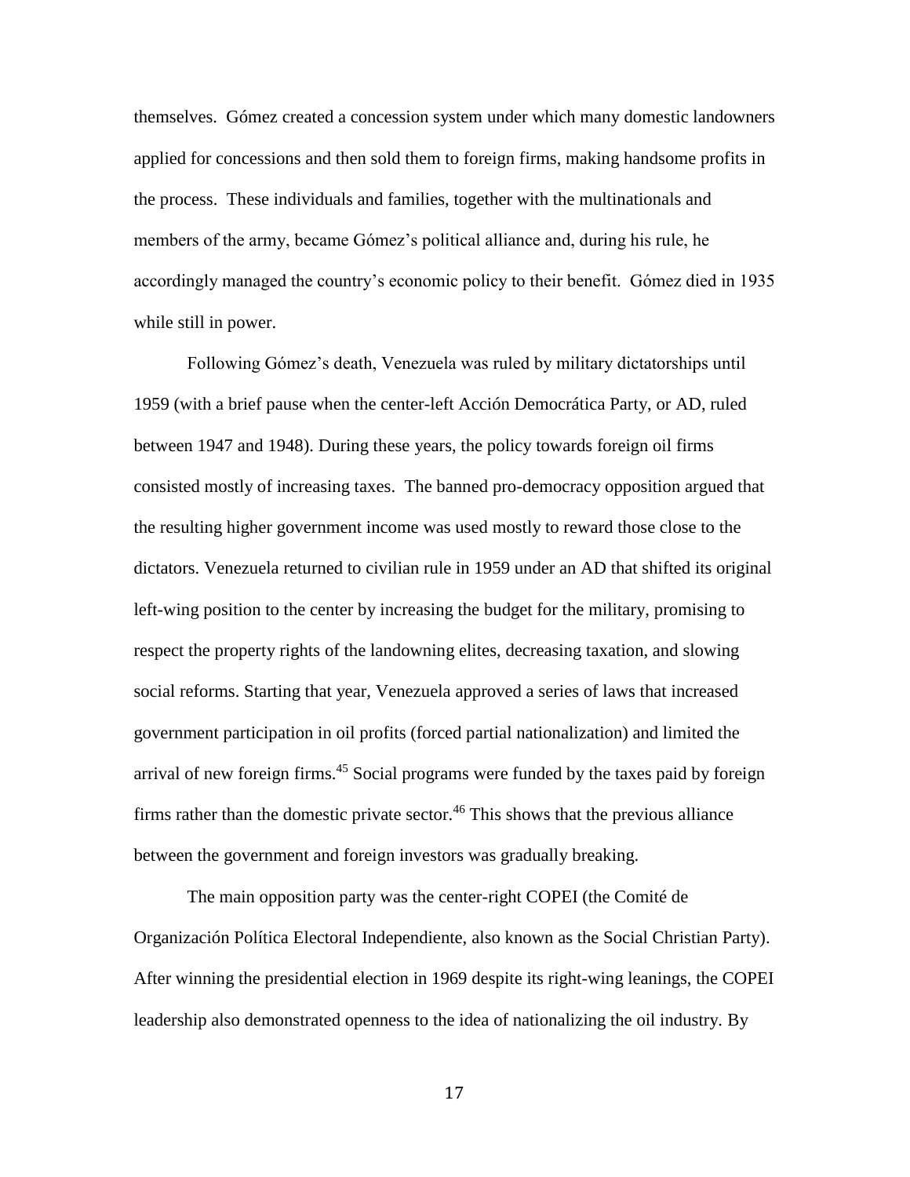themselves. Gómez created a concession system under which many domestic landowners applied for concessions and then sold them to foreign firms, making handsome profits in the process. These individuals and families, together with the multinationals and members of the army, became Gómez's political alliance and, during his rule, he accordingly managed the country's economic policy to their benefit. Gómez died in 1935 while still in power.

Following Gómez's death, Venezuela was ruled by military dictatorships until 1959 (with a brief pause when the center-left Acción Democrática Party, or AD, ruled between 1947 and 1948). During these years, the policy towards foreign oil firms consisted mostly of increasing taxes. The banned pro-democracy opposition argued that the resulting higher government income was used mostly to reward those close to the dictators. Venezuela returned to civilian rule in 1959 under an AD that shifted its original left-wing position to the center by increasing the budget for the military, promising to respect the property rights of the landowning elites, decreasing taxation, and slowing social reforms. Starting that year, Venezuela approved a series of laws that increased government participation in oil profits (forced partial nationalization) and limited the arrival of new foreign firms.[45] Social programs were funded by the taxes paid by foreign firms rather than the domestic private sector.[46] This shows that the previous alliance between the government and foreign investors was gradually breaking.

The main opposition party was the center-right COPEI (the Comité de Organización Política Electoral Independiente, also known as the Social Christian Party). After winning the presidential election in 1969 despite its right-wing leanings, the COPEI leadership also demonstrated openness to the idea of nationalizing the oil industry. By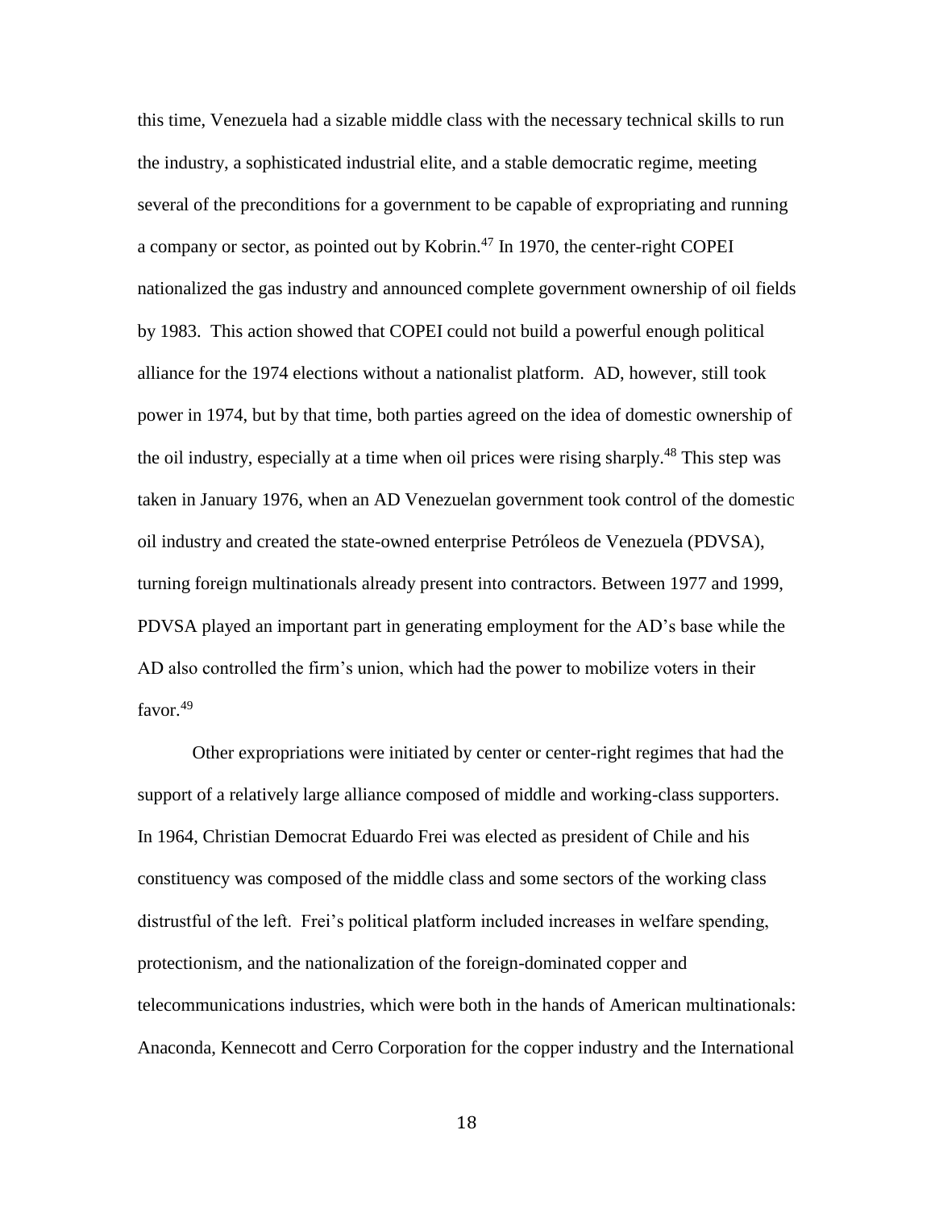this time, Venezuela had a sizable middle class with the necessary technical skills to run the industry, a sophisticated industrial elite, and a stable democratic regime, meeting several of the preconditions for a government to be capable of expropriating and running a company or sector, as pointed out by Kobrin.[47] In 1970, the center-right COPEI nationalized the gas industry and announced complete government ownership of oil fields by 1983. This action showed that COPEI could not build a powerful enough political alliance for the 1974 elections without a nationalist platform. AD, however, still took power in 1974, but by that time, both parties agreed on the idea of domestic ownership of the oil industry, especially at a time when oil prices were rising sharply.[48] This step was taken in January 1976, when an AD Venezuelan government took control of the domestic oil industry and created the state-owned enterprise Petróleos de Venezuela (PDVSA), turning foreign multinationals already present into contractors. Between 1977 and 1999, PDVSA played an important part in generating employment for the AD's base while the AD also controlled the firm's union, which had the power to mobilize voters in their favor.[49]

Other expropriations were initiated by center or center-right regimes that had the support of a relatively large alliance composed of middle and working-class supporters. In 1964, Christian Democrat Eduardo Frei was elected as president of Chile and his constituency was composed of the middle class and some sectors of the working class distrustful of the left. Frei's political platform included increases in welfare spending, protectionism, and the nationalization of the foreign-dominated copper and telecommunications industries, which were both in the hands of American multinationals: Anaconda, Kennecott and Cerro Corporation for the copper industry and the International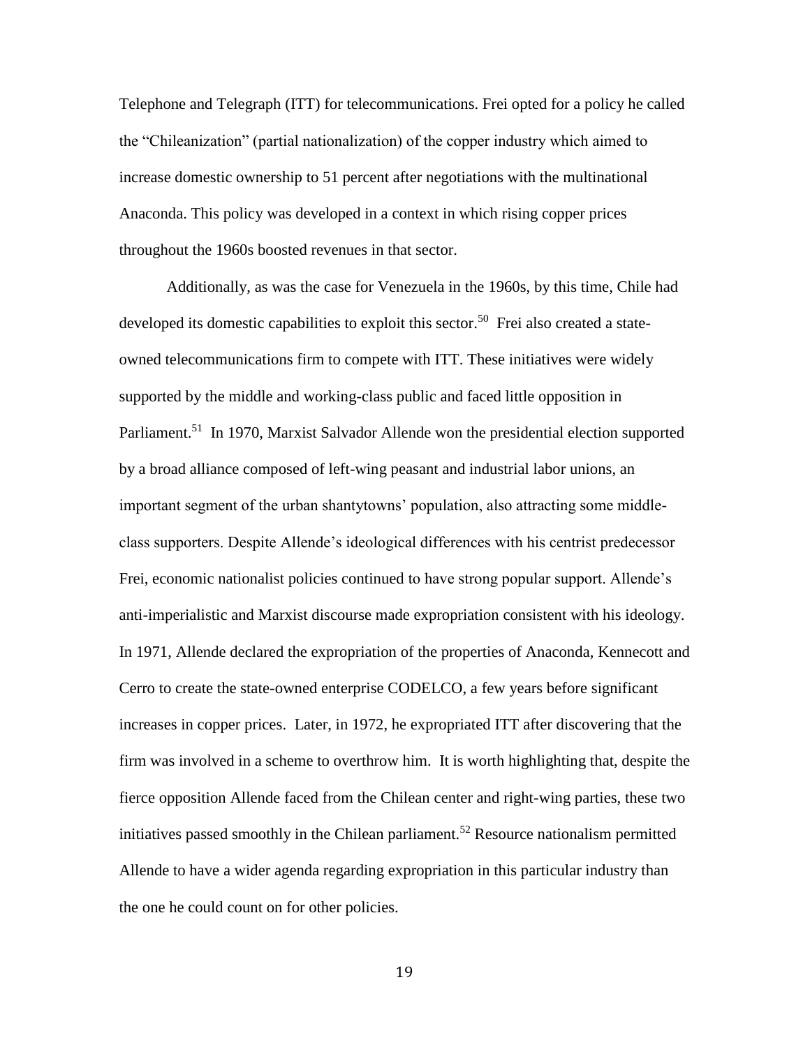Telephone and Telegraph (ITT) for telecommunications. Frei opted for a policy he called the "Chileanization" (partial nationalization) of the copper industry which aimed to increase domestic ownership to 51 percent after negotiations with the multinational Anaconda. This policy was developed in a context in which rising copper prices throughout the 1960s boosted revenues in that sector.

Additionally, as was the case for Venezuela in the 1960s, by this time, Chile had developed its domestic capabilities to exploit this sector.[50] Frei also created a state-owned telecommunications firm to compete with ITT. These initiatives were widely supported by the middle and working-class public and faced little opposition in Parliament.[51] In 1970, Marxist Salvador Allende won the presidential election supported by a broad alliance composed of left-wing peasant and industrial labor unions, an important segment of the urban shantytowns' population, also attracting some middle-class supporters. Despite Allende's ideological differences with his centrist predecessor Frei, economic nationalist policies continued to have strong popular support. Allende's anti-imperialistic and Marxist discourse made expropriation consistent with his ideology. In 1971, Allende declared the expropriation of the properties of Anaconda, Kennecott and Cerro to create the state-owned enterprise CODELCO, a few years before significant increases in copper prices. Later, in 1972, he expropriated ITT after discovering that the firm was involved in a scheme to overthrow him. It is worth highlighting that, despite the fierce opposition Allende faced from the Chilean center and right-wing parties, these two initiatives passed smoothly in the Chilean parliament.[52] Resource nationalism permitted Allende to have a wider agenda regarding expropriation in this particular industry than the one he could count on for other policies.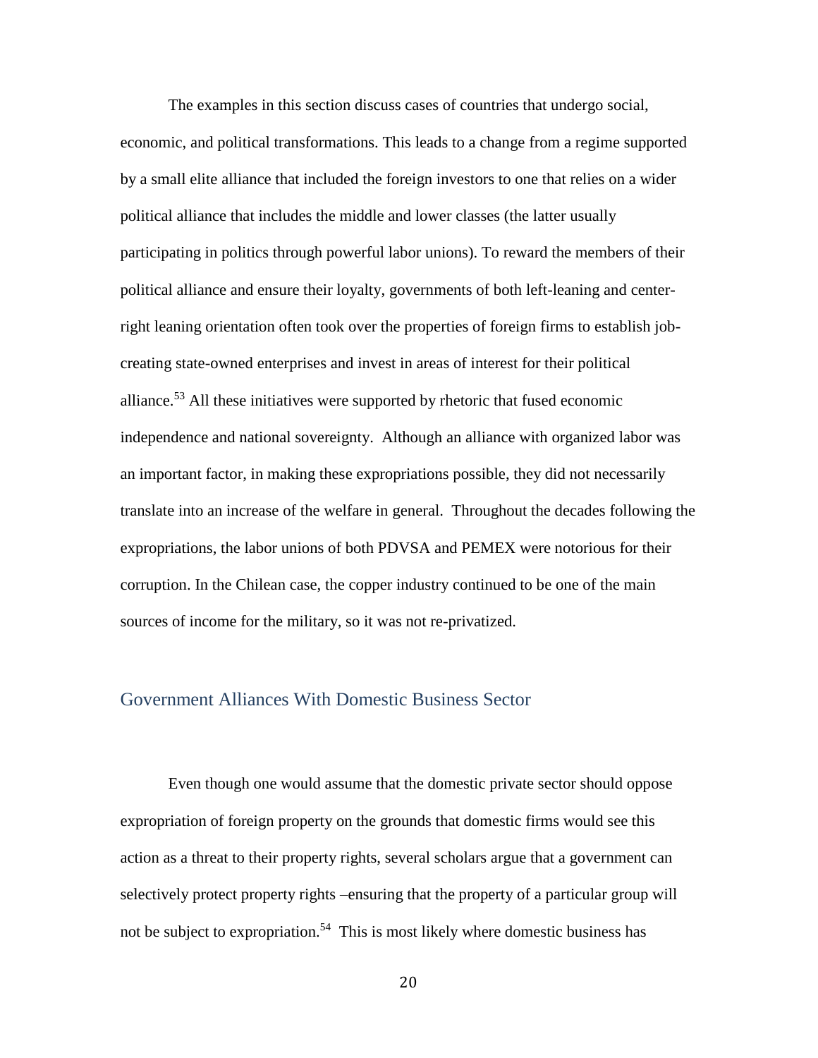The examples in this section discuss cases of countries that undergo social, economic, and political transformations. This leads to a change from a regime supported by a small elite alliance that included the foreign investors to one that relies on a wider political alliance that includes the middle and lower classes (the latter usually participating in politics through powerful labor unions). To reward the members of their political alliance and ensure their loyalty, governments of both left-leaning and center-right leaning orientation often took over the properties of foreign firms to establish job-creating state-owned enterprises and invest in areas of interest for their political alliance.[53] All these initiatives were supported by rhetoric that fused economic independence and national sovereignty. Although an alliance with organized labor was an important factor, in making these expropriations possible, they did not necessarily translate into an increase of the welfare in general. Throughout the decades following the expropriations, the labor unions of both PDVSA and PEMEX were notorious for their corruption. In the Chilean case, the copper industry continued to be one of the main sources of income for the military, so it was not re-privatized.

## Government Alliances With Domestic Business Sector

Even though one would assume that the domestic private sector should oppose expropriation of foreign property on the grounds that domestic firms would see this action as a threat to their property rights, several scholars argue that a government can selectively protect property rights –ensuring that the property of a particular group will not be subject to expropriation.[54] This is most likely where domestic business has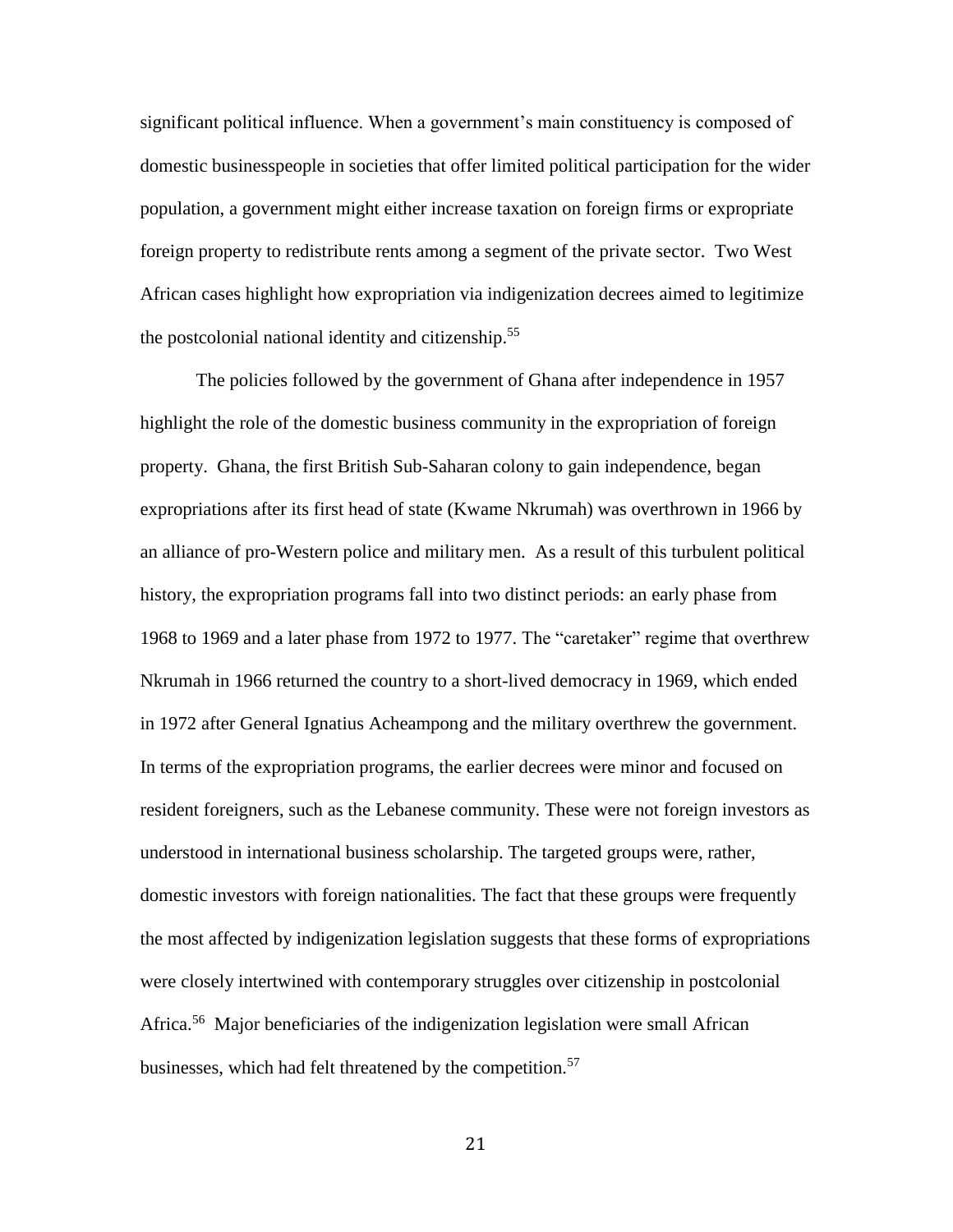significant political influence. When a government's main constituency is composed of domestic businesspeople in societies that offer limited political participation for the wider population, a government might either increase taxation on foreign firms or expropriate foreign property to redistribute rents among a segment of the private sector. Two West African cases highlight how expropriation via indigenization decrees aimed to legitimize the postcolonial national identity and citizenship.[55]

The policies followed by the government of Ghana after independence in 1957 highlight the role of the domestic business community in the expropriation of foreign property. Ghana, the first British Sub-Saharan colony to gain independence, began expropriations after its first head of state (Kwame Nkrumah) was overthrown in 1966 by an alliance of pro-Western police and military men. As a result of this turbulent political history, the expropriation programs fall into two distinct periods: an early phase from 1968 to 1969 and a later phase from 1972 to 1977. The "caretaker" regime that overthrew Nkrumah in 1966 returned the country to a short-lived democracy in 1969, which ended in 1972 after General Ignatius Acheampong and the military overthrew the government. In terms of the expropriation programs, the earlier decrees were minor and focused on resident foreigners, such as the Lebanese community. These were not foreign investors as understood in international business scholarship. The targeted groups were, rather, domestic investors with foreign nationalities. The fact that these groups were frequently the most affected by indigenization legislation suggests that these forms of expropriations were closely intertwined with contemporary struggles over citizenship in postcolonial Africa.[56] Major beneficiaries of the indigenization legislation were small African businesses, which had felt threatened by the competition.[57]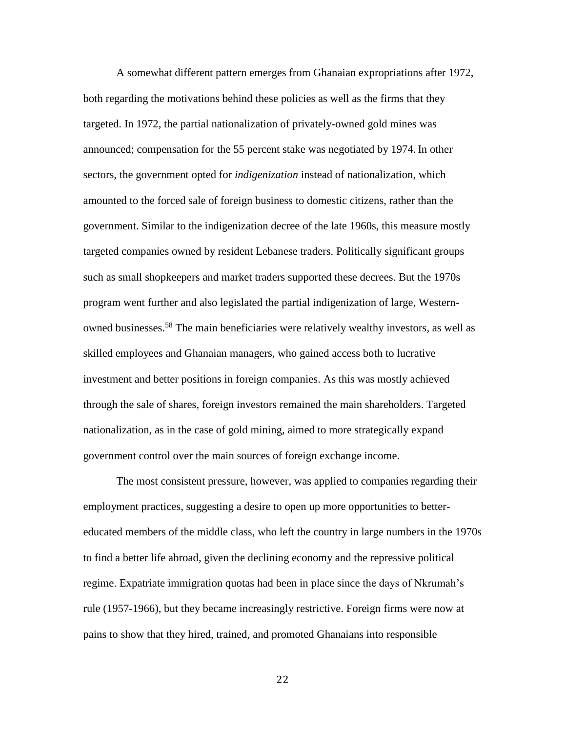A somewhat different pattern emerges from Ghanaian expropriations after 1972, both regarding the motivations behind these policies as well as the firms that they targeted. In 1972, the partial nationalization of privately-owned gold mines was announced; compensation for the 55 percent stake was negotiated by 1974. In other sectors, the government opted for *indigenization* instead of nationalization, which amounted to the forced sale of foreign business to domestic citizens, rather than the government. Similar to the indigenization decree of the late 1960s, this measure mostly targeted companies owned by resident Lebanese traders. Politically significant groups such as small shopkeepers and market traders supported these decrees. But the 1970s program went further and also legislated the partial indigenization of large, Western-owned businesses.[58] The main beneficiaries were relatively wealthy investors, as well as skilled employees and Ghanaian managers, who gained access both to lucrative investment and better positions in foreign companies. As this was mostly achieved through the sale of shares, foreign investors remained the main shareholders. Targeted nationalization, as in the case of gold mining, aimed to more strategically expand government control over the main sources of foreign exchange income.

The most consistent pressure, however, was applied to companies regarding their employment practices, suggesting a desire to open up more opportunities to better-educated members of the middle class, who left the country in large numbers in the 1970s to find a better life abroad, given the declining economy and the repressive political regime. Expatriate immigration quotas had been in place since the days of Nkrumah's rule (1957-1966), but they became increasingly restrictive. Foreign firms were now at pains to show that they hired, trained, and promoted Ghanaians into responsible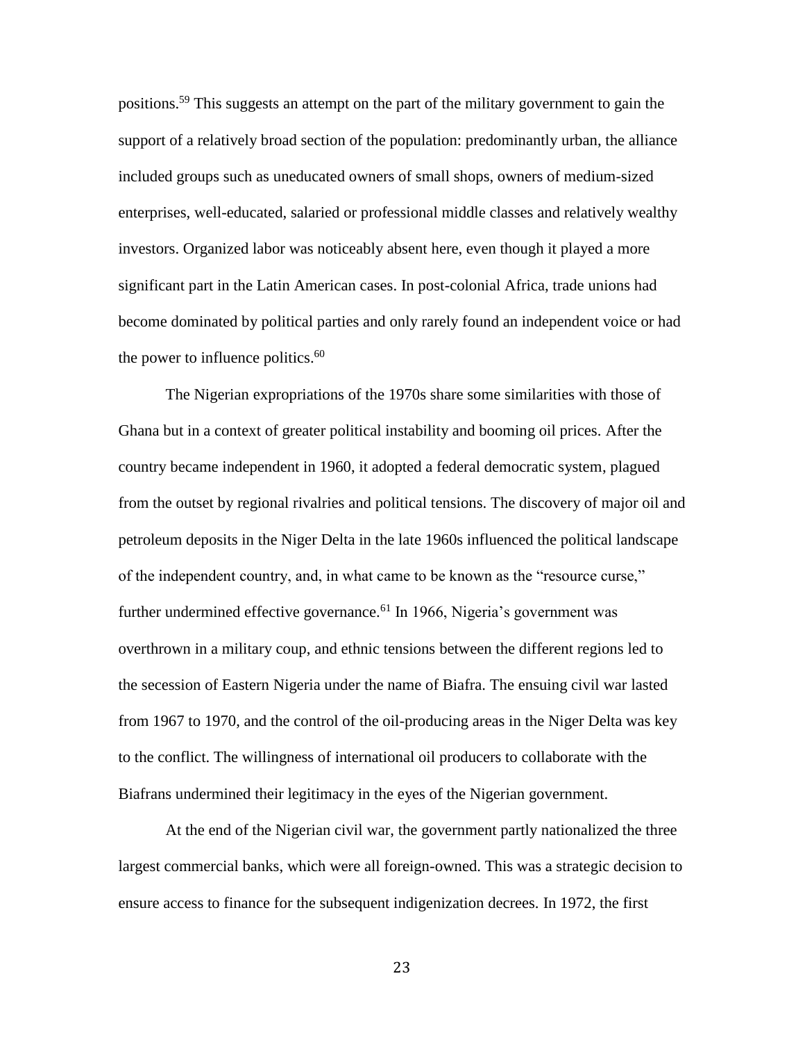positions.[59] This suggests an attempt on the part of the military government to gain the support of a relatively broad section of the population: predominantly urban, the alliance included groups such as uneducated owners of small shops, owners of medium-sized enterprises, well-educated, salaried or professional middle classes and relatively wealthy investors. Organized labor was noticeably absent here, even though it played a more significant part in the Latin American cases. In post-colonial Africa, trade unions had become dominated by political parties and only rarely found an independent voice or had the power to influence politics.[60]

The Nigerian expropriations of the 1970s share some similarities with those of Ghana but in a context of greater political instability and booming oil prices. After the country became independent in 1960, it adopted a federal democratic system, plagued from the outset by regional rivalries and political tensions. The discovery of major oil and petroleum deposits in the Niger Delta in the late 1960s influenced the political landscape of the independent country, and, in what came to be known as the "resource curse," further undermined effective governance.[61] In 1966, Nigeria's government was overthrown in a military coup, and ethnic tensions between the different regions led to the secession of Eastern Nigeria under the name of Biafra. The ensuing civil war lasted from 1967 to 1970, and the control of the oil-producing areas in the Niger Delta was key to the conflict. The willingness of international oil producers to collaborate with the Biafrans undermined their legitimacy in the eyes of the Nigerian government.

At the end of the Nigerian civil war, the government partly nationalized the three largest commercial banks, which were all foreign-owned. This was a strategic decision to ensure access to finance for the subsequent indigenization decrees. In 1972, the first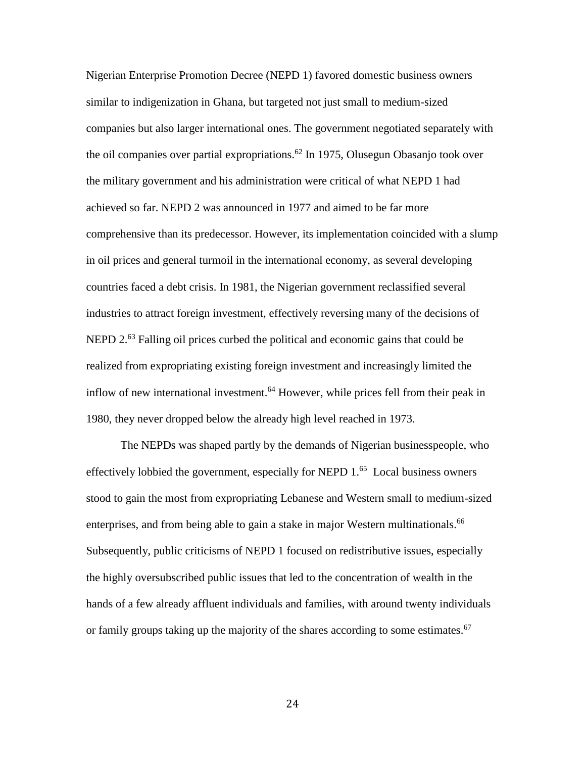Nigerian Enterprise Promotion Decree (NEPD 1) favored domestic business owners similar to indigenization in Ghana, but targeted not just small to medium-sized companies but also larger international ones. The government negotiated separately with the oil companies over partial expropriations.[62] In 1975, Olusegun Obasanjo took over the military government and his administration were critical of what NEPD 1 had achieved so far. NEPD 2 was announced in 1977 and aimed to be far more comprehensive than its predecessor. However, its implementation coincided with a slump in oil prices and general turmoil in the international economy, as several developing countries faced a debt crisis. In 1981, the Nigerian government reclassified several industries to attract foreign investment, effectively reversing many of the decisions of NEPD 2.[63] Falling oil prices curbed the political and economic gains that could be realized from expropriating existing foreign investment and increasingly limited the inflow of new international investment.[64] However, while prices fell from their peak in 1980, they never dropped below the already high level reached in 1973.

The NEPDs was shaped partly by the demands of Nigerian businesspeople, who effectively lobbied the government, especially for NEPD 1.[65] Local business owners stood to gain the most from expropriating Lebanese and Western small to medium-sized enterprises, and from being able to gain a stake in major Western multinationals.[66] Subsequently, public criticisms of NEPD 1 focused on redistributive issues, especially the highly oversubscribed public issues that led to the concentration of wealth in the hands of a few already affluent individuals and families, with around twenty individuals or family groups taking up the majority of the shares according to some estimates.[67]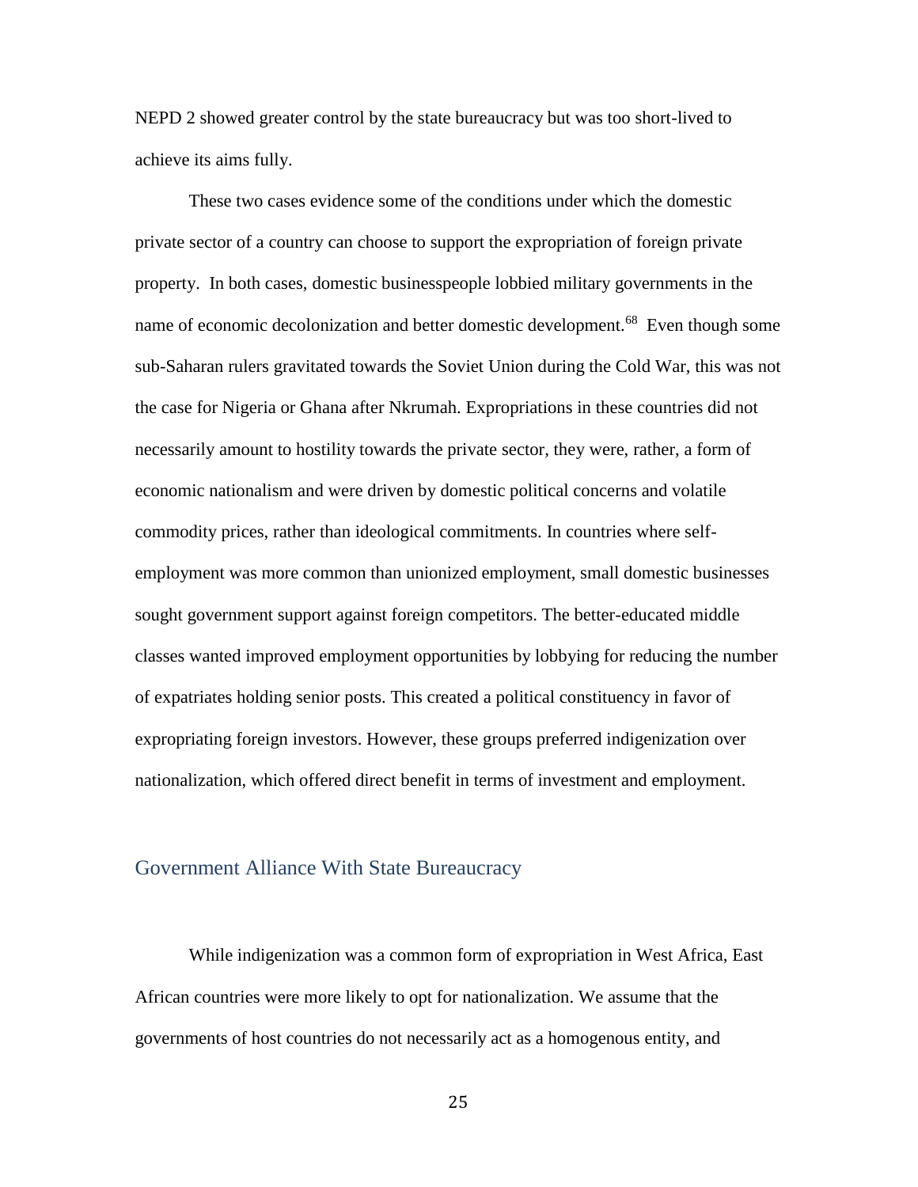NEPD 2 showed greater control by the state bureaucracy but was too short-lived to achieve its aims fully.

These two cases evidence some of the conditions under which the domestic private sector of a country can choose to support the expropriation of foreign private property. In both cases, domestic businesspeople lobbied military governments in the name of economic decolonization and better domestic development.[68] Even though some sub-Saharan rulers gravitated towards the Soviet Union during the Cold War, this was not the case for Nigeria or Ghana after Nkrumah. Expropriations in these countries did not necessarily amount to hostility towards the private sector, they were, rather, a form of economic nationalism and were driven by domestic political concerns and volatile commodity prices, rather than ideological commitments. In countries where self-employment was more common than unionized employment, small domestic businesses sought government support against foreign competitors. The better-educated middle classes wanted improved employment opportunities by lobbying for reducing the number of expatriates holding senior posts. This created a political constituency in favor of expropriating foreign investors. However, these groups preferred indigenization over nationalization, which offered direct benefit in terms of investment and employment.

## Government Alliance With State Bureaucracy

While indigenization was a common form of expropriation in West Africa, East African countries were more likely to opt for nationalization. We assume that the governments of host countries do not necessarily act as a homogenous entity, and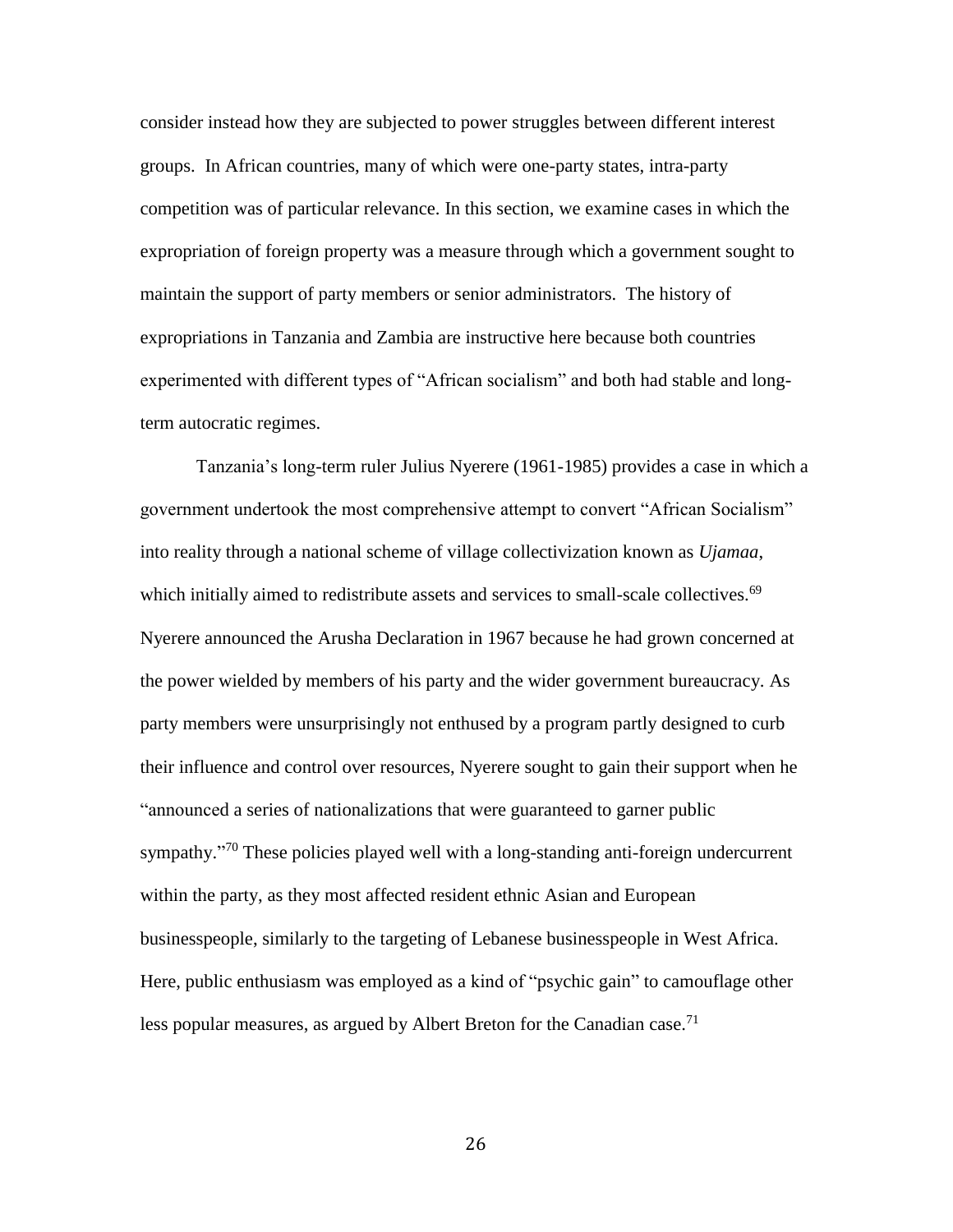consider instead how they are subjected to power struggles between different interest groups. In African countries, many of which were one-party states, intra-party competition was of particular relevance. In this section, we examine cases in which the expropriation of foreign property was a measure through which a government sought to maintain the support of party members or senior administrators. The history of expropriations in Tanzania and Zambia are instructive here because both countries experimented with different types of "African socialism" and both had stable and long-term autocratic regimes.

Tanzania's long-term ruler Julius Nyerere (1961-1985) provides a case in which a government undertook the most comprehensive attempt to convert "African Socialism" into reality through a national scheme of village collectivization known as *Ujamaa*, which initially aimed to redistribute assets and services to small-scale collectives.[69] Nyerere announced the Arusha Declaration in 1967 because he had grown concerned at the power wielded by members of his party and the wider government bureaucracy. As party members were unsurprisingly not enthused by a program partly designed to curb their influence and control over resources, Nyerere sought to gain their support when he "announced a series of nationalizations that were guaranteed to garner public sympathy."[70] These policies played well with a long-standing anti-foreign undercurrent within the party, as they most affected resident ethnic Asian and European businesspeople, similarly to the targeting of Lebanese businesspeople in West Africa. Here, public enthusiasm was employed as a kind of "psychic gain" to camouflage other less popular measures, as argued by Albert Breton for the Canadian case.[71]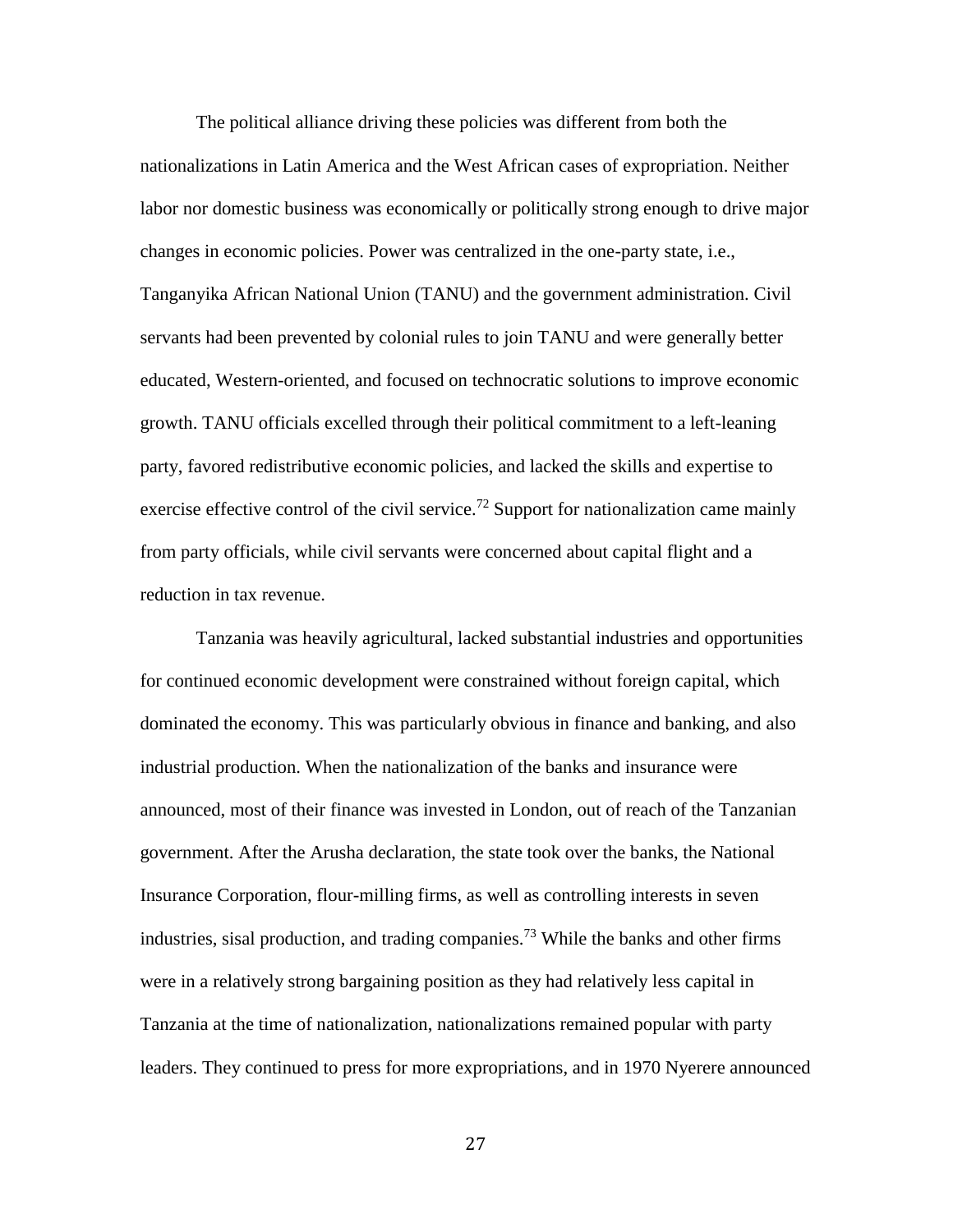The political alliance driving these policies was different from both the nationalizations in Latin America and the West African cases of expropriation. Neither labor nor domestic business was economically or politically strong enough to drive major changes in economic policies. Power was centralized in the one-party state, i.e., Tanganyika African National Union (TANU) and the government administration. Civil servants had been prevented by colonial rules to join TANU and were generally better educated, Western-oriented, and focused on technocratic solutions to improve economic growth. TANU officials excelled through their political commitment to a left-leaning party, favored redistributive economic policies, and lacked the skills and expertise to exercise effective control of the civil service.[72] Support for nationalization came mainly from party officials, while civil servants were concerned about capital flight and a reduction in tax revenue.

Tanzania was heavily agricultural, lacked substantial industries and opportunities for continued economic development were constrained without foreign capital, which dominated the economy. This was particularly obvious in finance and banking, and also industrial production. When the nationalization of the banks and insurance were announced, most of their finance was invested in London, out of reach of the Tanzanian government. After the Arusha declaration, the state took over the banks, the National Insurance Corporation, flour-milling firms, as well as controlling interests in seven industries, sisal production, and trading companies.[73] While the banks and other firms were in a relatively strong bargaining position as they had relatively less capital in Tanzania at the time of nationalization, nationalizations remained popular with party leaders. They continued to press for more expropriations, and in 1970 Nyerere announced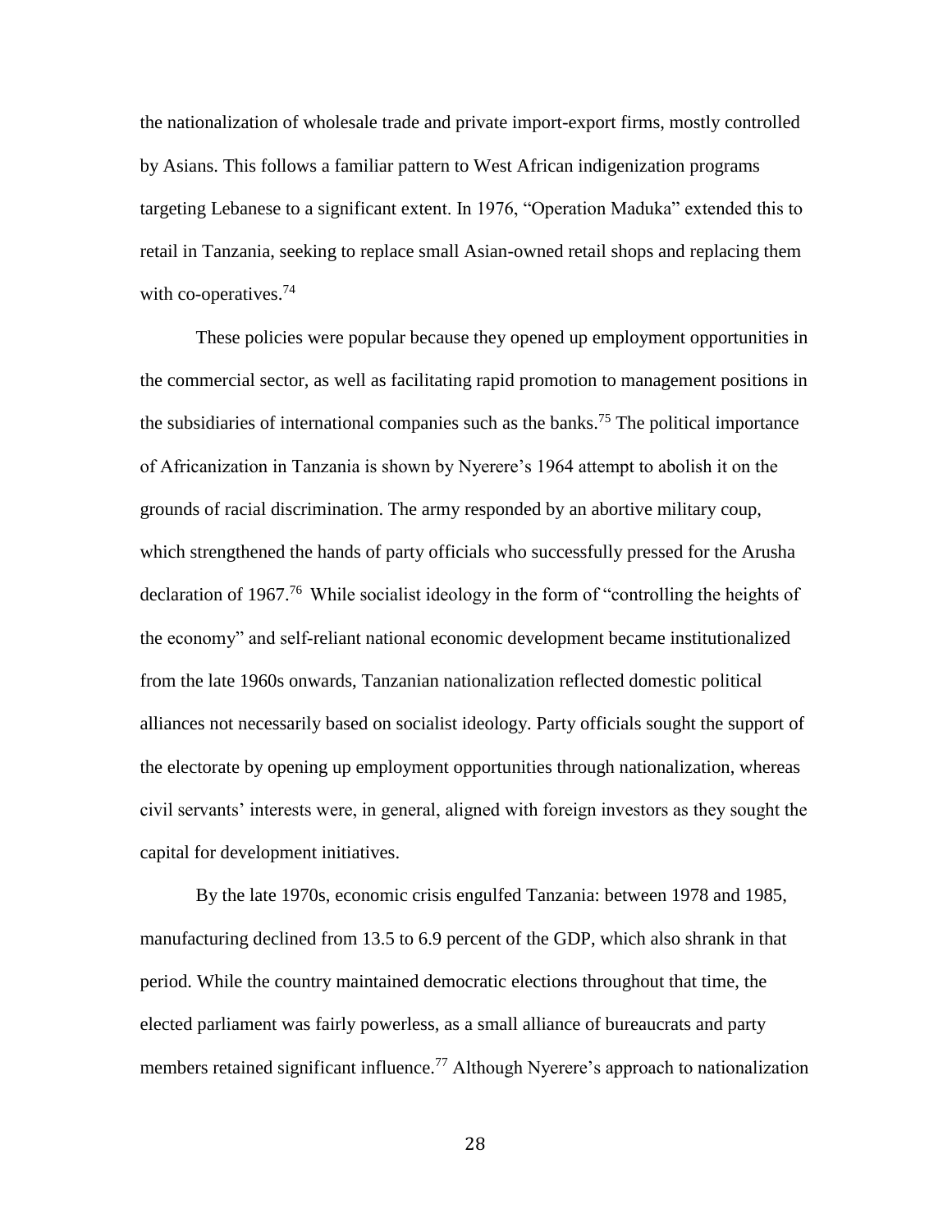the nationalization of wholesale trade and private import-export firms, mostly controlled by Asians. This follows a familiar pattern to West African indigenization programs targeting Lebanese to a significant extent. In 1976, "Operation Maduka" extended this to retail in Tanzania, seeking to replace small Asian-owned retail shops and replacing them with co-operatives.[74]

These policies were popular because they opened up employment opportunities in the commercial sector, as well as facilitating rapid promotion to management positions in the subsidiaries of international companies such as the banks.[75] The political importance of Africanization in Tanzania is shown by Nyerere's 1964 attempt to abolish it on the grounds of racial discrimination. The army responded by an abortive military coup, which strengthened the hands of party officials who successfully pressed for the Arusha declaration of 1967.[76] While socialist ideology in the form of "controlling the heights of the economy" and self-reliant national economic development became institutionalized from the late 1960s onwards, Tanzanian nationalization reflected domestic political alliances not necessarily based on socialist ideology. Party officials sought the support of the electorate by opening up employment opportunities through nationalization, whereas civil servants' interests were, in general, aligned with foreign investors as they sought the capital for development initiatives.

By the late 1970s, economic crisis engulfed Tanzania: between 1978 and 1985, manufacturing declined from 13.5 to 6.9 percent of the GDP, which also shrank in that period. While the country maintained democratic elections throughout that time, the elected parliament was fairly powerless, as a small alliance of bureaucrats and party members retained significant influence.[77] Although Nyerere's approach to nationalization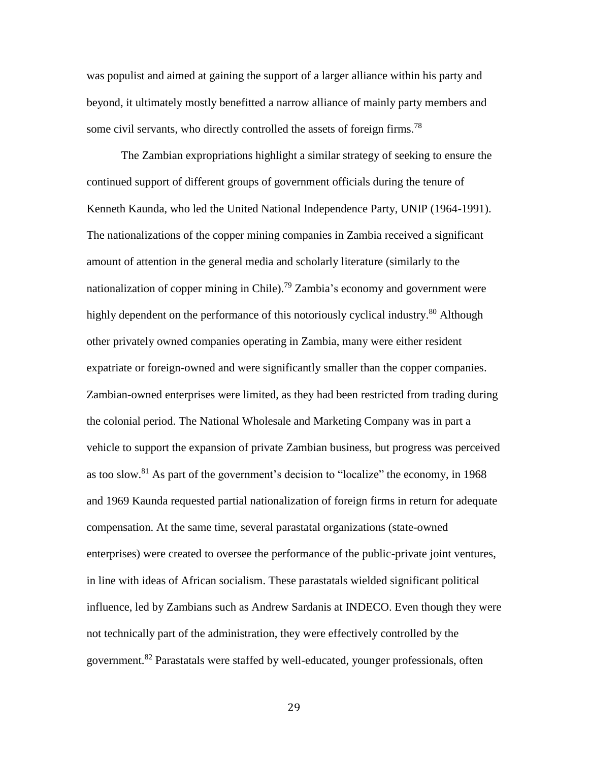was populist and aimed at gaining the support of a larger alliance within his party and beyond, it ultimately mostly benefitted a narrow alliance of mainly party members and some civil servants, who directly controlled the assets of foreign firms.[78]

The Zambian expropriations highlight a similar strategy of seeking to ensure the continued support of different groups of government officials during the tenure of Kenneth Kaunda, who led the United National Independence Party, UNIP (1964-1991). The nationalizations of the copper mining companies in Zambia received a significant amount of attention in the general media and scholarly literature (similarly to the nationalization of copper mining in Chile).[79] Zambia's economy and government were highly dependent on the performance of this notoriously cyclical industry.[80] Although other privately owned companies operating in Zambia, many were either resident expatriate or foreign-owned and were significantly smaller than the copper companies. Zambian-owned enterprises were limited, as they had been restricted from trading during the colonial period. The National Wholesale and Marketing Company was in part a vehicle to support the expansion of private Zambian business, but progress was perceived as too slow.[81] As part of the government's decision to "localize" the economy, in 1968 and 1969 Kaunda requested partial nationalization of foreign firms in return for adequate compensation. At the same time, several parastatal organizations (state-owned enterprises) were created to oversee the performance of the public-private joint ventures, in line with ideas of African socialism. These parastatals wielded significant political influence, led by Zambians such as Andrew Sardanis at INDECO. Even though they were not technically part of the administration, they were effectively controlled by the government.[82] Parastatals were staffed by well-educated, younger professionals, often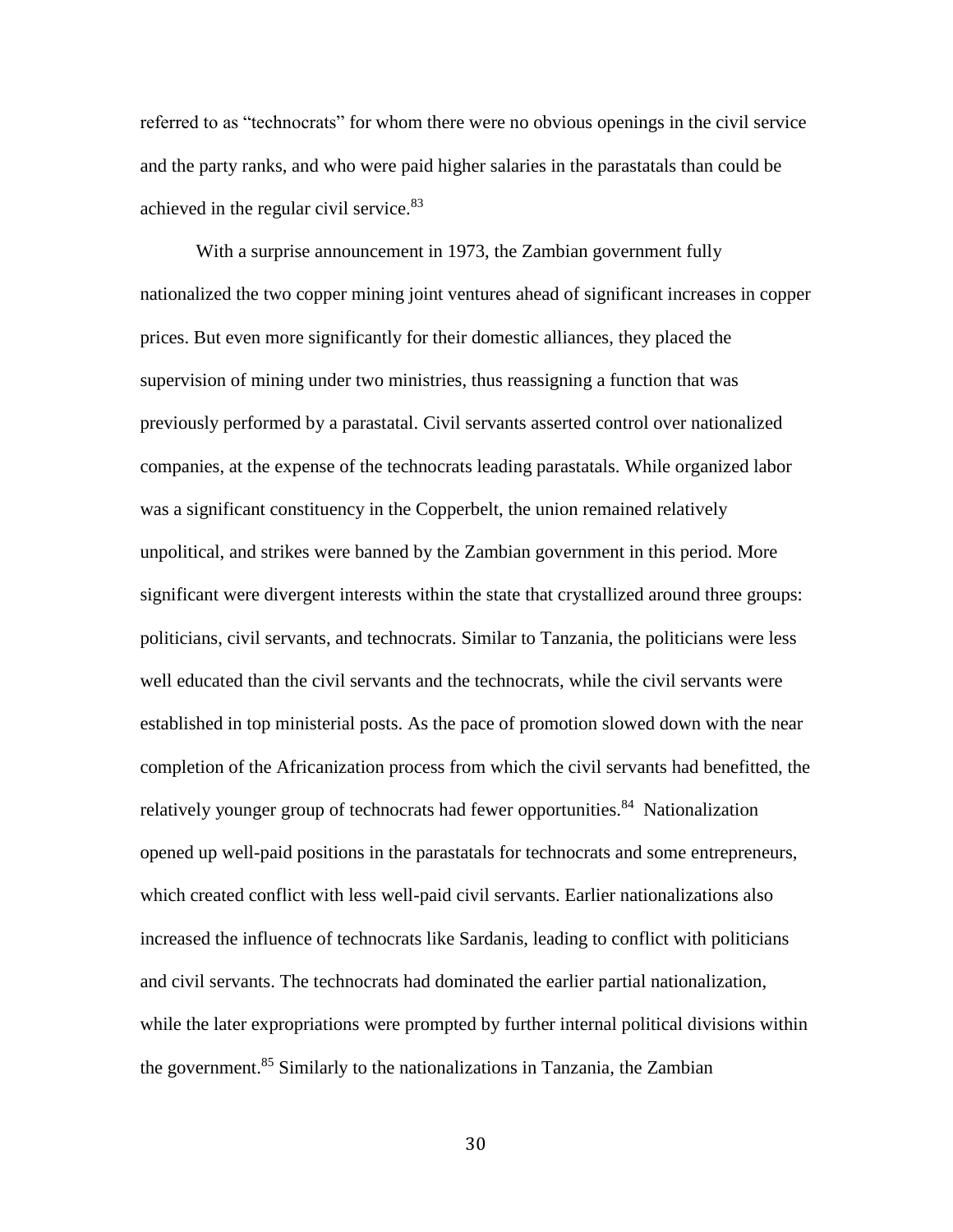referred to as "technocrats" for whom there were no obvious openings in the civil service and the party ranks, and who were paid higher salaries in the parastatals than could be achieved in the regular civil service.[83]

With a surprise announcement in 1973, the Zambian government fully nationalized the two copper mining joint ventures ahead of significant increases in copper prices. But even more significantly for their domestic alliances, they placed the supervision of mining under two ministries, thus reassigning a function that was previously performed by a parastatal. Civil servants asserted control over nationalized companies, at the expense of the technocrats leading parastatals. While organized labor was a significant constituency in the Copperbelt, the union remained relatively unpolitical, and strikes were banned by the Zambian government in this period. More significant were divergent interests within the state that crystallized around three groups: politicians, civil servants, and technocrats. Similar to Tanzania, the politicians were less well educated than the civil servants and the technocrats, while the civil servants were established in top ministerial posts. As the pace of promotion slowed down with the near completion of the Africanization process from which the civil servants had benefitted, the relatively younger group of technocrats had fewer opportunities.[84] Nationalization opened up well-paid positions in the parastatals for technocrats and some entrepreneurs, which created conflict with less well-paid civil servants. Earlier nationalizations also increased the influence of technocrats like Sardanis, leading to conflict with politicians and civil servants. The technocrats had dominated the earlier partial nationalization, while the later expropriations were prompted by further internal political divisions within the government.[85] Similarly to the nationalizations in Tanzania, the Zambian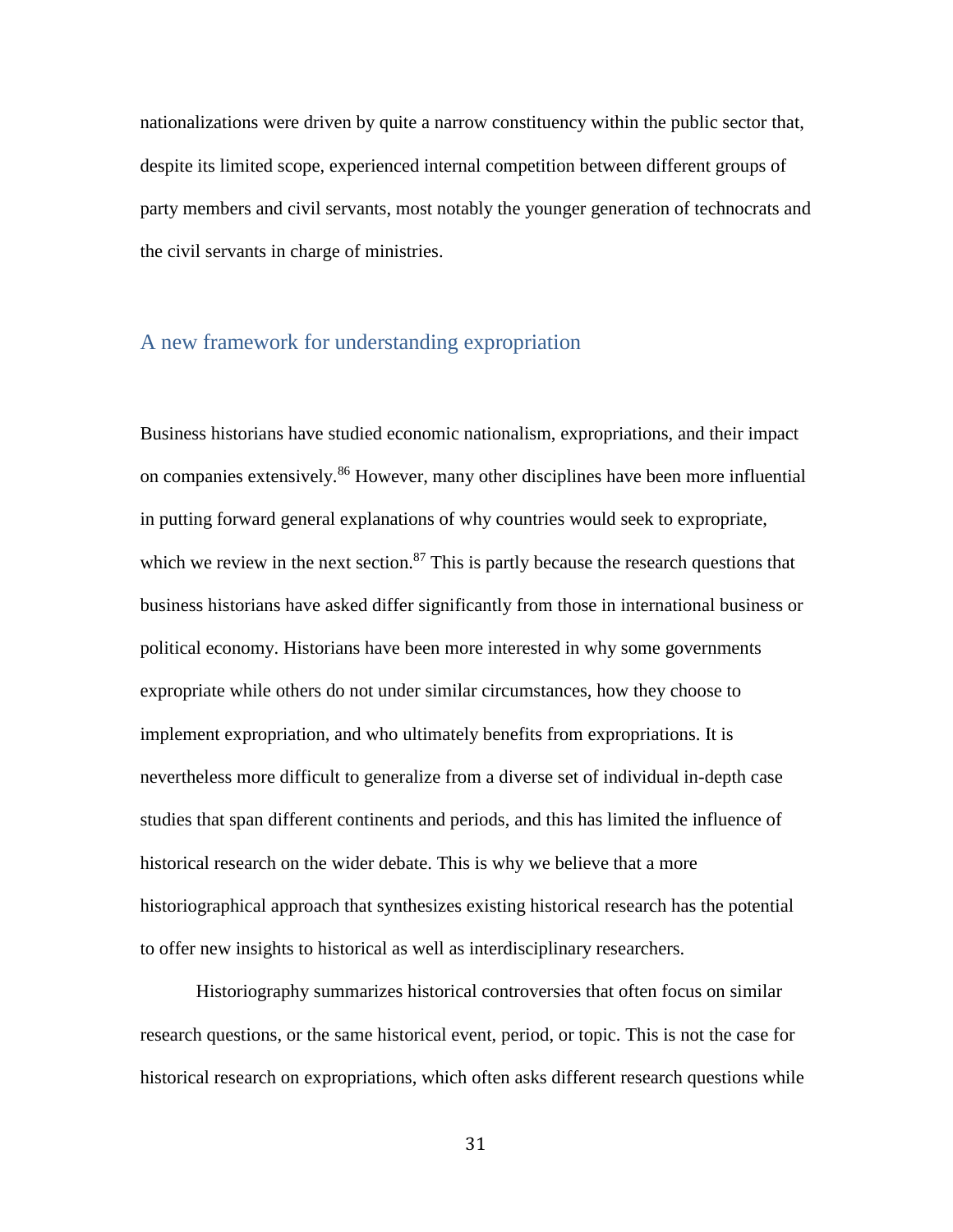nationalizations were driven by quite a narrow constituency within the public sector that, despite its limited scope, experienced internal competition between different groups of party members and civil servants, most notably the younger generation of technocrats and the civil servants in charge of ministries.

## A new framework for understanding expropriation

Business historians have studied economic nationalism, expropriations, and their impact on companies extensively.[86] However, many other disciplines have been more influential in putting forward general explanations of why countries would seek to expropriate, which we review in the next section.[87] This is partly because the research questions that business historians have asked differ significantly from those in international business or political economy. Historians have been more interested in why some governments expropriate while others do not under similar circumstances, how they choose to implement expropriation, and who ultimately benefits from expropriations. It is nevertheless more difficult to generalize from a diverse set of individual in-depth case studies that span different continents and periods, and this has limited the influence of historical research on the wider debate. This is why we believe that a more historiographical approach that synthesizes existing historical research has the potential to offer new insights to historical as well as interdisciplinary researchers.

Historiography summarizes historical controversies that often focus on similar research questions, or the same historical event, period, or topic. This is not the case for historical research on expropriations, which often asks different research questions while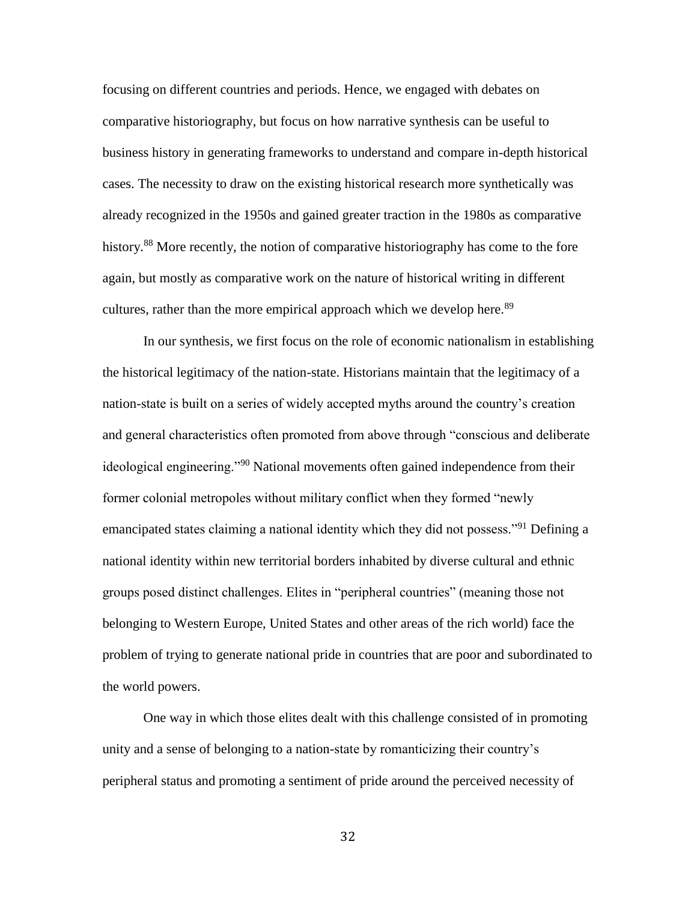focusing on different countries and periods. Hence, we engaged with debates on comparative historiography, but focus on how narrative synthesis can be useful to business history in generating frameworks to understand and compare in-depth historical cases. The necessity to draw on the existing historical research more synthetically was already recognized in the 1950s and gained greater traction in the 1980s as comparative history.[88] More recently, the notion of comparative historiography has come to the fore again, but mostly as comparative work on the nature of historical writing in different cultures, rather than the more empirical approach which we develop here.[89]

In our synthesis, we first focus on the role of economic nationalism in establishing the historical legitimacy of the nation-state. Historians maintain that the legitimacy of a nation-state is built on a series of widely accepted myths around the country's creation and general characteristics often promoted from above through "conscious and deliberate ideological engineering."[90] National movements often gained independence from their former colonial metropoles without military conflict when they formed "newly emancipated states claiming a national identity which they did not possess."[91] Defining a national identity within new territorial borders inhabited by diverse cultural and ethnic groups posed distinct challenges. Elites in "peripheral countries" (meaning those not belonging to Western Europe, United States and other areas of the rich world) face the problem of trying to generate national pride in countries that are poor and subordinated to the world powers.

One way in which those elites dealt with this challenge consisted of in promoting unity and a sense of belonging to a nation-state by romanticizing their country's peripheral status and promoting a sentiment of pride around the perceived necessity of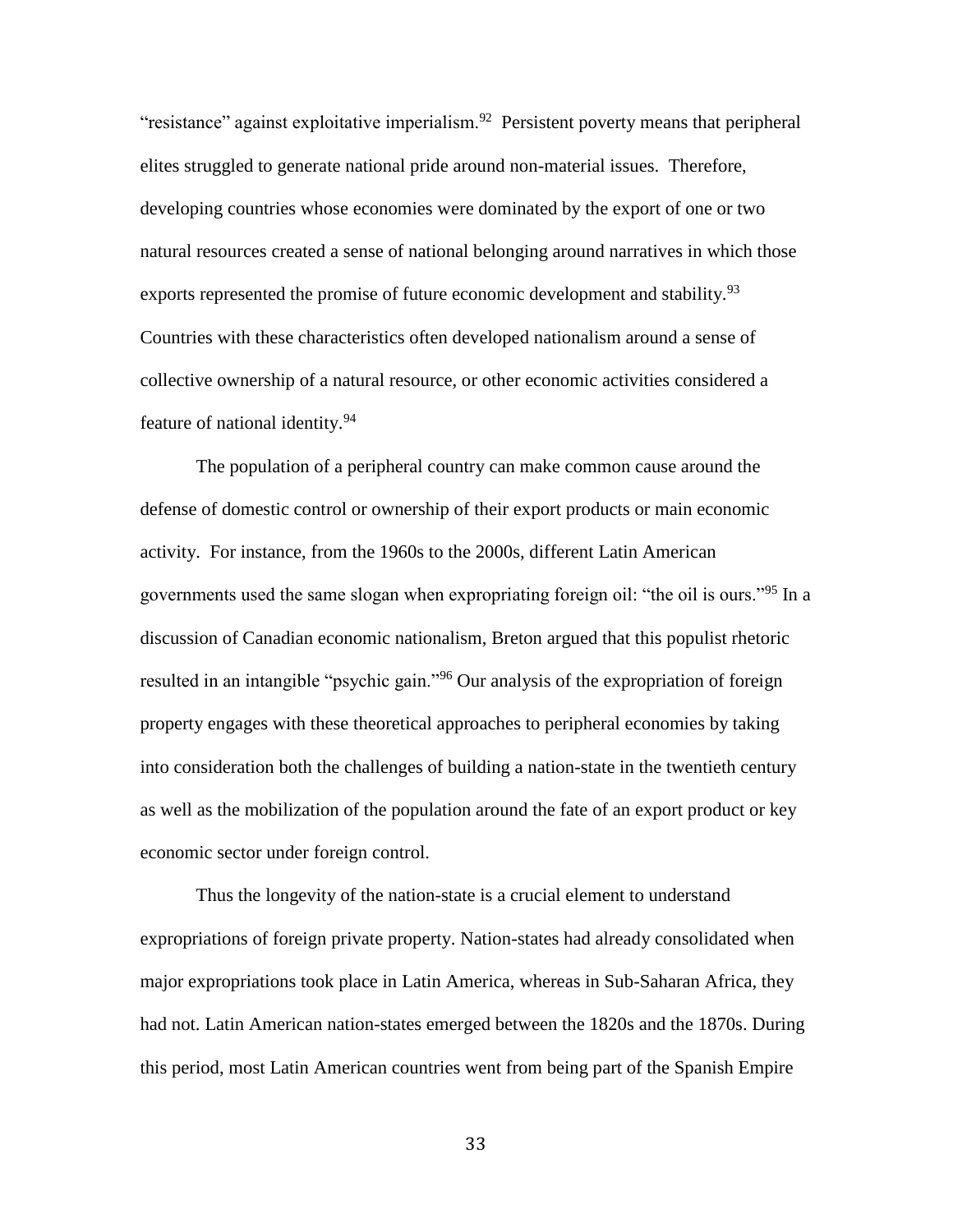"resistance" against exploitative imperialism.[92] Persistent poverty means that peripheral elites struggled to generate national pride around non-material issues. Therefore, developing countries whose economies were dominated by the export of one or two natural resources created a sense of national belonging around narratives in which those exports represented the promise of future economic development and stability.[93] Countries with these characteristics often developed nationalism around a sense of collective ownership of a natural resource, or other economic activities considered a feature of national identity.[94]

The population of a peripheral country can make common cause around the defense of domestic control or ownership of their export products or main economic activity. For instance, from the 1960s to the 2000s, different Latin American governments used the same slogan when expropriating foreign oil: "the oil is ours."[95] In a discussion of Canadian economic nationalism, Breton argued that this populist rhetoric resulted in an intangible "psychic gain."[96] Our analysis of the expropriation of foreign property engages with these theoretical approaches to peripheral economies by taking into consideration both the challenges of building a nation-state in the twentieth century as well as the mobilization of the population around the fate of an export product or key economic sector under foreign control.

Thus the longevity of the nation-state is a crucial element to understand expropriations of foreign private property. Nation-states had already consolidated when major expropriations took place in Latin America, whereas in Sub-Saharan Africa, they had not. Latin American nation-states emerged between the 1820s and the 1870s. During this period, most Latin American countries went from being part of the Spanish Empire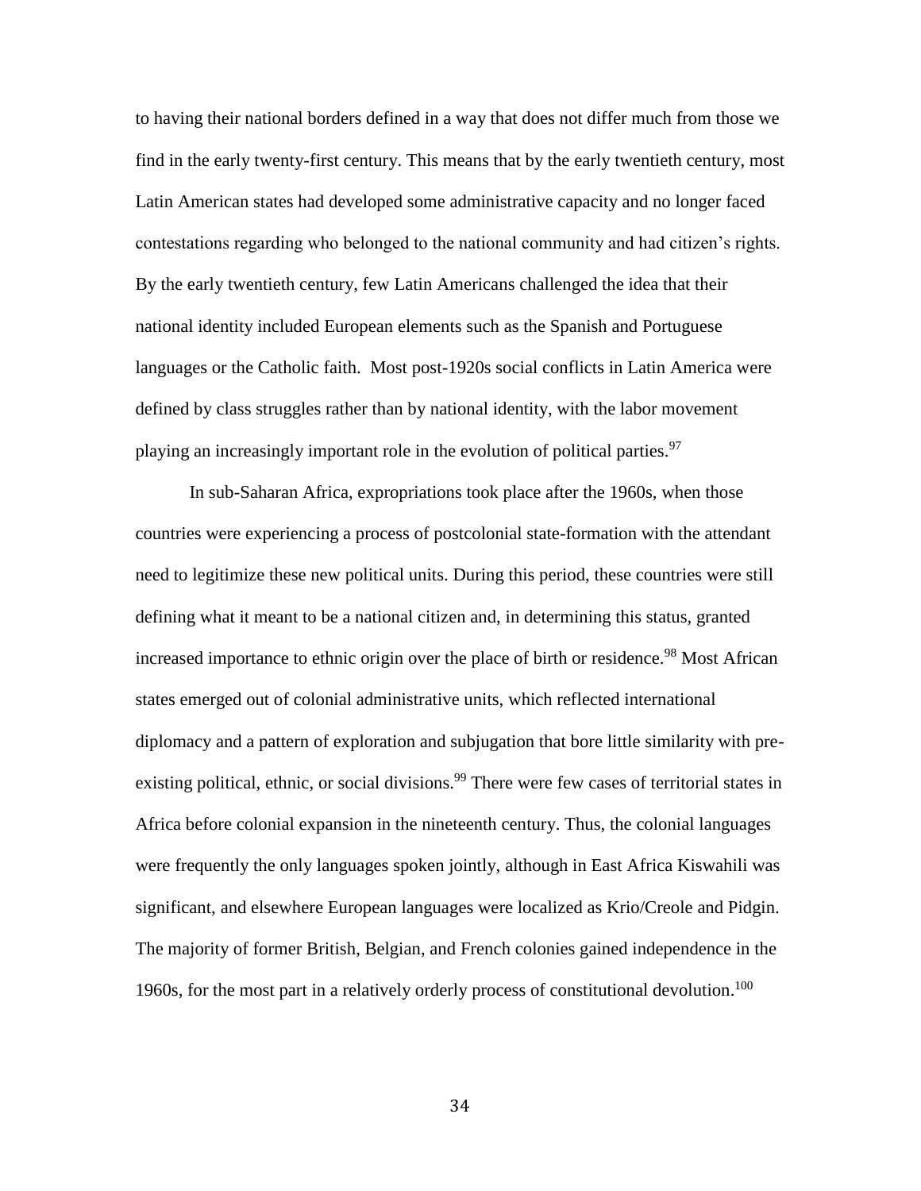to having their national borders defined in a way that does not differ much from those we find in the early twenty-first century. This means that by the early twentieth century, most Latin American states had developed some administrative capacity and no longer faced contestations regarding who belonged to the national community and had citizen's rights. By the early twentieth century, few Latin Americans challenged the idea that their national identity included European elements such as the Spanish and Portuguese languages or the Catholic faith. Most post-1920s social conflicts in Latin America were defined by class struggles rather than by national identity, with the labor movement playing an increasingly important role in the evolution of political parties.[97]

In sub-Saharan Africa, expropriations took place after the 1960s, when those countries were experiencing a process of postcolonial state-formation with the attendant need to legitimize these new political units. During this period, these countries were still defining what it meant to be a national citizen and, in determining this status, granted increased importance to ethnic origin over the place of birth or residence.[98] Most African states emerged out of colonial administrative units, which reflected international diplomacy and a pattern of exploration and subjugation that bore little similarity with pre-existing political, ethnic, or social divisions.[99] There were few cases of territorial states in Africa before colonial expansion in the nineteenth century. Thus, the colonial languages were frequently the only languages spoken jointly, although in East Africa Kiswahili was significant, and elsewhere European languages were localized as Krio/Creole and Pidgin. The majority of former British, Belgian, and French colonies gained independence in the 1960s, for the most part in a relatively orderly process of constitutional devolution.[100]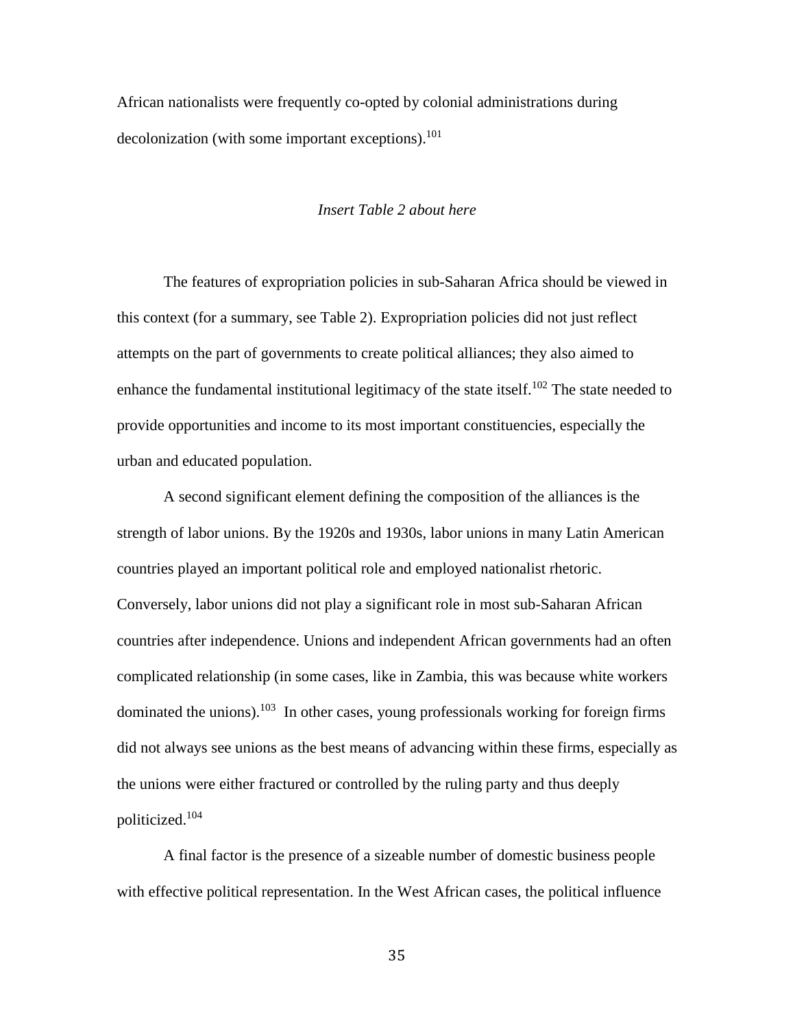African nationalists were frequently co-opted by colonial administrations during decolonization (with some important exceptions).[101]

*Insert Table 2 about here*

The features of expropriation policies in sub-Saharan Africa should be viewed in this context (for a summary, see Table 2). Expropriation policies did not just reflect attempts on the part of governments to create political alliances; they also aimed to enhance the fundamental institutional legitimacy of the state itself.[102] The state needed to provide opportunities and income to its most important constituencies, especially the urban and educated population.

A second significant element defining the composition of the alliances is the strength of labor unions. By the 1920s and 1930s, labor unions in many Latin American countries played an important political role and employed nationalist rhetoric. Conversely, labor unions did not play a significant role in most sub-Saharan African countries after independence. Unions and independent African governments had an often complicated relationship (in some cases, like in Zambia, this was because white workers dominated the unions).[103] In other cases, young professionals working for foreign firms did not always see unions as the best means of advancing within these firms, especially as the unions were either fractured or controlled by the ruling party and thus deeply politicized.[104]

A final factor is the presence of a sizeable number of domestic business people with effective political representation. In the West African cases, the political influence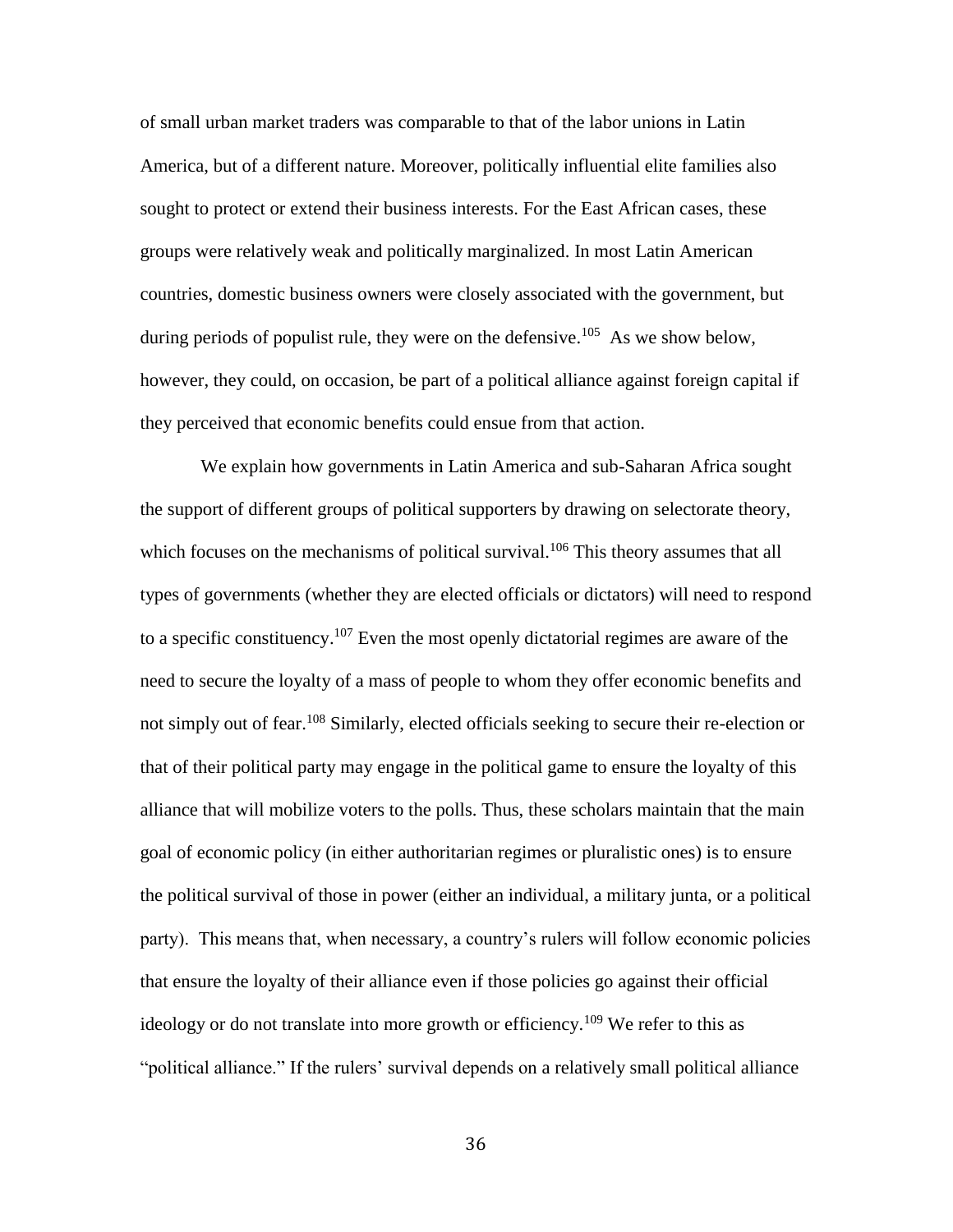of small urban market traders was comparable to that of the labor unions in Latin America, but of a different nature. Moreover, politically influential elite families also sought to protect or extend their business interests. For the East African cases, these groups were relatively weak and politically marginalized. In most Latin American countries, domestic business owners were closely associated with the government, but during periods of populist rule, they were on the defensive.[105] As we show below, however, they could, on occasion, be part of a political alliance against foreign capital if they perceived that economic benefits could ensue from that action.

We explain how governments in Latin America and sub-Saharan Africa sought the support of different groups of political supporters by drawing on selectorate theory, which focuses on the mechanisms of political survival.[106] This theory assumes that all types of governments (whether they are elected officials or dictators) will need to respond to a specific constituency.[107] Even the most openly dictatorial regimes are aware of the need to secure the loyalty of a mass of people to whom they offer economic benefits and not simply out of fear.[108] Similarly, elected officials seeking to secure their re-election or that of their political party may engage in the political game to ensure the loyalty of this alliance that will mobilize voters to the polls. Thus, these scholars maintain that the main goal of economic policy (in either authoritarian regimes or pluralistic ones) is to ensure the political survival of those in power (either an individual, a military junta, or a political party). This means that, when necessary, a country's rulers will follow economic policies that ensure the loyalty of their alliance even if those policies go against their official ideology or do not translate into more growth or efficiency.[109] We refer to this as "political alliance." If the rulers' survival depends on a relatively small political alliance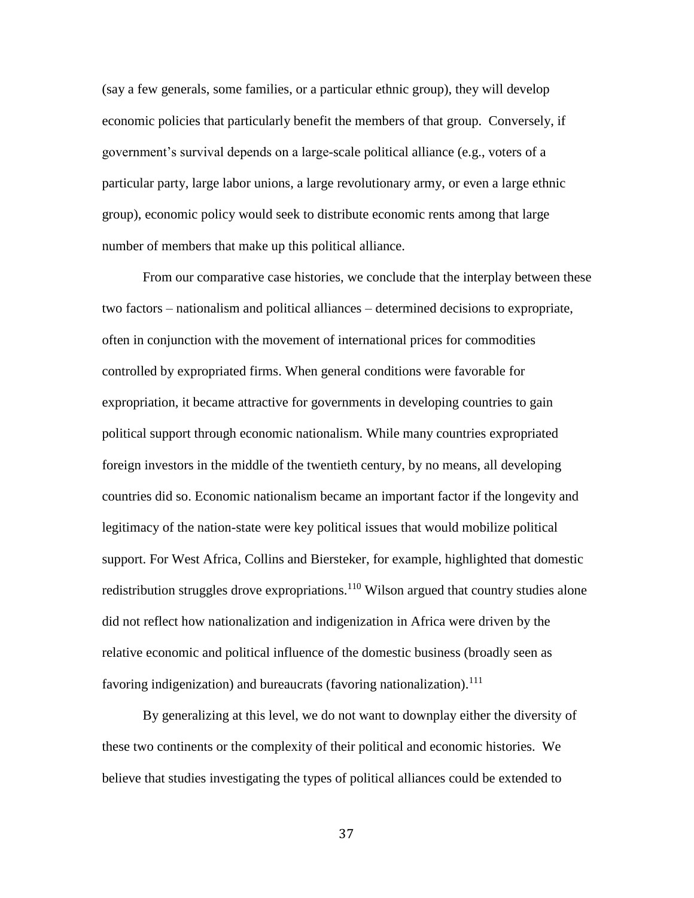(say a few generals, some families, or a particular ethnic group), they will develop economic policies that particularly benefit the members of that group. Conversely, if government's survival depends on a large-scale political alliance (e.g., voters of a particular party, large labor unions, a large revolutionary army, or even a large ethnic group), economic policy would seek to distribute economic rents among that large number of members that make up this political alliance.

From our comparative case histories, we conclude that the interplay between these two factors – nationalism and political alliances – determined decisions to expropriate, often in conjunction with the movement of international prices for commodities controlled by expropriated firms. When general conditions were favorable for expropriation, it became attractive for governments in developing countries to gain political support through economic nationalism. While many countries expropriated foreign investors in the middle of the twentieth century, by no means, all developing countries did so. Economic nationalism became an important factor if the longevity and legitimacy of the nation-state were key political issues that would mobilize political support. For West Africa, Collins and Biersteker, for example, highlighted that domestic redistribution struggles drove expropriations.[110] Wilson argued that country studies alone did not reflect how nationalization and indigenization in Africa were driven by the relative economic and political influence of the domestic business (broadly seen as favoring indigenization) and bureaucrats (favoring nationalization).[111]

By generalizing at this level, we do not want to downplay either the diversity of these two continents or the complexity of their political and economic histories. We believe that studies investigating the types of political alliances could be extended to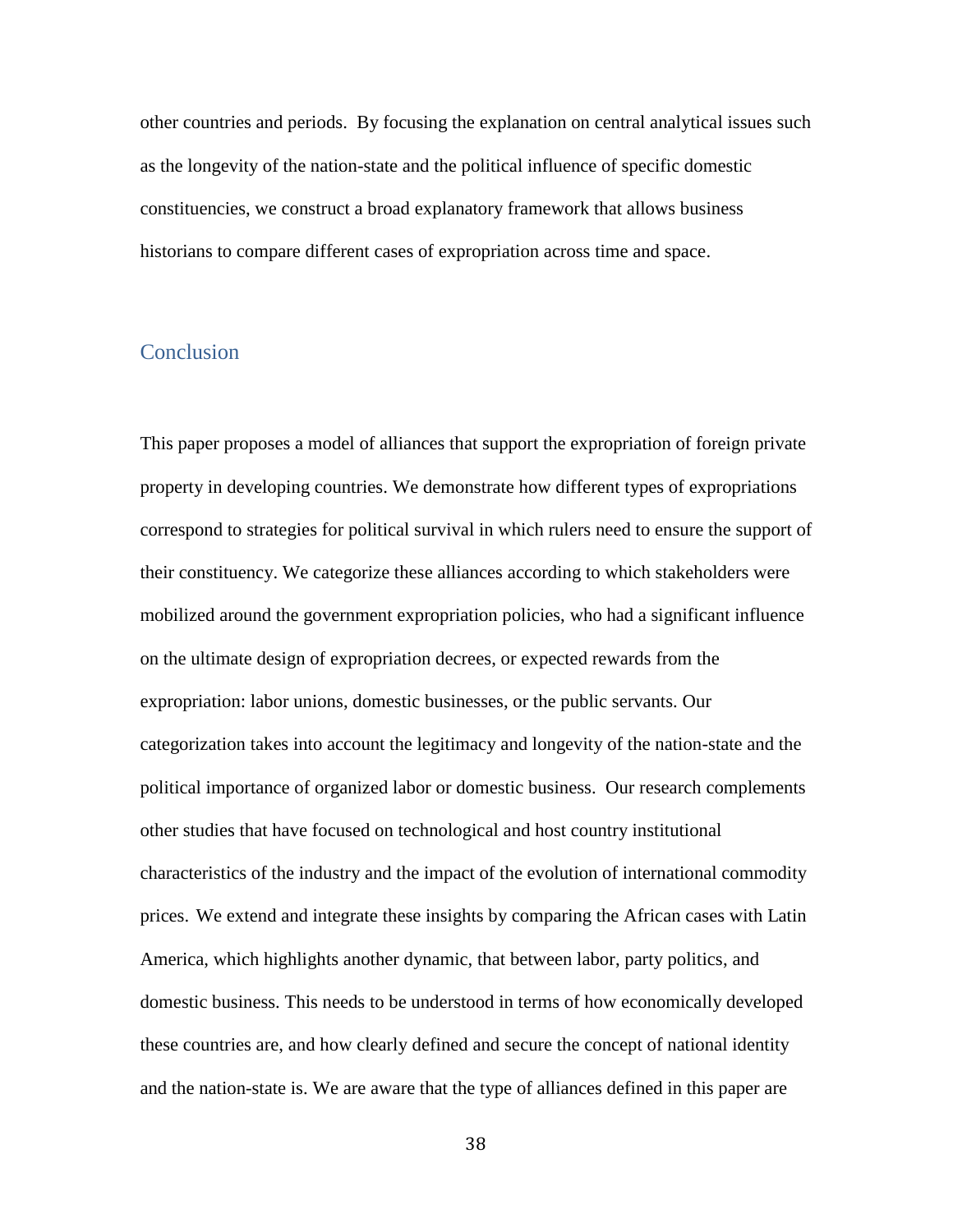other countries and periods. By focusing the explanation on central analytical issues such as the longevity of the nation-state and the political influence of specific domestic constituencies, we construct a broad explanatory framework that allows business historians to compare different cases of expropriation across time and space.

## Conclusion

This paper proposes a model of alliances that support the expropriation of foreign private property in developing countries. We demonstrate how different types of expropriations correspond to strategies for political survival in which rulers need to ensure the support of their constituency. We categorize these alliances according to which stakeholders were mobilized around the government expropriation policies, who had a significant influence on the ultimate design of expropriation decrees, or expected rewards from the expropriation: labor unions, domestic businesses, or the public servants. Our categorization takes into account the legitimacy and longevity of the nation-state and the political importance of organized labor or domestic business. Our research complements other studies that have focused on technological and host country institutional characteristics of the industry and the impact of the evolution of international commodity prices. We extend and integrate these insights by comparing the African cases with Latin America, which highlights another dynamic, that between labor, party politics, and domestic business. This needs to be understood in terms of how economically developed these countries are, and how clearly defined and secure the concept of national identity and the nation-state is. We are aware that the type of alliances defined in this paper are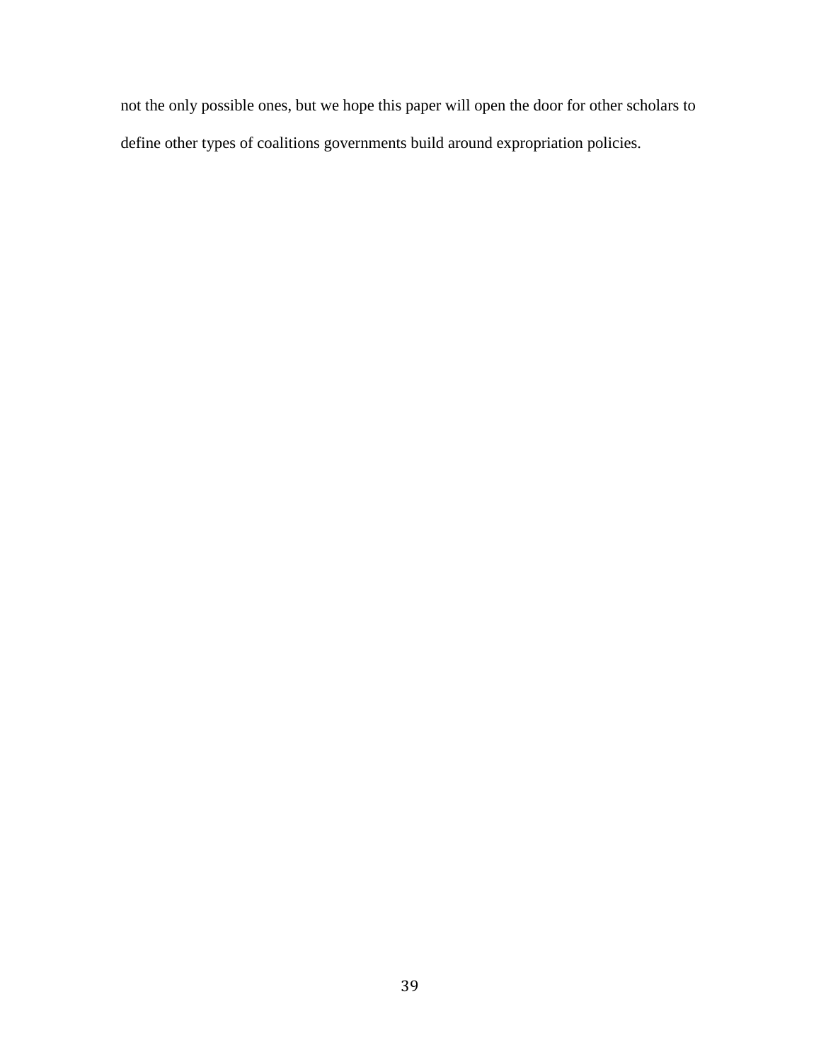not the only possible ones, but we hope this paper will open the door for other scholars to define other types of coalitions governments build around expropriation policies.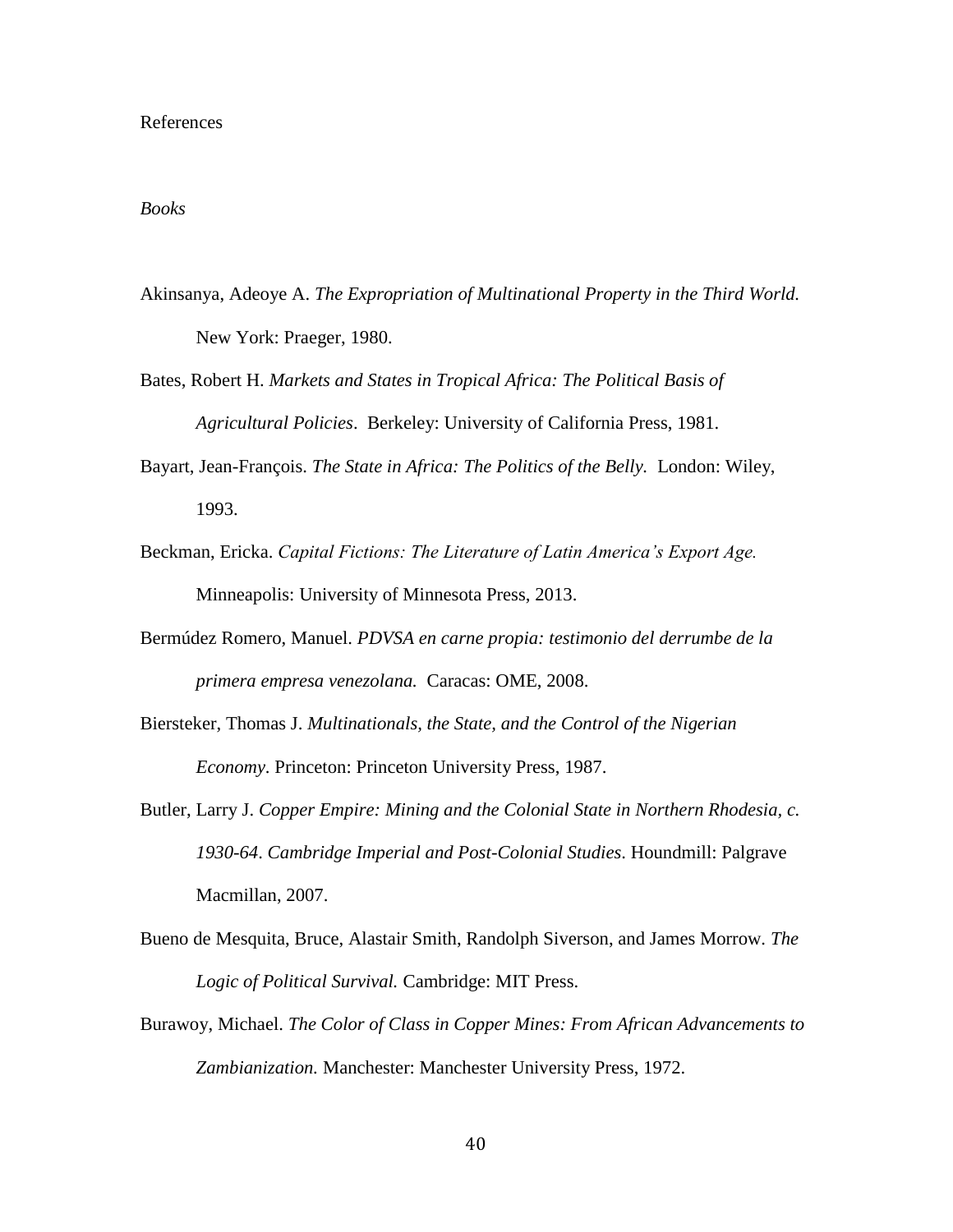# References

## *Books*

Akinsanya, Adeoye A. *The Expropriation of Multinational Property in the Third World.* New York: Praeger, 1980.

Bates, Robert H. *Markets and States in Tropical Africa: The Political Basis of Agricultural Policies*. Berkeley: University of California Press, 1981.

Bayart, Jean-François. *The State in Africa: The Politics of the Belly.* London: Wiley, 1993.

Beckman, Ericka. *Capital Fictions: The Literature of Latin America's Export Age.* Minneapolis: University of Minnesota Press, 2013.

Bermúdez Romero, Manuel. *PDVSA en carne propia: testimonio del derrumbe de la primera empresa venezolana.* Caracas: OME, 2008.

Biersteker, Thomas J. *Multinationals, the State, and the Control of the Nigerian Economy*. Princeton: Princeton University Press, 1987.

Butler, Larry J. *Copper Empire: Mining and the Colonial State in Northern Rhodesia, c. 1930-64*. *Cambridge Imperial and Post-Colonial Studies*. Houndmill: Palgrave Macmillan, 2007.

Bueno de Mesquita, Bruce, Alastair Smith, Randolph Siverson, and James Morrow. *The Logic of Political Survival.* Cambridge: MIT Press.

Burawoy, Michael. *The Color of Class in Copper Mines: From African Advancements to Zambianization.* Manchester: Manchester University Press, 1972.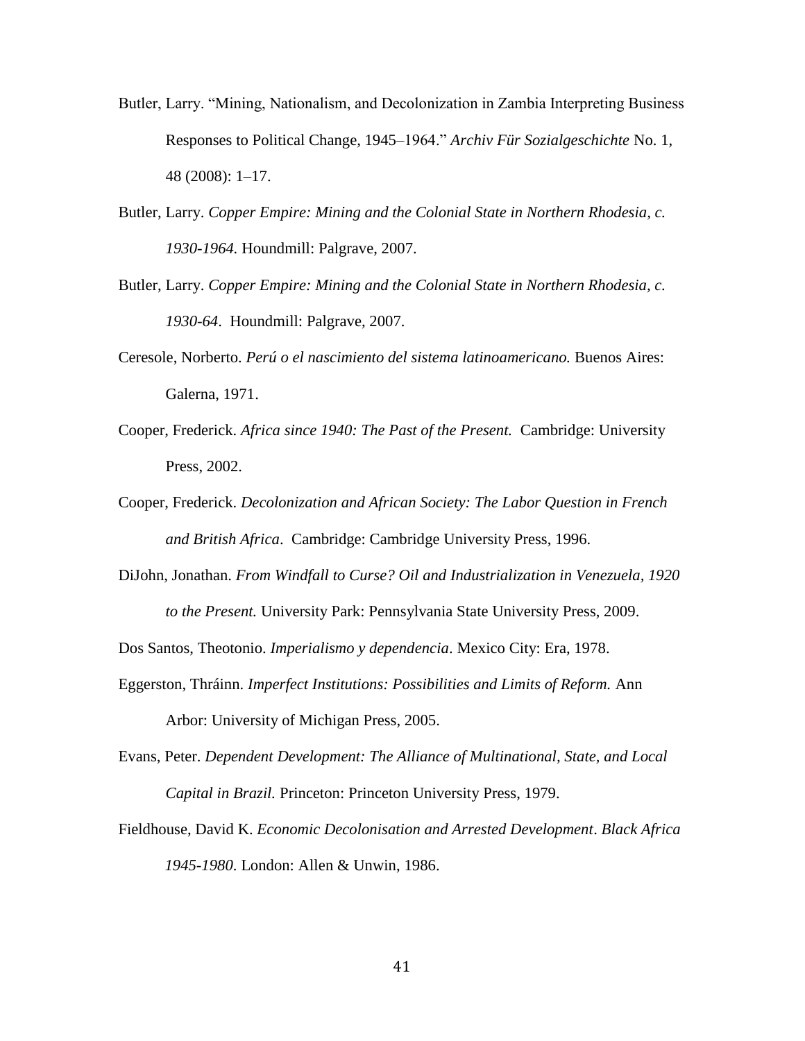Butler, Larry. “Mining, Nationalism, and Decolonization in Zambia Interpreting Business Responses to Political Change, 1945–1964.” *Archiv Für Sozialgeschichte* No. 1, 48 (2008): 1–17.

Butler, Larry. *Copper Empire: Mining and the Colonial State in Northern Rhodesia, c. 1930-1964.* Houndmill: Palgrave, 2007.

Butler, Larry. *Copper Empire: Mining and the Colonial State in Northern Rhodesia, c. 1930-64*. Houndmill: Palgrave, 2007.

Ceresole, Norberto. *Perú o el nascimiento del sistema latinoamericano.* Buenos Aires: Galerna, 1971.

Cooper, Frederick. *Africa since 1940: The Past of the Present.* Cambridge: University Press, 2002.

Cooper, Frederick. *Decolonization and African Society: The Labor Question in French and British Africa*. Cambridge: Cambridge University Press, 1996.

DiJohn, Jonathan. *From Windfall to Curse? Oil and Industrialization in Venezuela, 1920 to the Present.* University Park: Pennsylvania State University Press, 2009.

Dos Santos, Theotonio. *Imperialismo y dependencia*. Mexico City: Era, 1978.

Eggerston, Thráinn. *Imperfect Institutions: Possibilities and Limits of Reform.* Ann Arbor: University of Michigan Press, 2005.

Evans, Peter. *Dependent Development: The Alliance of Multinational, State, and Local Capital in Brazil.* Princeton: Princeton University Press, 1979.

Fieldhouse, David K. *Economic Decolonisation and Arrested Development*. *Black Africa 1945-1980*. London: Allen & Unwin, 1986.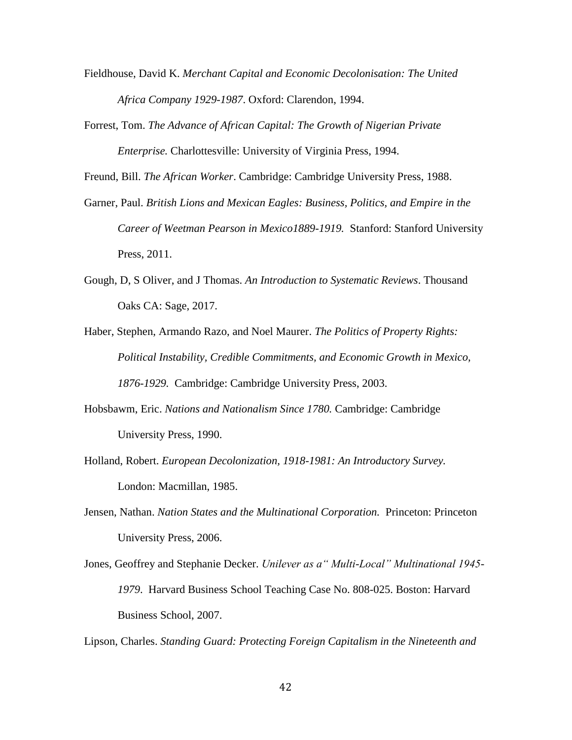Fieldhouse, David K. *Merchant Capital and Economic Decolonisation: The United Africa Company 1929-1987*. Oxford: Clarendon, 1994.

Forrest, Tom. *The Advance of African Capital: The Growth of Nigerian Private Enterprise.* Charlottesville: University of Virginia Press, 1994.

Freund, Bill. *The African Worker*. Cambridge: Cambridge University Press, 1988.

Garner, Paul. *British Lions and Mexican Eagles: Business, Politics, and Empire in the Career of Weetman Pearson in Mexico1889-1919.* Stanford: Stanford University Press, 2011.

Gough, D, S Oliver, and J Thomas. *An Introduction to Systematic Reviews*. Thousand Oaks CA: Sage, 2017.

Haber, Stephen, Armando Razo, and Noel Maurer. *The Politics of Property Rights: Political Instability, Credible Commitments, and Economic Growth in Mexico, 1876-1929.* Cambridge: Cambridge University Press, 2003.

Hobsbawm, Eric. *Nations and Nationalism Since 1780.* Cambridge: Cambridge University Press, 1990.

Holland, Robert. *European Decolonization, 1918-1981: An Introductory Survey.* London: Macmillan, 1985.

Jensen, Nathan. *Nation States and the Multinational Corporation.* Princeton: Princeton University Press, 2006.

Jones, Geoffrey and Stephanie Decker. *Unilever as a" Multi-Local" Multinational 1945-1979*. Harvard Business School Teaching Case No. 808-025. Boston: Harvard Business School, 2007.

Lipson, Charles. *Standing Guard: Protecting Foreign Capitalism in the Nineteenth and*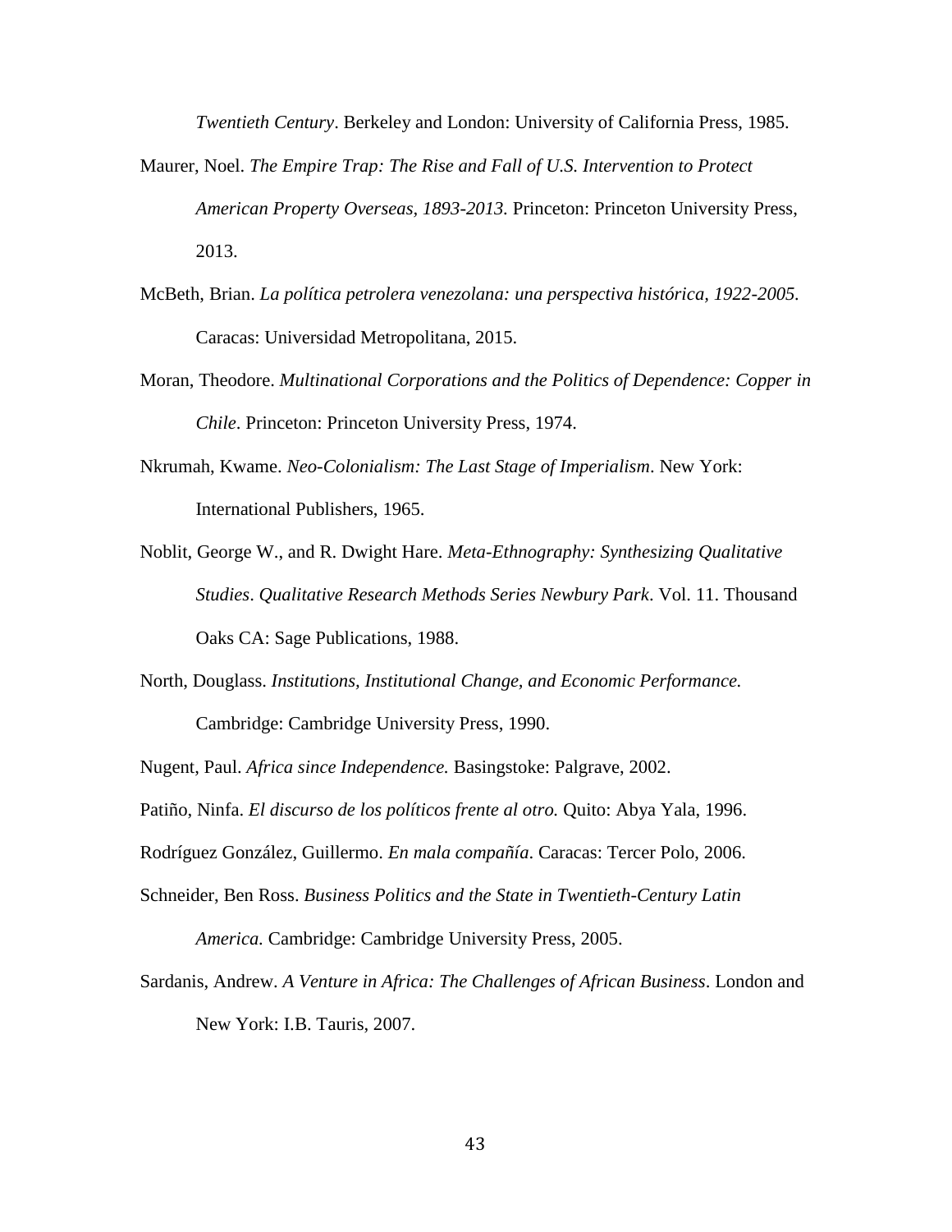*Twentieth Century*. Berkeley and London: University of California Press, 1985.

Maurer, Noel. *The Empire Trap: The Rise and Fall of U.S. Intervention to Protect American Property Overseas, 1893-2013.* Princeton: Princeton University Press, 2013.

McBeth, Brian. *La política petrolera venezolana: una perspectiva histórica, 1922-2005.* Caracas: Universidad Metropolitana, 2015.

Moran, Theodore. *Multinational Corporations and the Politics of Dependence: Copper in Chile*. Princeton: Princeton University Press, 1974.

Nkrumah, Kwame. *Neo-Colonialism: The Last Stage of Imperialism*. New York: International Publishers, 1965.

Noblit, George W., and R. Dwight Hare. *Meta-Ethnography: Synthesizing Qualitative Studies*. *Qualitative Research Methods Series Newbury Park*. Vol. 11. Thousand Oaks CA: Sage Publications, 1988.

North, Douglass. *Institutions, Institutional Change, and Economic Performance.* Cambridge: Cambridge University Press, 1990.

Nugent, Paul. *Africa since Independence.* Basingstoke: Palgrave, 2002.

Patiño, Ninfa. *El discurso de los políticos frente al otro.* Quito: Abya Yala, 1996.

Rodríguez González, Guillermo. *En mala compañía*. Caracas: Tercer Polo, 2006.

Schneider, Ben Ross. *Business Politics and the State in Twentieth-Century Latin America.* Cambridge: Cambridge University Press, 2005.

Sardanis, Andrew. *A Venture in Africa: The Challenges of African Business*. London and New York: I.B. Tauris, 2007.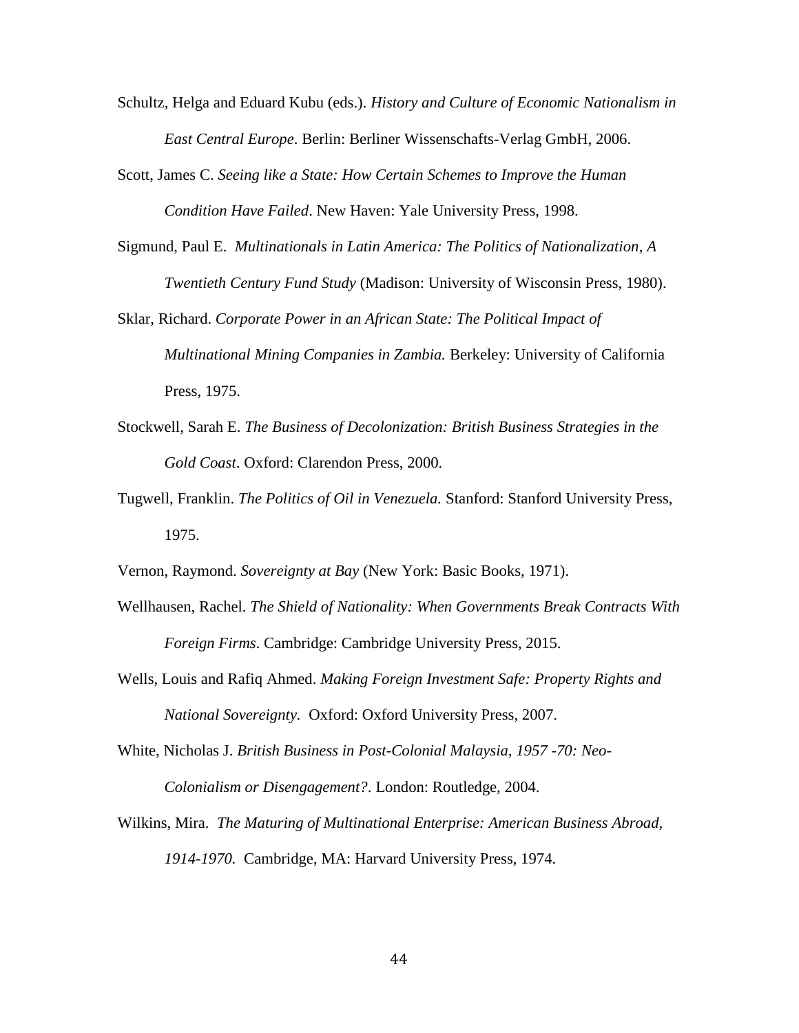Schultz, Helga and Eduard Kubu (eds.). *History and Culture of Economic Nationalism in East Central Europe*. Berlin: Berliner Wissenschafts-Verlag GmbH, 2006.

Scott, James C. *Seeing like a State: How Certain Schemes to Improve the Human Condition Have Failed*. New Haven: Yale University Press, 1998.

Sigmund, Paul E. *Multinationals in Latin America: The Politics of Nationalization, A Twentieth Century Fund Study* (Madison: University of Wisconsin Press, 1980).

Sklar, Richard. *Corporate Power in an African State: The Political Impact of Multinational Mining Companies in Zambia.* Berkeley: University of California Press, 1975.

Stockwell, Sarah E. *The Business of Decolonization: British Business Strategies in the Gold Coast*. Oxford: Clarendon Press, 2000.

Tugwell, Franklin. *The Politics of Oil in Venezuela.* Stanford: Stanford University Press, 1975.

Vernon, Raymond. *Sovereignty at Bay* (New York: Basic Books, 1971).

Wellhausen, Rachel. *The Shield of Nationality: When Governments Break Contracts With Foreign Firms*. Cambridge: Cambridge University Press, 2015.

Wells, Louis and Rafiq Ahmed. *Making Foreign Investment Safe: Property Rights and National Sovereignty.* Oxford: Oxford University Press, 2007.

White, Nicholas J. *British Business in Post-Colonial Malaysia, 1957 -70: Neo-Colonialism or Disengagement?*. London: Routledge, 2004.

Wilkins, Mira. *The Maturing of Multinational Enterprise: American Business Abroad, 1914-1970.* Cambridge, MA: Harvard University Press, 1974.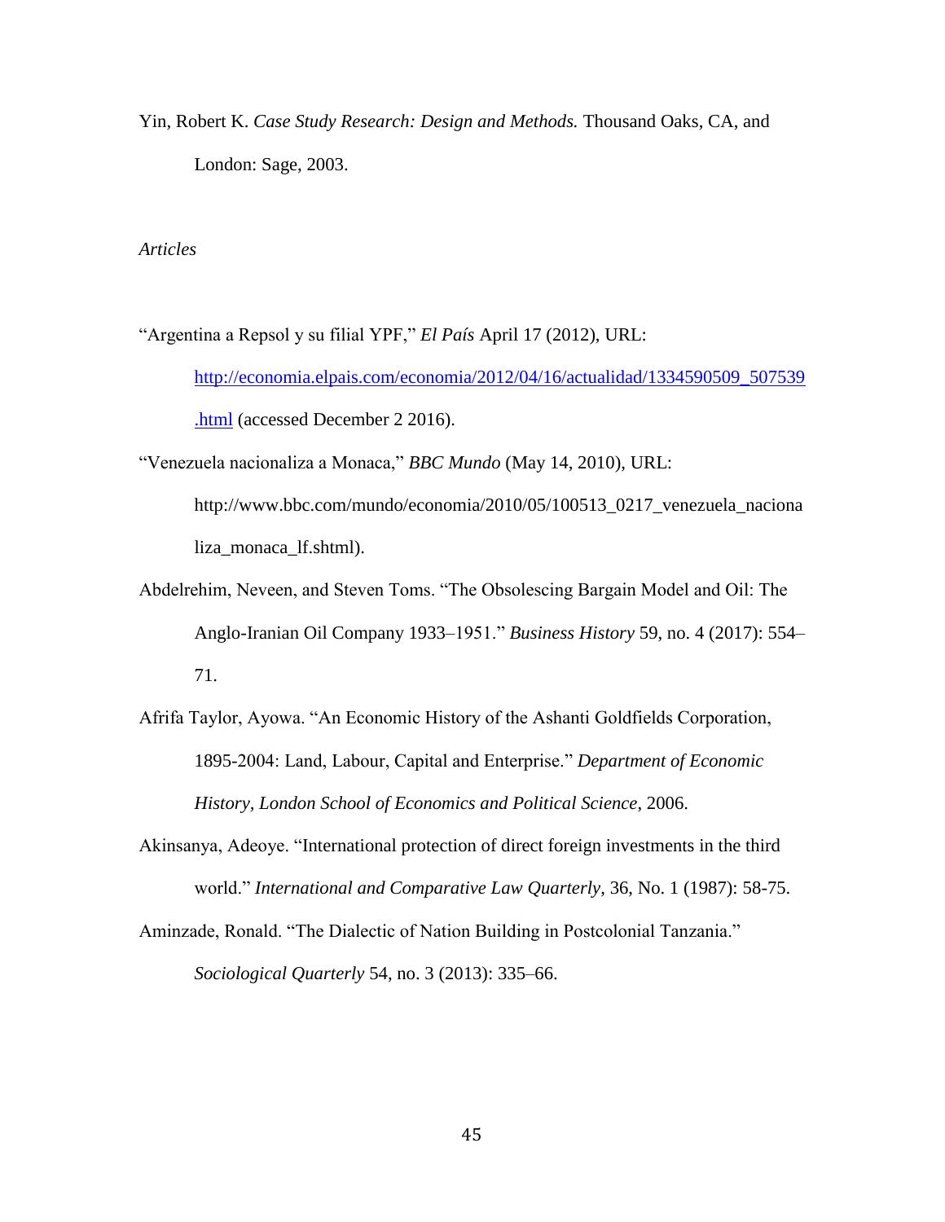Yin, Robert K. *Case Study Research: Design and Methods.* Thousand Oaks, CA, and London: Sage, 2003.

*Articles*

"Argentina a Repsol y su filial YPF," *El País* April 17 (2012), URL: [http://economia.elpais.com/economia/2012/04/16/actualidad/1334590509_507539.html](http://economia.elpais.com/economia/2012/04/16/actualidad/1334590509_507539.html) (accessed December 2 2016).

"Venezuela nacionaliza a Monaca," *BBC Mundo* (May 14, 2010), URL: http://www.bbc.com/mundo/economia/2010/05/100513_0217_venezuela_nacionaliza_monaca_lf.shtml).

Abdelrehim, Neveen, and Steven Toms. "The Obsolescing Bargain Model and Oil: The Anglo-Iranian Oil Company 1933–1951." *Business History* 59, no. 4 (2017): 554–71.

Afrifa Taylor, Ayowa. "An Economic History of the Ashanti Goldfields Corporation, 1895-2004: Land, Labour, Capital and Enterprise." *Department of Economic History, London School of Economics and Political Science*, 2006.

Akinsanya, Adeoye. "International protection of direct foreign investments in the third world." *International and Comparative Law Quarterly*, 36, No. 1 (1987): 58-75.

Aminzade, Ronald. "The Dialectic of Nation Building in Postcolonial Tanzania." *Sociological Quarterly* 54, no. 3 (2013): 335–66.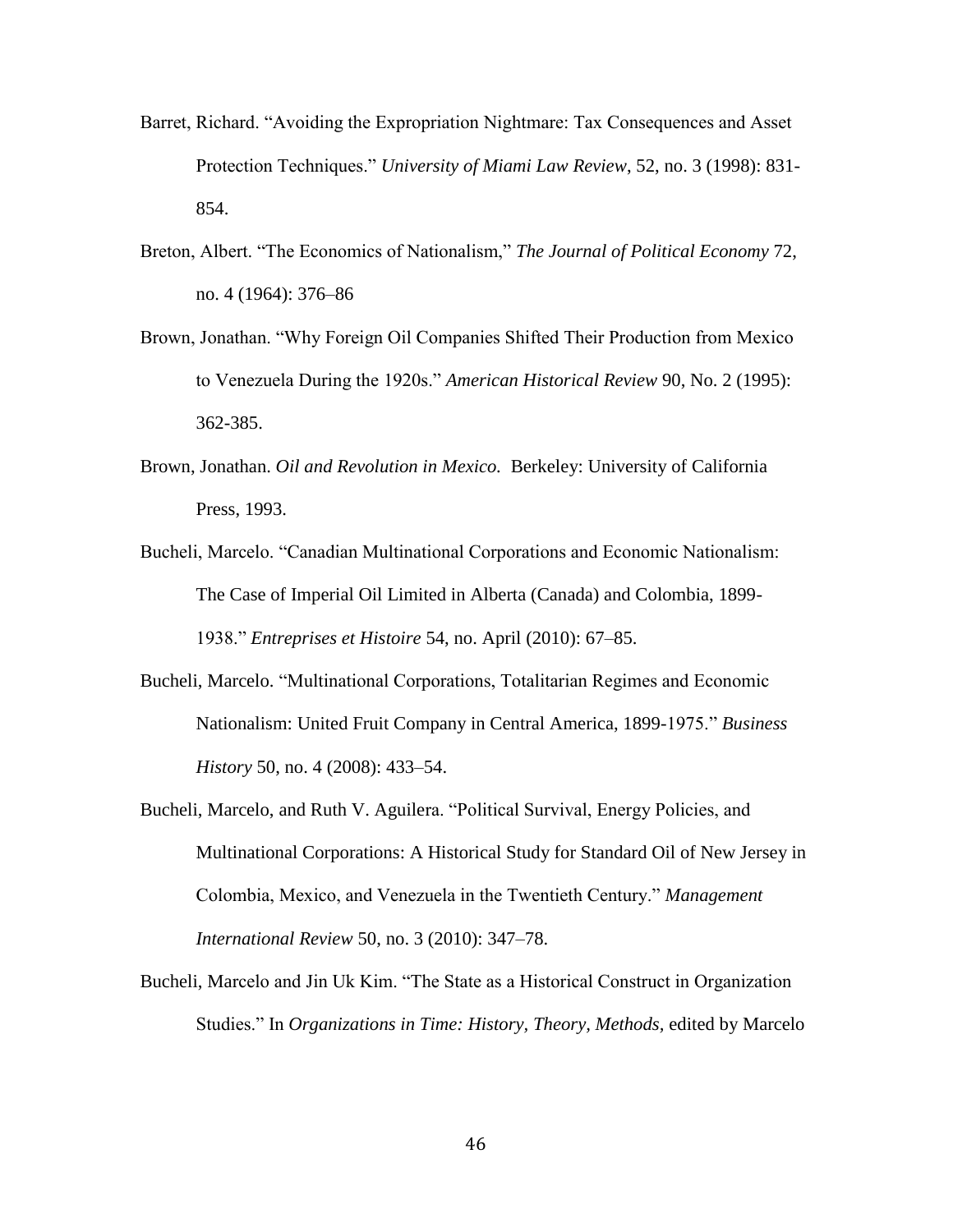Barret, Richard. "Avoiding the Expropriation Nightmare: Tax Consequences and Asset Protection Techniques." *University of Miami Law Review*, 52, no. 3 (1998): 831-854.

Breton, Albert. "The Economics of Nationalism," *The Journal of Political Economy* 72, no. 4 (1964): 376–86

Brown, Jonathan. "Why Foreign Oil Companies Shifted Their Production from Mexico to Venezuela During the 1920s." *American Historical Review* 90, No. 2 (1995): 362-385.

Brown, Jonathan. *Oil and Revolution in Mexico.* Berkeley: University of California Press, 1993.

Bucheli, Marcelo. "Canadian Multinational Corporations and Economic Nationalism: The Case of Imperial Oil Limited in Alberta (Canada) and Colombia, 1899-1938." *Entreprises et Histoire* 54, no. April (2010): 67–85.

Bucheli, Marcelo. "Multinational Corporations, Totalitarian Regimes and Economic Nationalism: United Fruit Company in Central America, 1899-1975." *Business History* 50, no. 4 (2008): 433–54.

Bucheli, Marcelo, and Ruth V. Aguilera. "Political Survival, Energy Policies, and Multinational Corporations: A Historical Study for Standard Oil of New Jersey in Colombia, Mexico, and Venezuela in the Twentieth Century." *Management International Review* 50, no. 3 (2010): 347–78.

Bucheli, Marcelo and Jin Uk Kim. "The State as a Historical Construct in Organization Studies." In *Organizations in Time: History, Theory, Methods,* edited by Marcelo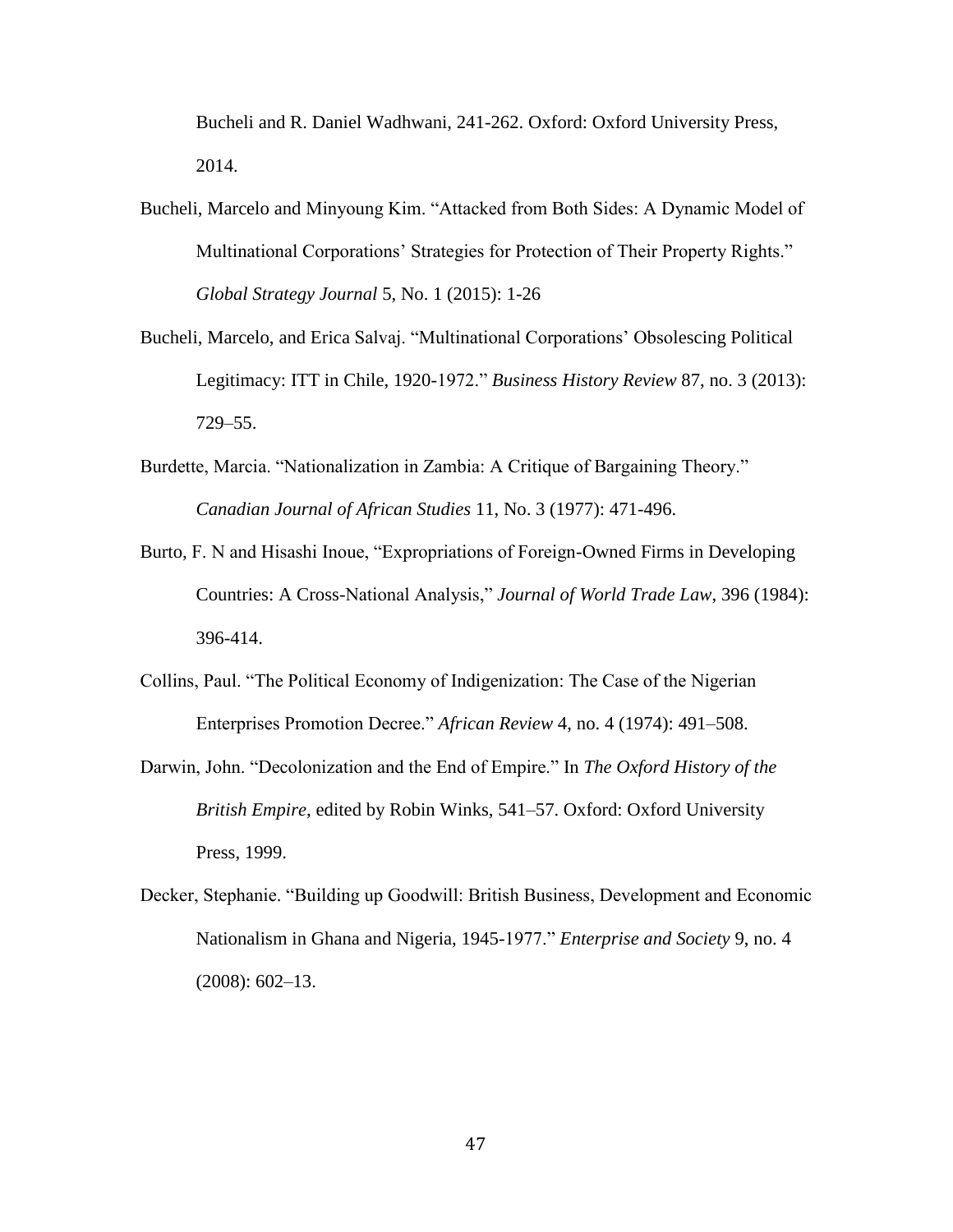Bucheli and R. Daniel Wadhwani, 241-262. Oxford: Oxford University Press, 2014.

Bucheli, Marcelo and Minyoung Kim. "Attacked from Both Sides: A Dynamic Model of Multinational Corporations' Strategies for Protection of Their Property Rights." *Global Strategy Journal* 5, No. 1 (2015): 1-26

Bucheli, Marcelo, and Erica Salvaj. "Multinational Corporations' Obsolescing Political Legitimacy: ITT in Chile, 1920-1972." *Business History Review* 87, no. 3 (2013): 729–55.

Burdette, Marcia. "Nationalization in Zambia: A Critique of Bargaining Theory." *Canadian Journal of African Studies* 11, No. 3 (1977): 471-496.

Burto, F. N and Hisashi Inoue, "Expropriations of Foreign-Owned Firms in Developing Countries: A Cross-National Analysis," *Journal of World Trade Law*, 396 (1984): 396-414.

Collins, Paul. "The Political Economy of Indigenization: The Case of the Nigerian Enterprises Promotion Decree." *African Review* 4, no. 4 (1974): 491–508.

Darwin, John. "Decolonization and the End of Empire." In *The Oxford History of the British Empire*, edited by Robin Winks, 541–57. Oxford: Oxford University Press, 1999.

Decker, Stephanie. "Building up Goodwill: British Business, Development and Economic Nationalism in Ghana and Nigeria, 1945-1977." *Enterprise and Society* 9, no. 4 (2008): 602–13.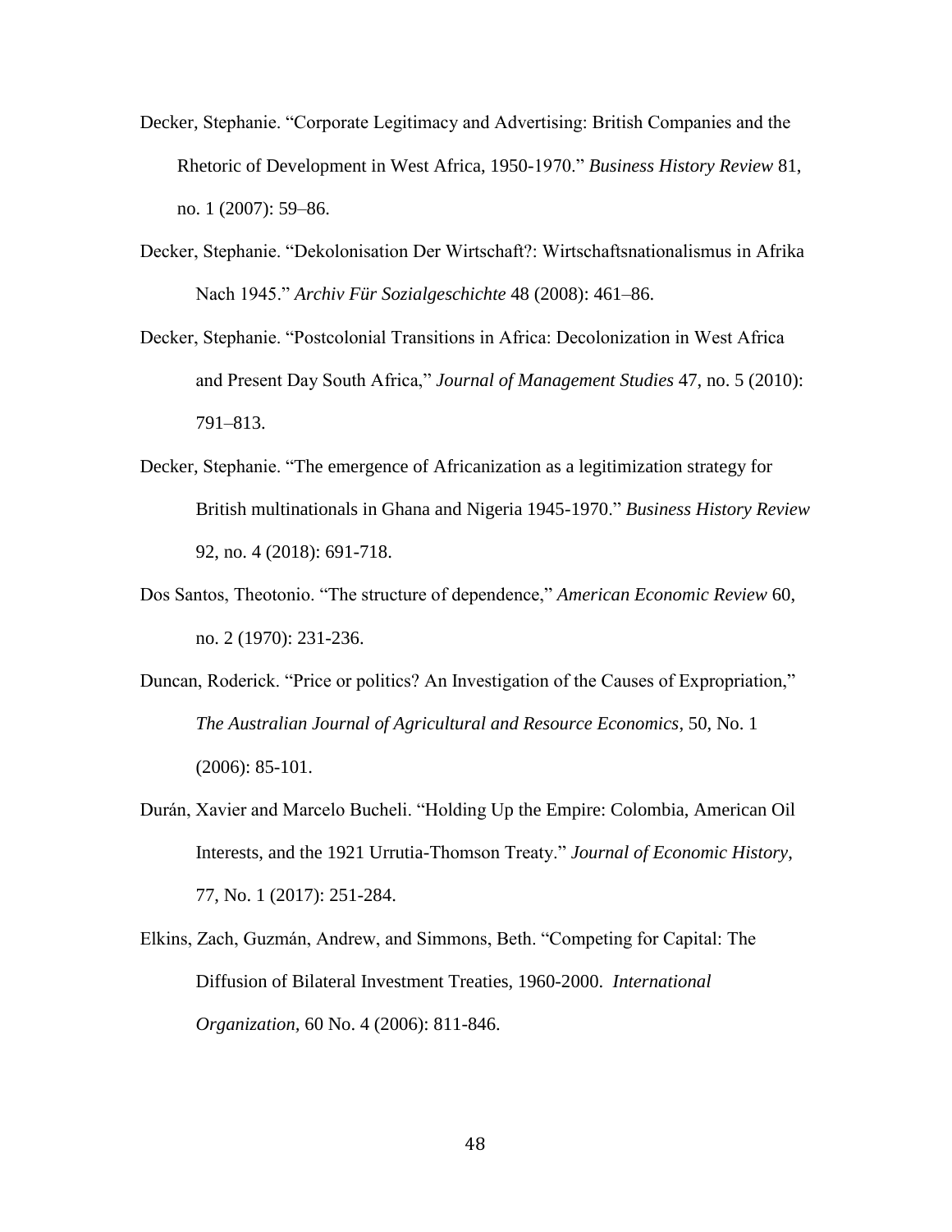Decker, Stephanie. "Corporate Legitimacy and Advertising: British Companies and the Rhetoric of Development in West Africa, 1950-1970." *Business History Review* 81, no. 1 (2007): 59–86.

Decker, Stephanie. "Dekolonisation Der Wirtschaft?: Wirtschaftsnationalismus in Afrika Nach 1945." *Archiv Für Sozialgeschichte* 48 (2008): 461–86.

Decker, Stephanie. "Postcolonial Transitions in Africa: Decolonization in West Africa and Present Day South Africa," *Journal of Management Studies* 47, no. 5 (2010): 791–813.

Decker, Stephanie. "The emergence of Africanization as a legitimization strategy for British multinationals in Ghana and Nigeria 1945-1970." *Business History Review* 92, no. 4 (2018): 691-718.

Dos Santos, Theotonio. "The structure of dependence," *American Economic Review* 60, no. 2 (1970): 231-236.

Duncan, Roderick. "Price or politics? An Investigation of the Causes of Expropriation," *The Australian Journal of Agricultural and Resource Economics*, 50, No. 1 (2006): 85-101.

Durán, Xavier and Marcelo Bucheli. "Holding Up the Empire: Colombia, American Oil Interests, and the 1921 Urrutia-Thomson Treaty." *Journal of Economic History*, 77, No. 1 (2017): 251-284.

Elkins, Zach, Guzmán, Andrew, and Simmons, Beth. "Competing for Capital: The Diffusion of Bilateral Investment Treaties, 1960-2000. *International Organization*, 60 No. 4 (2006): 811-846.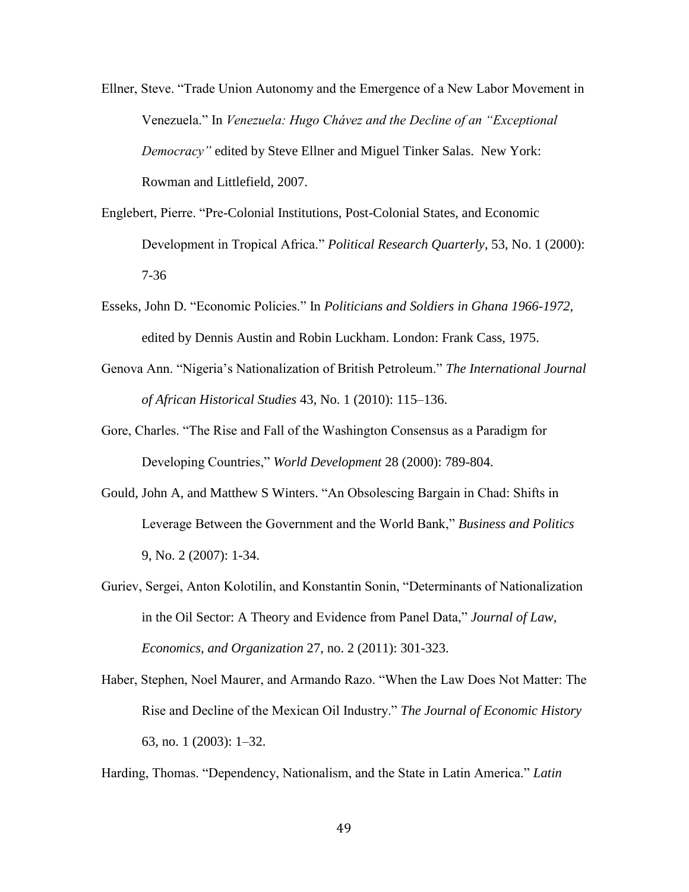Ellner, Steve. "Trade Union Autonomy and the Emergence of a New Labor Movement in Venezuela." In *Venezuela: Hugo Chávez and the Decline of an "Exceptional Democracy"* edited by Steve Ellner and Miguel Tinker Salas. New York: Rowman and Littlefield, 2007.

Englebert, Pierre. "Pre-Colonial Institutions, Post-Colonial States, and Economic Development in Tropical Africa." *Political Research Quarterly*, 53, No. 1 (2000): 7-36

Esseks, John D. "Economic Policies." In *Politicians and Soldiers in Ghana 1966-1972*, edited by Dennis Austin and Robin Luckham. London: Frank Cass, 1975.

Genova Ann. "Nigeria's Nationalization of British Petroleum." *The International Journal of African Historical Studies* 43, No. 1 (2010): 115–136.

Gore, Charles. "The Rise and Fall of the Washington Consensus as a Paradigm for Developing Countries," *World Development* 28 (2000): 789-804.

Gould, John A, and Matthew S Winters. "An Obsolescing Bargain in Chad: Shifts in Leverage Between the Government and the World Bank," *Business and Politics* 9, No. 2 (2007): 1-34.

Guriev, Sergei, Anton Kolotilin, and Konstantin Sonin, "Determinants of Nationalization in the Oil Sector: A Theory and Evidence from Panel Data," *Journal of Law, Economics, and Organization* 27, no. 2 (2011): 301-323.

Haber, Stephen, Noel Maurer, and Armando Razo. "When the Law Does Not Matter: The Rise and Decline of the Mexican Oil Industry." *The Journal of Economic History* 63, no. 1 (2003): 1–32.

Harding, Thomas. "Dependency, Nationalism, and the State in Latin America." *Latin*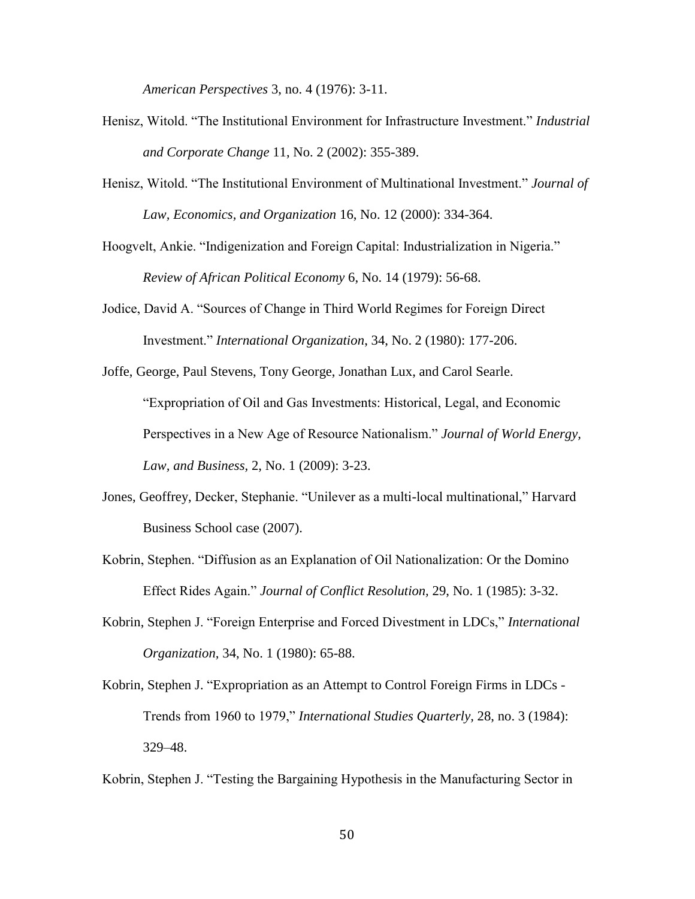*American Perspectives* 3, no. 4 (1976): 3-11.

Henisz, Witold. "The Institutional Environment for Infrastructure Investment." *Industrial and Corporate Change* 11, No. 2 (2002): 355-389.

Henisz, Witold. "The Institutional Environment of Multinational Investment." *Journal of Law, Economics, and Organization* 16, No. 12 (2000): 334-364.

Hoogvelt, Ankie. "Indigenization and Foreign Capital: Industrialization in Nigeria." *Review of African Political Economy* 6, No. 14 (1979): 56-68.

Jodice, David A. "Sources of Change in Third World Regimes for Foreign Direct Investment." *International Organization*, 34, No. 2 (1980): 177-206.

Joffe, George, Paul Stevens, Tony George, Jonathan Lux, and Carol Searle. "Expropriation of Oil and Gas Investments: Historical, Legal, and Economic Perspectives in a New Age of Resource Nationalism." *Journal of World Energy, Law, and Business*, 2, No. 1 (2009): 3-23.

Jones, Geoffrey, Decker, Stephanie. "Unilever as a multi-local multinational," Harvard Business School case (2007).

Kobrin, Stephen. "Diffusion as an Explanation of Oil Nationalization: Or the Domino Effect Rides Again." *Journal of Conflict Resolution*, 29, No. 1 (1985): 3-32.

Kobrin, Stephen J. "Foreign Enterprise and Forced Divestment in LDCs," *International Organization*, 34, No. 1 (1980): 65-88.

Kobrin, Stephen J. "Expropriation as an Attempt to Control Foreign Firms in LDCs - Trends from 1960 to 1979," *International Studies Quarterly*, 28, no. 3 (1984): 329–48.

Kobrin, Stephen J. "Testing the Bargaining Hypothesis in the Manufacturing Sector in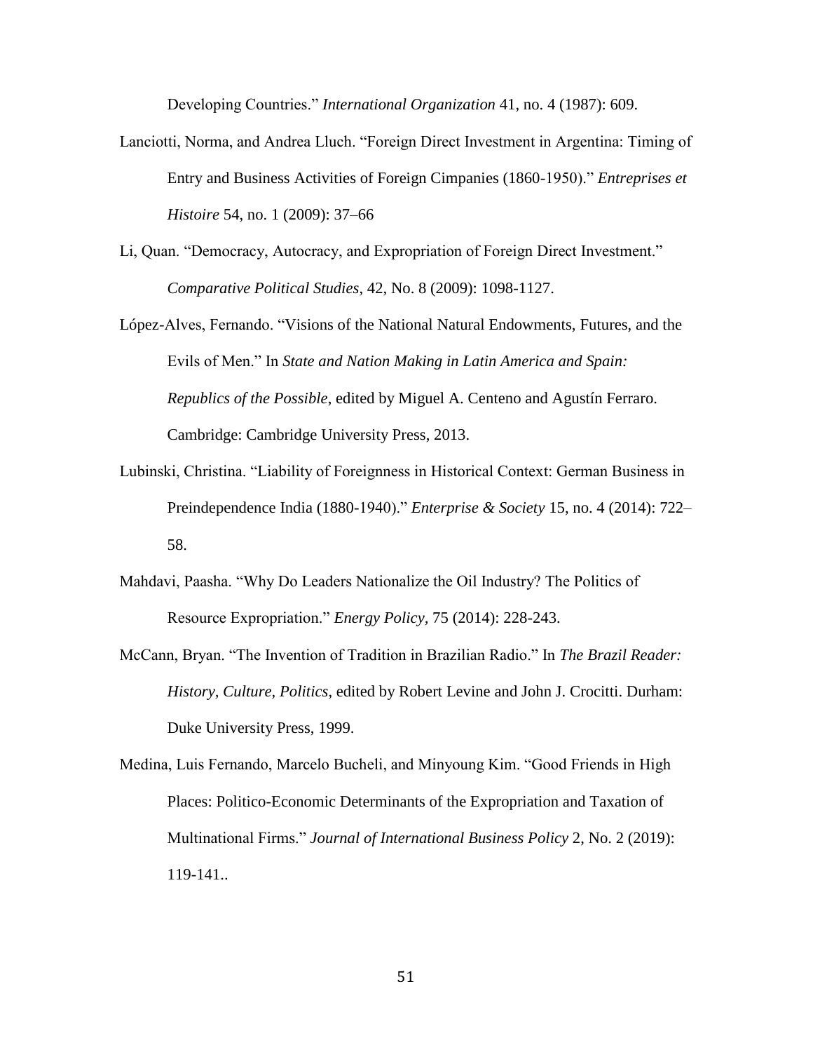Developing Countries." *International Organization* 41, no. 4 (1987): 609.

Lanciotti, Norma, and Andrea Lluch. "Foreign Direct Investment in Argentina: Timing of Entry and Business Activities of Foreign Cimpanies (1860-1950)." *Entreprises et Histoire* 54, no. 1 (2009): 37–66

Li, Quan. "Democracy, Autocracy, and Expropriation of Foreign Direct Investment." *Comparative Political Studies*, 42, No. 8 (2009): 1098-1127.

López-Alves, Fernando. "Visions of the National Natural Endowments, Futures, and the Evils of Men." In *State and Nation Making in Latin America and Spain: Republics of the Possible*, edited by Miguel A. Centeno and Agustín Ferraro. Cambridge: Cambridge University Press, 2013.

Lubinski, Christina. "Liability of Foreignness in Historical Context: German Business in Preindependence India (1880-1940)." *Enterprise & Society* 15, no. 4 (2014): 722–58.

Mahdavi, Paasha. "Why Do Leaders Nationalize the Oil Industry? The Politics of Resource Expropriation." *Energy Policy,* 75 (2014): 228-243.

McCann, Bryan. "The Invention of Tradition in Brazilian Radio." In *The Brazil Reader: History, Culture, Politics*, edited by Robert Levine and John J. Crocitti. Durham: Duke University Press, 1999.

Medina, Luis Fernando, Marcelo Bucheli, and Minyoung Kim. "Good Friends in High Places: Politico-Economic Determinants of the Expropriation and Taxation of Multinational Firms." *Journal of International Business Policy* 2, No. 2 (2019): 119-141..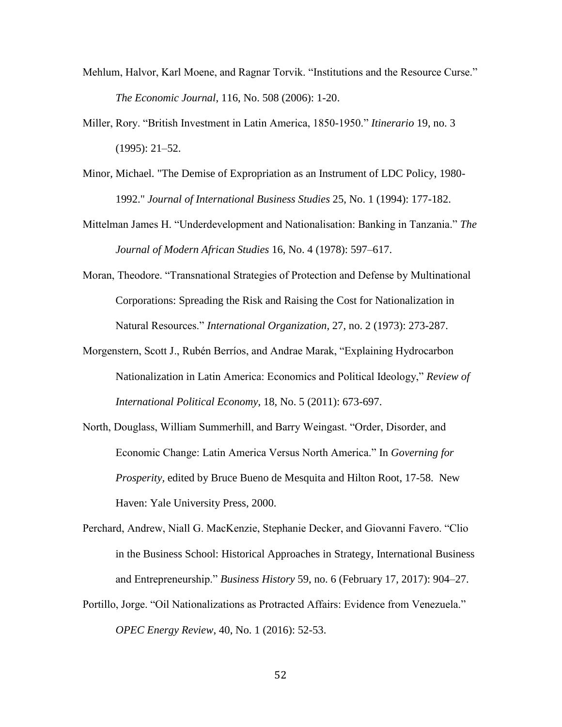Mehlum, Halvor, Karl Moene, and Ragnar Torvik. "Institutions and the Resource Curse." *The Economic Journal*, 116, No. 508 (2006): 1-20.

Miller, Rory. "British Investment in Latin America, 1850-1950." *Itinerario* 19, no. 3 (1995): 21–52.

Minor, Michael. "The Demise of Expropriation as an Instrument of LDC Policy, 1980-1992." *Journal of International Business Studies* 25, No. 1 (1994): 177-182.

Mittelman James H. "Underdevelopment and Nationalisation: Banking in Tanzania." *The Journal of Modern African Studies* 16, No. 4 (1978): 597–617.

Moran, Theodore. "Transnational Strategies of Protection and Defense by Multinational Corporations: Spreading the Risk and Raising the Cost for Nationalization in Natural Resources." *International Organization*, 27, no. 2 (1973): 273-287.

Morgenstern, Scott J., Rubén Berríos, and Andrae Marak, "Explaining Hydrocarbon Nationalization in Latin America: Economics and Political Ideology," *Review of International Political Economy*, 18, No. 5 (2011): 673-697.

North, Douglass, William Summerhill, and Barry Weingast. "Order, Disorder, and Economic Change: Latin America Versus North America." In *Governing for Prosperity*, edited by Bruce Bueno de Mesquita and Hilton Root, 17-58. New Haven: Yale University Press, 2000.

Perchard, Andrew, Niall G. MacKenzie, Stephanie Decker, and Giovanni Favero. "Clio in the Business School: Historical Approaches in Strategy, International Business and Entrepreneurship." *Business History* 59, no. 6 (February 17, 2017): 904–27.

Portillo, Jorge. "Oil Nationalizations as Protracted Affairs: Evidence from Venezuela." *OPEC Energy Review*, 40, No. 1 (2016): 52-53.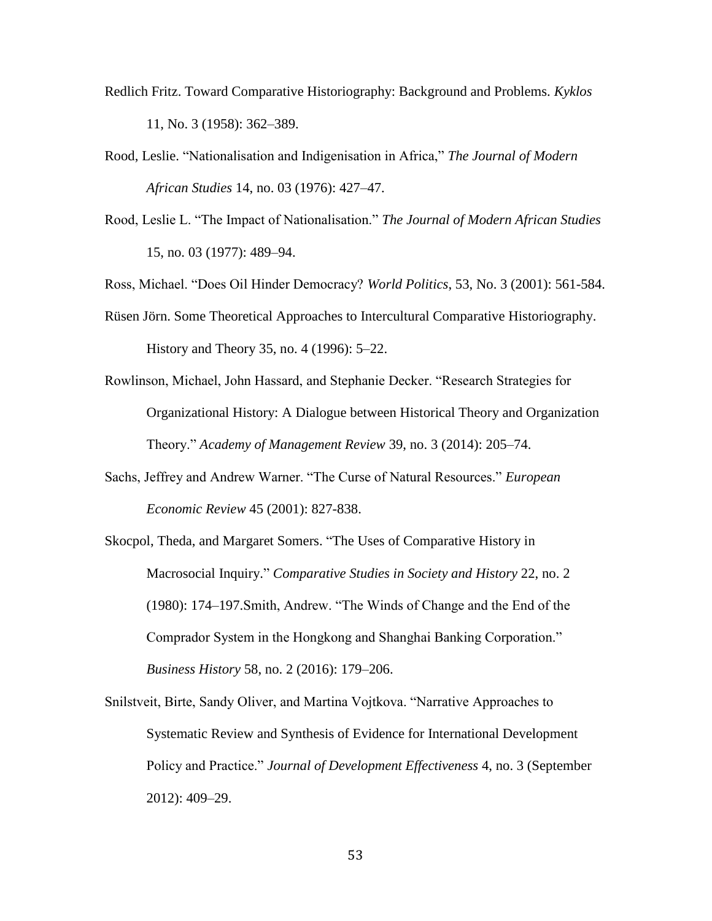Redlich Fritz. Toward Comparative Historiography: Background and Problems. *Kyklos* 11, No. 3 (1958): 362–389.

Rood, Leslie. "Nationalisation and Indigenisation in Africa," *The Journal of Modern African Studies* 14, no. 03 (1976): 427–47.

Rood, Leslie L. "The Impact of Nationalisation." *The Journal of Modern African Studies* 15, no. 03 (1977): 489–94.

Ross, Michael. "Does Oil Hinder Democracy? *World Politics*, 53, No. 3 (2001): 561-584.

Rüsen Jörn. Some Theoretical Approaches to Intercultural Comparative Historiography. History and Theory 35, no. 4 (1996): 5–22.

Rowlinson, Michael, John Hassard, and Stephanie Decker. "Research Strategies for Organizational History: A Dialogue between Historical Theory and Organization Theory." *Academy of Management Review* 39, no. 3 (2014): 205–74.

Sachs, Jeffrey and Andrew Warner. "The Curse of Natural Resources." *European Economic Review* 45 (2001): 827-838.

Skocpol, Theda, and Margaret Somers. "The Uses of Comparative History in Macrosocial Inquiry." *Comparative Studies in Society and History* 22, no. 2 (1980): 174–197.Smith, Andrew. "The Winds of Change and the End of the Comprador System in the Hongkong and Shanghai Banking Corporation." *Business History* 58, no. 2 (2016): 179–206.

Snilstveit, Birte, Sandy Oliver, and Martina Vojtkova. "Narrative Approaches to Systematic Review and Synthesis of Evidence for International Development Policy and Practice." *Journal of Development Effectiveness* 4, no. 3 (September 2012): 409–29.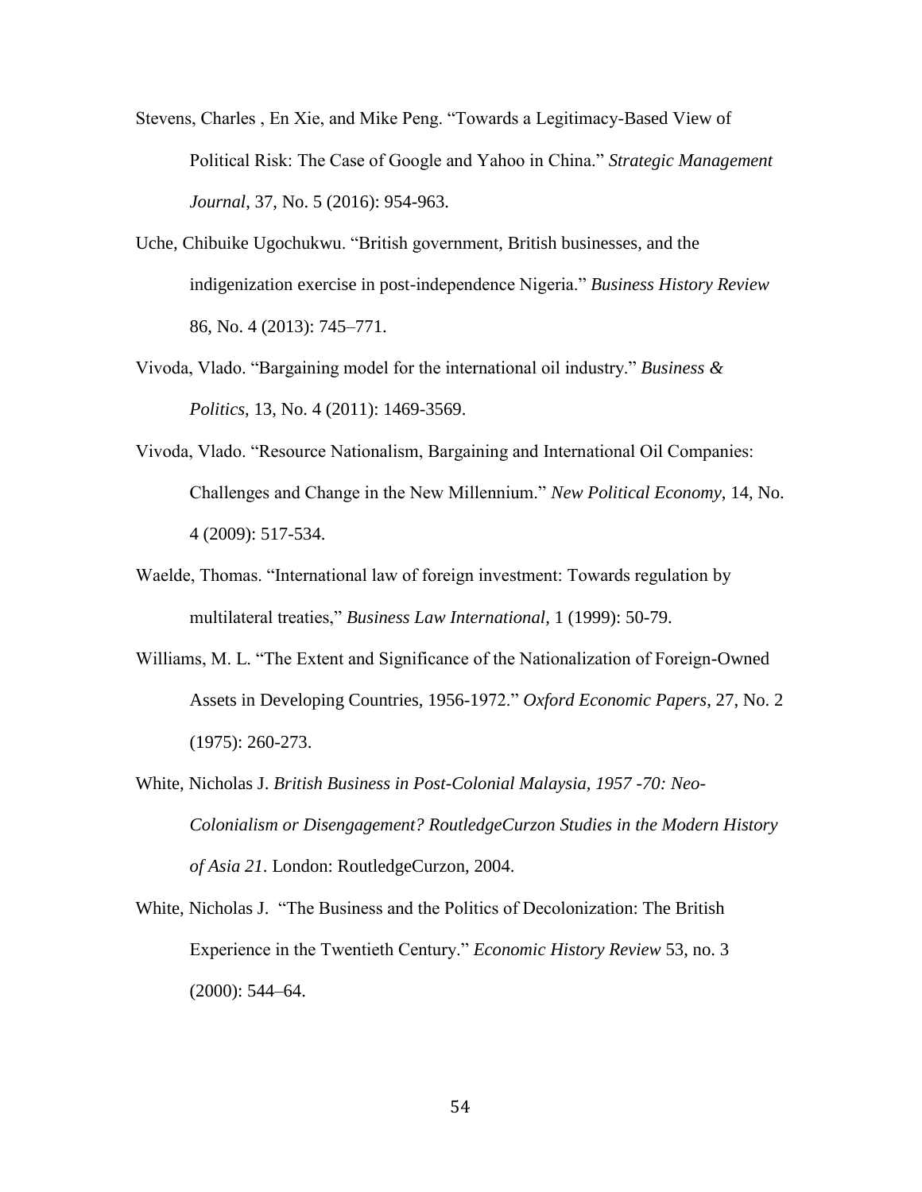Stevens, Charles , En Xie, and Mike Peng. "Towards a Legitimacy-Based View of Political Risk: The Case of Google and Yahoo in China." *Strategic Management Journal*, 37, No. 5 (2016): 954-963.

Uche, Chibuike Ugochukwu. "British government, British businesses, and the indigenization exercise in post-independence Nigeria." *Business History Review* 86, No. 4 (2013): 745–771.

Vivoda, Vlado. "Bargaining model for the international oil industry." *Business & Politics*, 13, No. 4 (2011): 1469-3569.

Vivoda, Vlado. "Resource Nationalism, Bargaining and International Oil Companies: Challenges and Change in the New Millennium." *New Political Economy*, 14, No. 4 (2009): 517-534.

Waelde, Thomas. "International law of foreign investment: Towards regulation by multilateral treaties," *Business Law International*, 1 (1999): 50-79.

Williams, M. L. "The Extent and Significance of the Nationalization of Foreign-Owned Assets in Developing Countries, 1956-1972." *Oxford Economic Papers*, 27, No. 2 (1975): 260-273.

White, Nicholas J. *British Business in Post-Colonial Malaysia, 1957 -70: Neo-Colonialism or Disengagement? RoutledgeCurzon Studies in the Modern History of Asia 21*. London: RoutledgeCurzon, 2004.

White, Nicholas J.  "The Business and the Politics of Decolonization: The British Experience in the Twentieth Century." *Economic History Review* 53, no. 3 (2000): 544–64.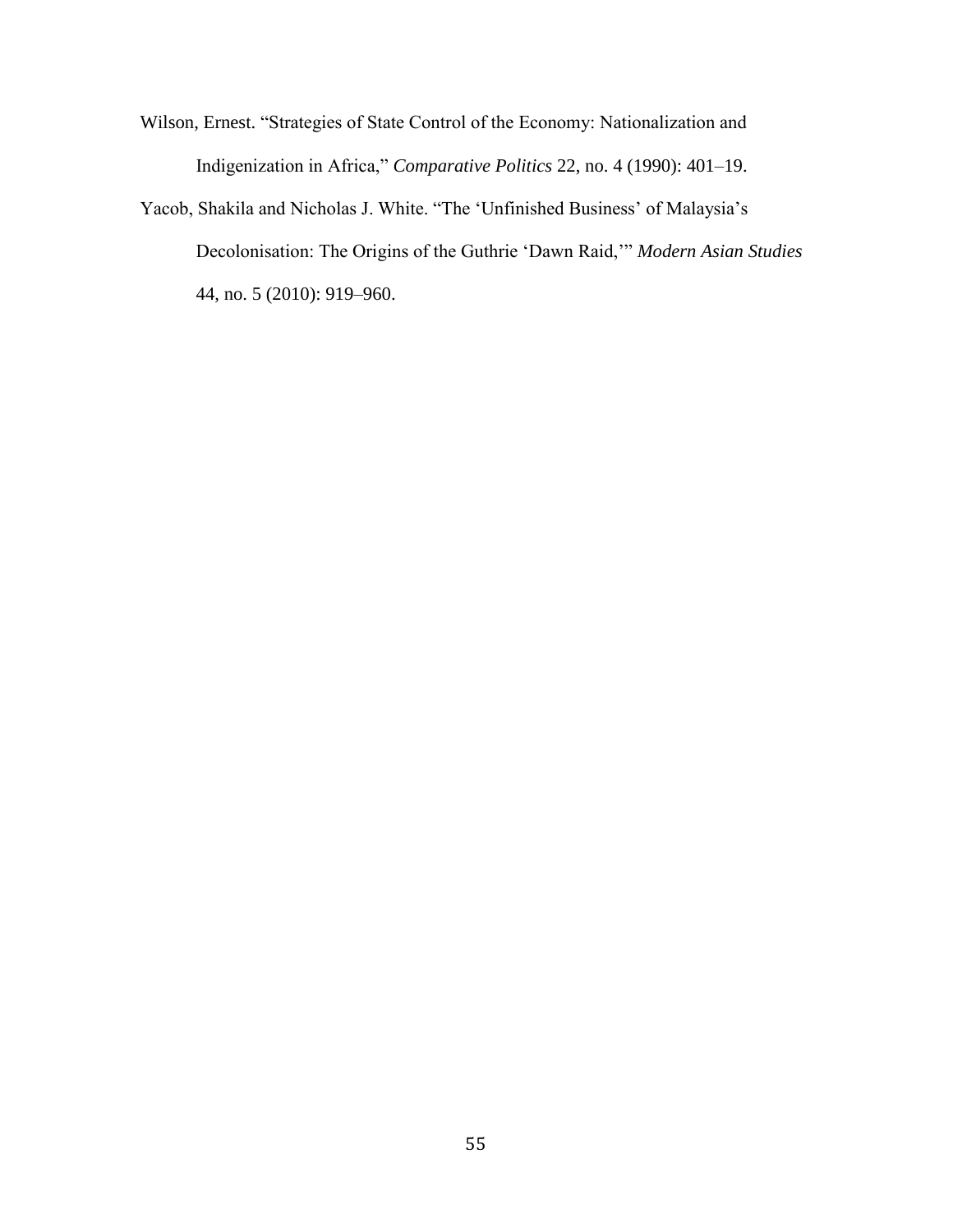Wilson, Ernest. "Strategies of State Control of the Economy: Nationalization and Indigenization in Africa," *Comparative Politics* 22, no. 4 (1990): 401–19.

Yacob, Shakila and Nicholas J. White. "The 'Unfinished Business' of Malaysia's Decolonisation: The Origins of the Guthrie 'Dawn Raid,'" *Modern Asian Studies* 44, no. 5 (2010): 919–960.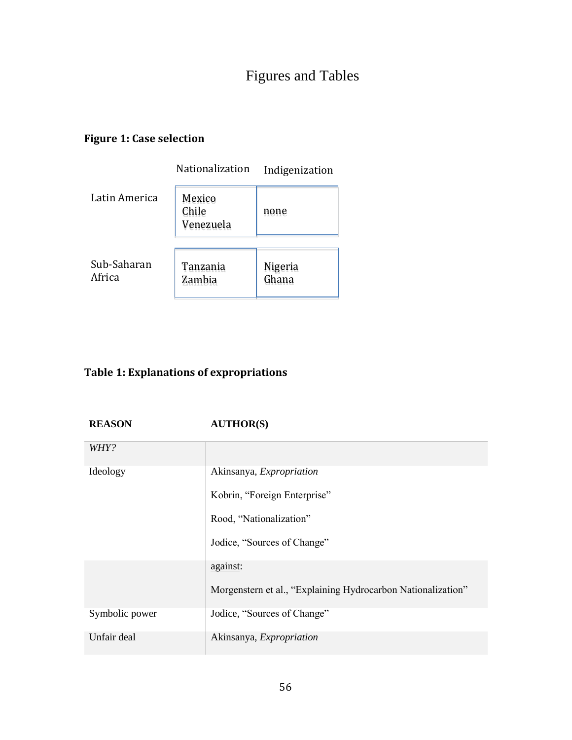# Figures and Tables

**Figure 1: Case selection**

| | Nationalization | Indigenization |
|---|---|---|
| Latin America | Mexico<br>Chile<br>Venezuela | none |
| Sub-Saharan Africa | Tanzania<br>Zambia | Nigeria<br>Ghana |

**Table 1: Explanations of expropriations**

| REASON | AUTHOR(S) |
|---|---|
| *WHY?* | |
| Ideology | Akinsanya, *Expropriation*<br>Kobrin, "Foreign Enterprise"<br>Rood, "Nationalization"<br>Jodice, "Sources of Change" |
| | against:<br>Morgenstern et al., "Explaining Hydrocarbon Nationalization" |
| Symbolic power | Jodice, "Sources of Change" |
| Unfair deal | Akinsanya, *Expropriation* |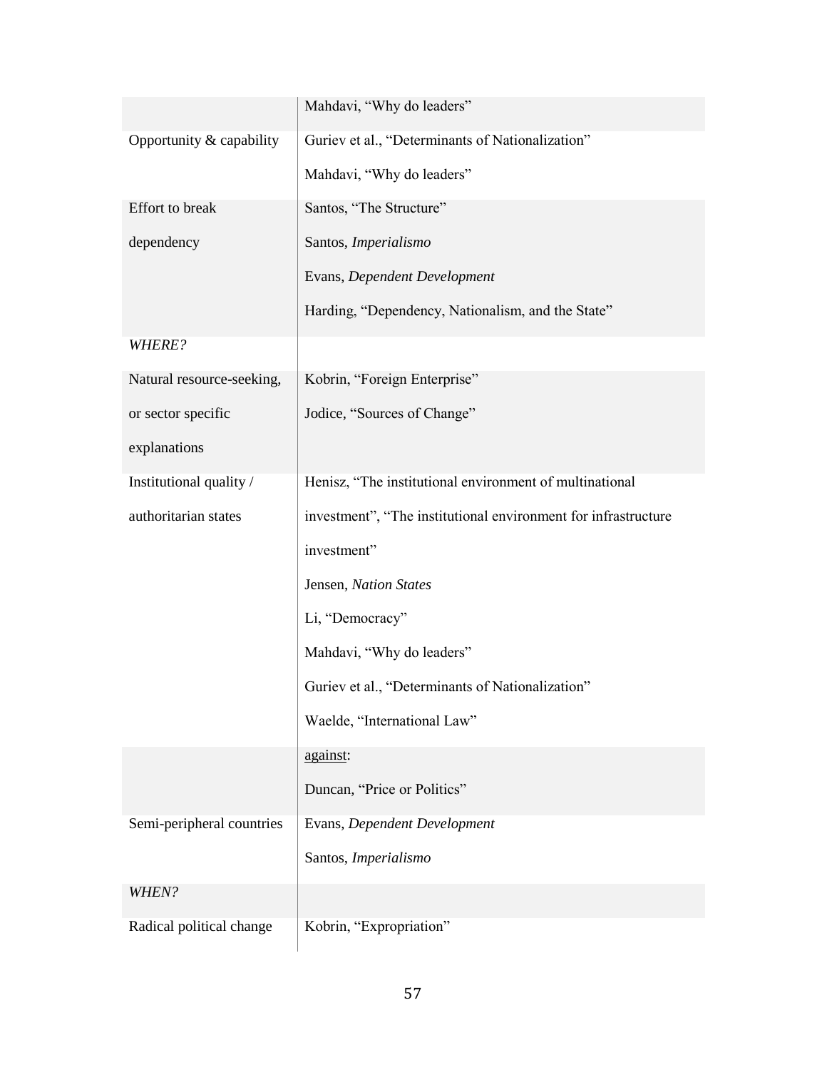| | |
|---|---|
| | Mahdavi, "Why do leaders" |
| Opportunity & capability | Guriev et al., "Determinants of Nationalization"<br>Mahdavi, "Why do leaders" |
| Effort to break dependency | Santos, "The Structure"<br>Santos, *Imperialismo*<br>Evans, *Dependent Development*<br>Harding, "Dependency, Nationalism, and the State" |
| *WHERE?* | |
| Natural resource-seeking, or sector specific explanations | Kobrin, "Foreign Enterprise"<br>Jodice, "Sources of Change" |
| Institutional quality / authoritarian states | Henisz, "The institutional environment of multinational investment", "The institutional environment for infrastructure investment"<br>Jensen, *Nation States*<br>Li, "Democracy"<br>Mahdavi, "Why do leaders"<br>Guriev et al., "Determinants of Nationalization"<br>Waelde, "International Law" |
| | <u>against</u>:<br>Duncan, "Price or Politics" |
| Semi-peripheral countries | Evans, *Dependent Development*<br>Santos, *Imperialismo* |
| *WHEN?* | |
| Radical political change | Kobrin, "Expropriation" |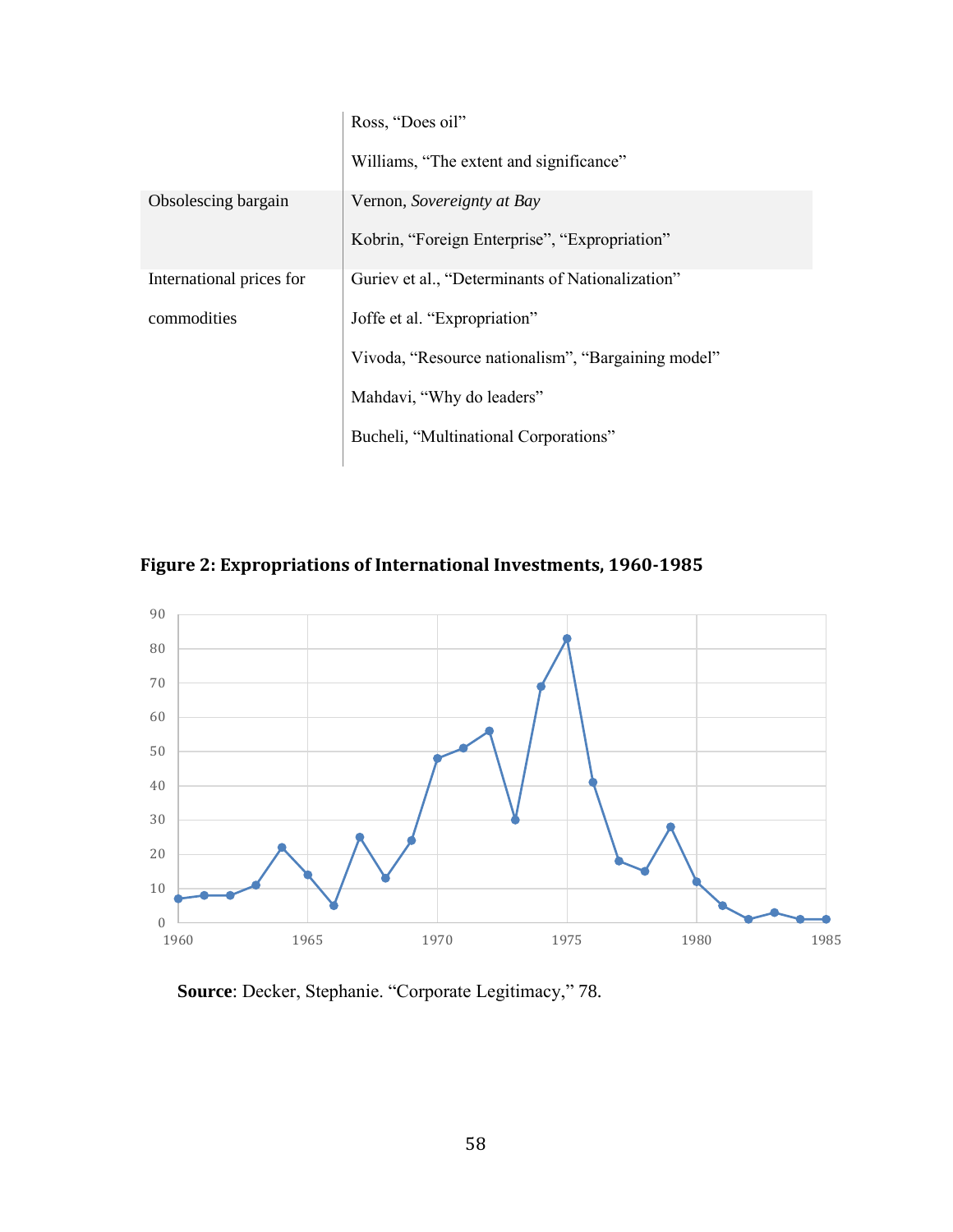| | |
|---|---|
| | Ross, "Does oil" |
| | Williams, "The extent and significance" |
| Obsolescing bargain | Vernon, *Sovereignty at Bay* |
| | Kobrin, "Foreign Enterprise", "Expropriation" |
| International prices for commodities | Guriev et al., "Determinants of Nationalization" |
| | Joffe et al. "Expropriation" |
| | Vivoda, "Resource nationalism", "Bargaining model" |
| | Mahdavi, "Why do leaders" |
| | Bucheli, "Multinational Corporations" |

**Figure 2: Expropriations of International Investments, 1960-1985**

**Source**: Decker, Stephanie. "Corporate Legitimacy," 78.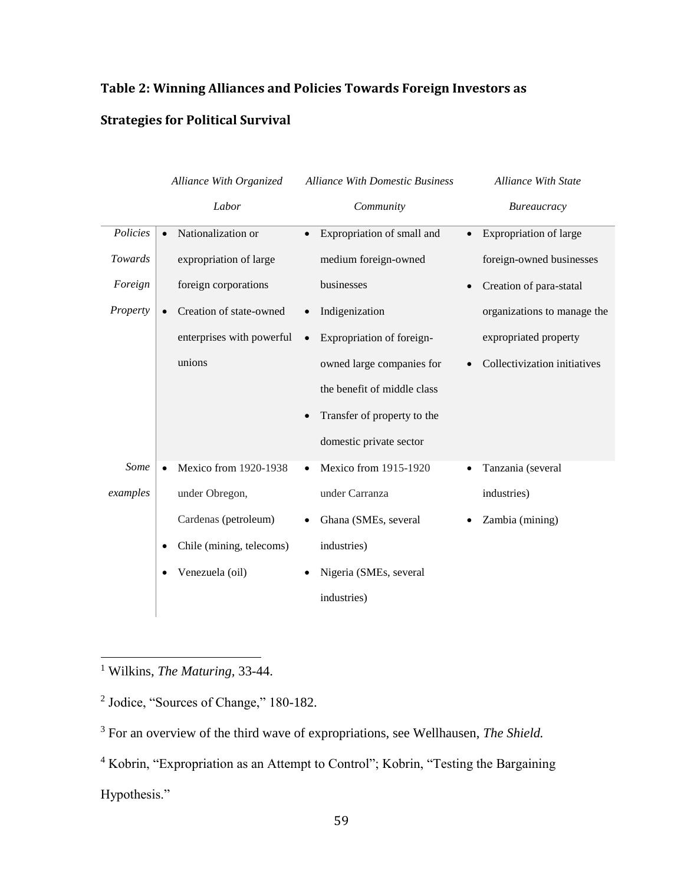**Table 2: Winning Alliances and Policies Towards Foreign Investors as Strategies for Political Survival**

| | *Alliance With Organized Labor* | *Alliance With Domestic Business Community* | *Alliance With State Bureaucracy* |
|---|---|---|---|
| *Policies Towards Foreign Property* | • Nationalization or expropriation of large foreign corporations<br>• Creation of state-owned enterprises with powerful unions | • Expropriation of small and medium foreign-owned businesses<br>• Indigenization<br>• Expropriation of foreign-owned large companies for the benefit of middle class<br>• Transfer of property to the domestic private sector | • Expropriation of large foreign-owned businesses<br>• Creation of para-statal organizations to manage the expropriated property<br>• Collectivization initiatives |
| *Some examples* | • Mexico from 1920-1938 under Obregon, Cardenas (petroleum)<br>• Chile (mining, telecoms)<br>• Venezuela (oil) | • Mexico from 1915-1920 under Carranza<br>• Ghana (SMEs, several industries)<br>• Nigeria (SMEs, several industries) | • Tanzania (several industries)<br>• Zambia (mining) |

---

[1] Wilkins, *The Maturing*, 33-44.

[2] Jodice, "Sources of Change," 180-182.

[3] For an overview of the third wave of expropriations, see Wellhausen, *The Shield.*

[4] Kobrin, "Expropriation as an Attempt to Control"; Kobrin, "Testing the Bargaining Hypothesis."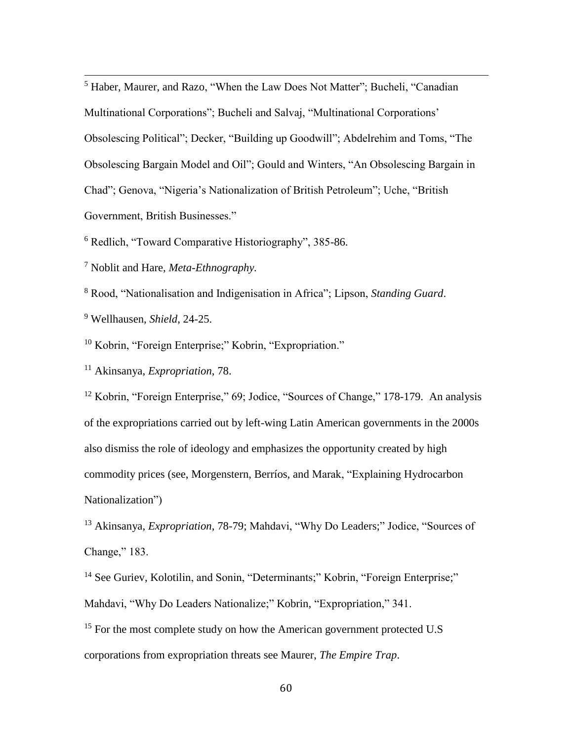[5] Haber, Maurer, and Razo, "When the Law Does Not Matter"; Bucheli, "Canadian Multinational Corporations"; Bucheli and Salvaj, "Multinational Corporations' Obsolescing Political"; Decker, "Building up Goodwill"; Abdelrehim and Toms, "The Obsolescing Bargain Model and Oil"; Gould and Winters, "An Obsolescing Bargain in Chad"; Genova, "Nigeria's Nationalization of British Petroleum"; Uche, "British Government, British Businesses."

[6] Redlich, "Toward Comparative Historiography", 385-86.

[7] Noblit and Hare, *Meta-Ethnography.*

[8] Rood, "Nationalisation and Indigenisation in Africa"; Lipson, *Standing Guard*.

[9] Wellhausen, *Shield*, 24-25.

[10] Kobrin, "Foreign Enterprise;" Kobrin, "Expropriation."

[11] Akinsanya, *Expropriation*, 78.

[12] Kobrin, "Foreign Enterprise," 69; Jodice, "Sources of Change," 178-179. An analysis of the expropriations carried out by left-wing Latin American governments in the 2000s also dismiss the role of ideology and emphasizes the opportunity created by high commodity prices (see, Morgenstern, Berríos, and Marak, "Explaining Hydrocarbon Nationalization")

[13] Akinsanya, *Expropriation*, 78-79; Mahdavi, "Why Do Leaders;" Jodice, "Sources of Change," 183.

[14] See Guriev, Kolotilin, and Sonin, "Determinants;" Kobrin, "Foreign Enterprise;" Mahdavi, "Why Do Leaders Nationalize;" Kobrin, "Expropriation," 341.

[15] For the most complete study on how the American government protected U.S corporations from expropriation threats see Maurer, *The Empire Trap*.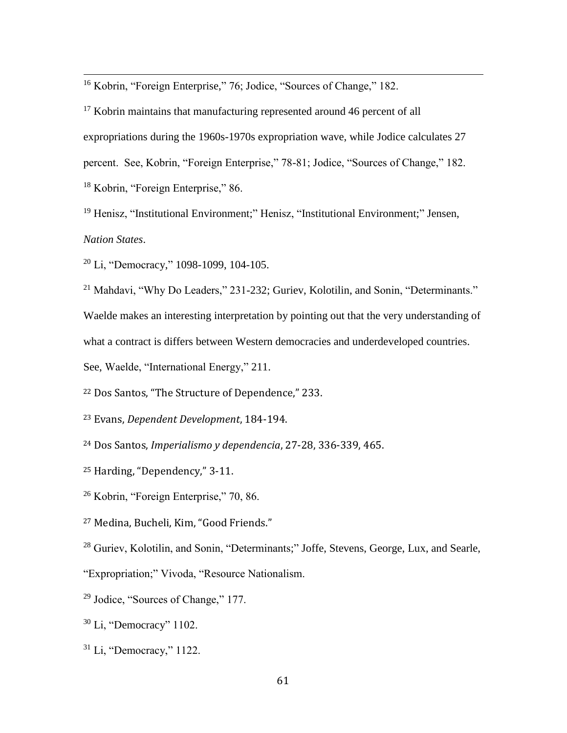[16] Kobrin, "Foreign Enterprise," 76; Jodice, "Sources of Change," 182.

[17] Kobrin maintains that manufacturing represented around 46 percent of all expropriations during the 1960s-1970s expropriation wave, while Jodice calculates 27 percent. See, Kobrin, "Foreign Enterprise," 78-81; Jodice, "Sources of Change," 182.

[18] Kobrin, "Foreign Enterprise," 86.

[19] Henisz, "Institutional Environment;" Henisz, "Institutional Environment;" Jensen, *Nation States*.

[20] Li, "Democracy," 1098-1099, 104-105.

[21] Mahdavi, "Why Do Leaders," 231-232; Guriev, Kolotilin, and Sonin, "Determinants." Waelde makes an interesting interpretation by pointing out that the very understanding of what a contract is differs between Western democracies and underdeveloped countries. See, Waelde, "International Energy," 211.

[22] Dos Santos, "The Structure of Dependence," 233.

[23] Evans, *Dependent Development*, 184-194.

[24] Dos Santos, *Imperialismo y dependencia*, 27-28, 336-339, 465.

[25] Harding, "Dependency," 3-11.

[26] Kobrin, "Foreign Enterprise," 70, 86.

[27] Medina, Bucheli, Kim, "Good Friends."

[28] Guriev, Kolotilin, and Sonin, "Determinants;" Joffe, Stevens, George, Lux, and Searle, "Expropriation;" Vivoda, "Resource Nationalism.

[29] Jodice, "Sources of Change," 177.

[30] Li, "Democracy" 1102.

[31] Li, "Democracy," 1122.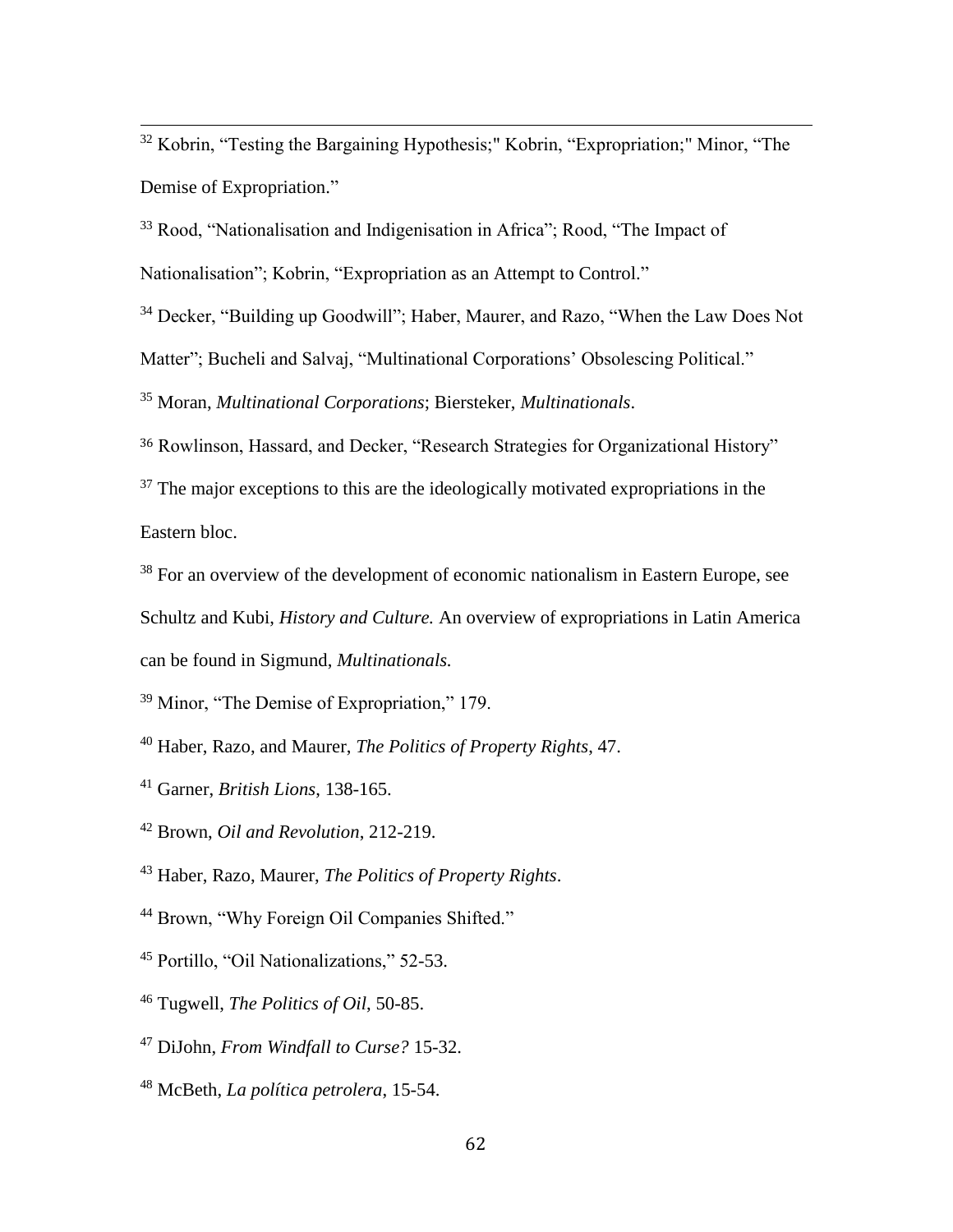[32] Kobrin, “Testing the Bargaining Hypothesis;" Kobrin, “Expropriation;" Minor, “The Demise of Expropriation.”

[33] Rood, “Nationalisation and Indigenisation in Africa”; Rood, “The Impact of Nationalisation”; Kobrin, “Expropriation as an Attempt to Control.”

[34] Decker, “Building up Goodwill”; Haber, Maurer, and Razo, “When the Law Does Not Matter”; Bucheli and Salvaj, “Multinational Corporations’ Obsolescing Political.”

[35] Moran, *Multinational Corporations*; Biersteker, *Multinationals*.

[36] Rowlinson, Hassard, and Decker, “Research Strategies for Organizational History”

[37] The major exceptions to this are the ideologically motivated expropriations in the Eastern bloc.

[38] For an overview of the development of economic nationalism in Eastern Europe, see Schultz and Kubi, *History and Culture.* An overview of expropriations in Latin America can be found in Sigmund, *Multinationals.*

[39] Minor, “The Demise of Expropriation,” 179.

[40] Haber, Razo, and Maurer, *The Politics of Property Rights*, 47.

[41] Garner, *British Lions*, 138-165.

[42] Brown, *Oil and Revolution*, 212-219.

[43] Haber, Razo, Maurer, *The Politics of Property Rights*.

[44] Brown, “Why Foreign Oil Companies Shifted.”

[45] Portillo, “Oil Nationalizations,” 52-53.

[46] Tugwell, *The Politics of Oil,* 50-85.

[47] DiJohn, *From Windfall to Curse?* 15-32.

[48] McBeth, *La política petrolera*, 15-54.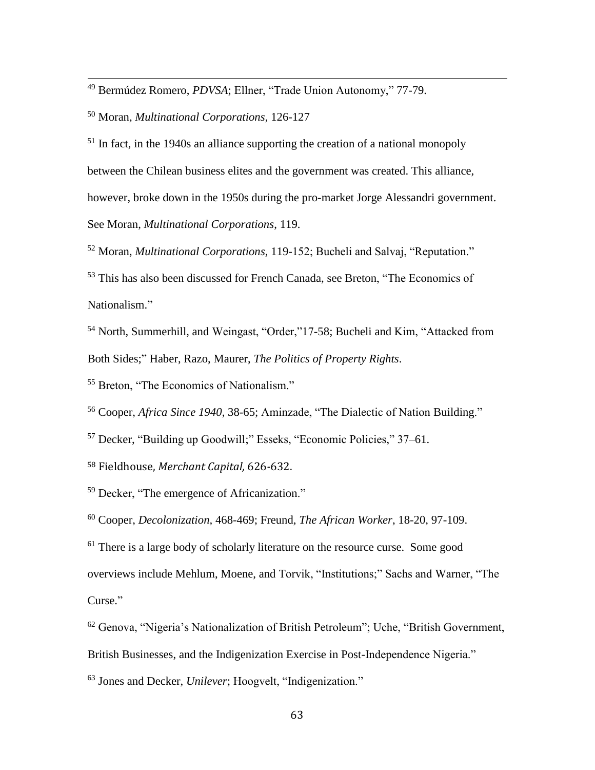[49] Bermúdez Romero, *PDVSA*; Ellner, "Trade Union Autonomy," 77-79.

[50] Moran, *Multinational Corporations*, 126-127

[51] In fact, in the 1940s an alliance supporting the creation of a national monopoly between the Chilean business elites and the government was created. This alliance, however, broke down in the 1950s during the pro-market Jorge Alessandri government. See Moran, *Multinational Corporations*, 119.

[52] Moran, *Multinational Corporations*, 119-152; Bucheli and Salvaj, "Reputation."

[53] This has also been discussed for French Canada, see Breton, "The Economics of Nationalism."

[54] North, Summerhill, and Weingast, "Order,"17-58; Bucheli and Kim, "Attacked from Both Sides;" Haber, Razo, Maurer, *The Politics of Property Rights*.

[55] Breton, "The Economics of Nationalism."

[56] Cooper, *Africa Since 1940*, 38-65; Aminzade, "The Dialectic of Nation Building."

[57] Decker, "Building up Goodwill;" Esseks, "Economic Policies," 37–61.

[58] Fieldhouse, *Merchant Capital,* 626-632.

[59] Decker, "The emergence of Africanization."

[60] Cooper, *Decolonization*, 468-469; Freund, *The African Worker*, 18-20, 97-109.

[61] There is a large body of scholarly literature on the resource curse. Some good overviews include Mehlum, Moene, and Torvik, "Institutions;" Sachs and Warner, "The Curse."

[62] Genova, "Nigeria's Nationalization of British Petroleum"; Uche, "British Government, British Businesses, and the Indigenization Exercise in Post-Independence Nigeria."

[63] Jones and Decker, *Unilever*; Hoogvelt, "Indigenization."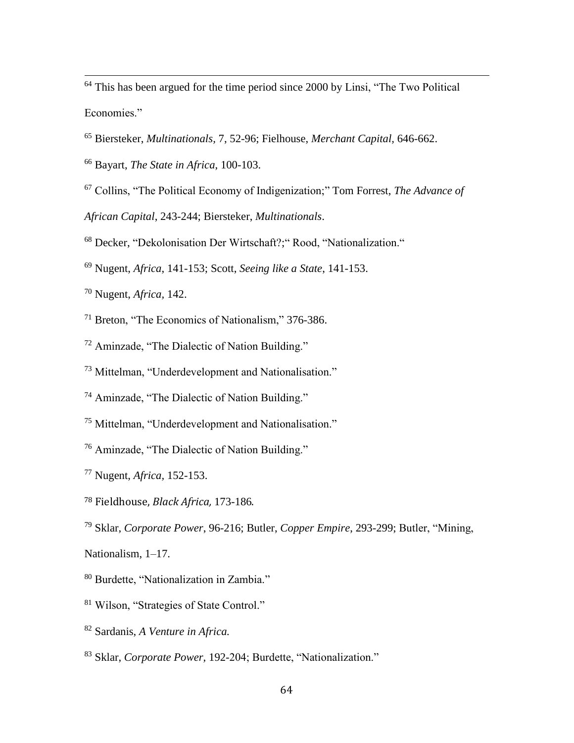[64] This has been argued for the time period since 2000 by Linsi, "The Two Political Economies."

[65] Biersteker, *Multinationals*, 7, 52-96; Fielhouse, *Merchant Capital*, 646-662.

[66] Bayart, *The State in Africa*, 100-103.

[67] Collins, "The Political Economy of Indigenization;" Tom Forrest, *The Advance of African Capital*, 243-244; Biersteker, *Multinationals*.

[68] Decker, "Dekolonisation Der Wirtschaft?;" Rood, "Nationalization."

[69] Nugent, *Africa*, 141-153; Scott, *Seeing like a State*, 141-153.

[70] Nugent, *Africa*, 142.

[71] Breton, "The Economics of Nationalism," 376-386.

[72] Aminzade, "The Dialectic of Nation Building."

[73] Mittelman, "Underdevelopment and Nationalisation."

[74] Aminzade, "The Dialectic of Nation Building."

[75] Mittelman, "Underdevelopment and Nationalisation."

[76] Aminzade, "The Dialectic of Nation Building."

[77] Nugent, *Africa*, 152-153.

[78] Fieldhouse, *Black Africa,* 173-186.

[79] Sklar, *Corporate Power*, 96-216; Butler, *Copper Empire*, 293-299; Butler, "Mining, Nationalism, 1–17.

[80] Burdette, "Nationalization in Zambia."

[81] Wilson, "Strategies of State Control."

[82] Sardanis, *A Venture in Africa.*

[83] Sklar, *Corporate Power*, 192-204; Burdette, "Nationalization."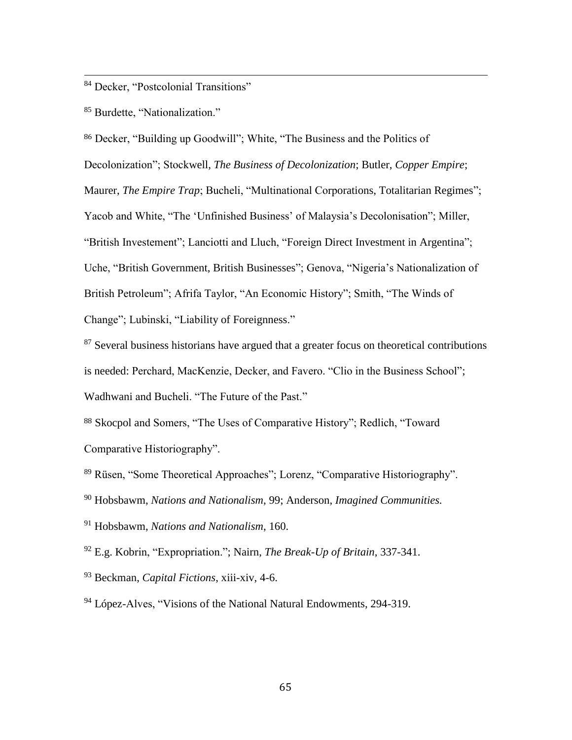[84] Decker, "Postcolonial Transitions"

[85] Burdette, "Nationalization."

[86] Decker, "Building up Goodwill"; White, "The Business and the Politics of Decolonization"; Stockwell, *The Business of Decolonization*; Butler, *Copper Empire*; Maurer, *The Empire Trap*; Bucheli, "Multinational Corporations, Totalitarian Regimes"; Yacob and White, "The 'Unfinished Business' of Malaysia's Decolonisation"; Miller, "British Investement"; Lanciotti and Lluch, "Foreign Direct Investment in Argentina"; Uche, "British Government, British Businesses"; Genova, "Nigeria's Nationalization of British Petroleum"; Afrifa Taylor, "An Economic History"; Smith, "The Winds of Change"; Lubinski, "Liability of Foreignness."

[87] Several business historians have argued that a greater focus on theoretical contributions is needed: Perchard, MacKenzie, Decker, and Favero. "Clio in the Business School"; Wadhwani and Bucheli. "The Future of the Past."

[88] Skocpol and Somers, "The Uses of Comparative History"; Redlich, "Toward Comparative Historiography".

[89] Rüsen, "Some Theoretical Approaches"; Lorenz, "Comparative Historiography".

[90] Hobsbawm, *Nations and Nationalism*, 99; Anderson, *Imagined Communities.*

[91] Hobsbawm, *Nations and Nationalism*, 160.

[92] E.g. Kobrin, "Expropriation."; Nairn, *The Break-Up of Britain*, 337-341.

[93] Beckman, *Capital Fictions*, xiii-xiv, 4-6.

[94] López-Alves, "Visions of the National Natural Endowments, 294-319.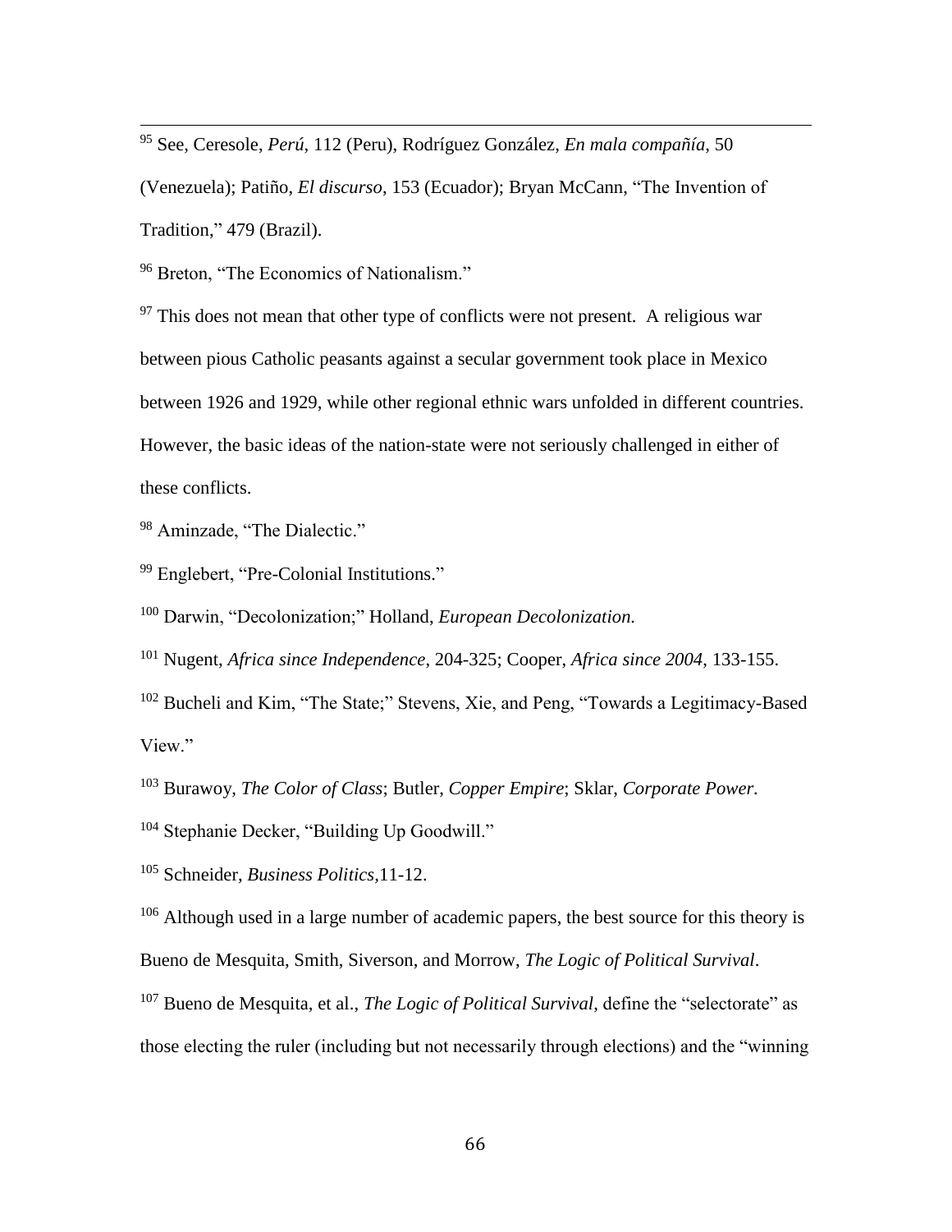[95] See, Ceresole, *Perú*, 112 (Peru), Rodríguez González, *En mala compañía*, 50 (Venezuela); Patiño, *El discurso*, 153 (Ecuador); Bryan McCann, "The Invention of Tradition," 479 (Brazil).

[96] Breton, "The Economics of Nationalism."

[97] This does not mean that other type of conflicts were not present. A religious war between pious Catholic peasants against a secular government took place in Mexico between 1926 and 1929, while other regional ethnic wars unfolded in different countries. However, the basic ideas of the nation-state were not seriously challenged in either of these conflicts.

[98] Aminzade, "The Dialectic."

[99] Englebert, "Pre-Colonial Institutions."

[100] Darwin, "Decolonization;" Holland, *European Decolonization.*

[101] Nugent, *Africa since Independence*, 204-325; Cooper, *Africa since 2004*, 133-155.

[102] Bucheli and Kim, "The State;" Stevens, Xie, and Peng, "Towards a Legitimacy-Based View."

[103] Burawoy, *The Color of Class*; Butler, *Copper Empire*; Sklar, *Corporate Power.*

[104] Stephanie Decker, "Building Up Goodwill."

[105] Schneider, *Business Politics*,11-12.

[106] Although used in a large number of academic papers, the best source for this theory is Bueno de Mesquita, Smith, Siverson, and Morrow, *The Logic of Political Survival*.

[107] Bueno de Mesquita, et al., *The Logic of Political Survival*, define the "selectorate" as those electing the ruler (including but not necessarily through elections) and the "winning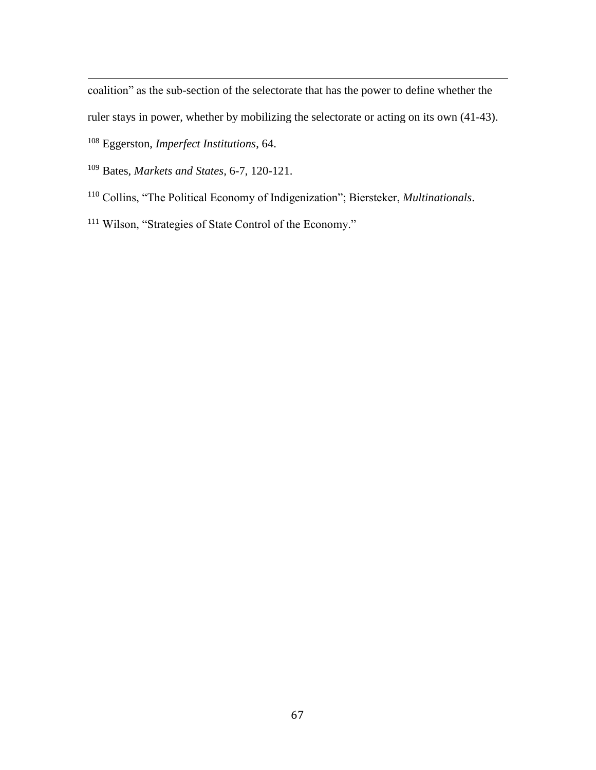coalition" as the sub-section of the selectorate that has the power to define whether the ruler stays in power, whether by mobilizing the selectorate or acting on its own (41-43).

[108] Eggerston, *Imperfect Institutions*, 64.

[109] Bates, *Markets and States*, 6-7, 120-121.

[110] Collins, "The Political Economy of Indigenization"; Biersteker, *Multinationals*.

[111] Wilson, "Strategies of State Control of the Economy."